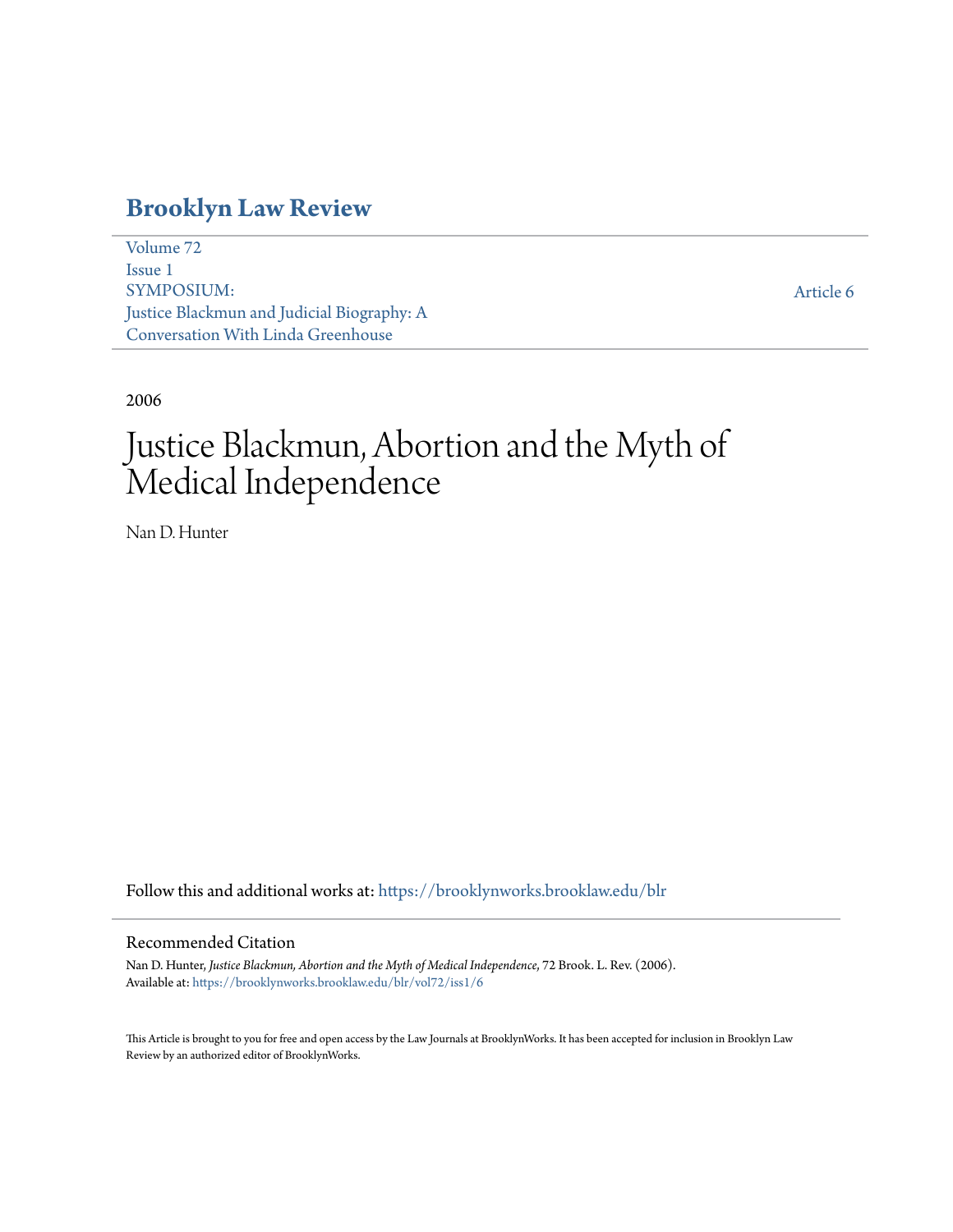# Brooklyn Law Review

Volume 72
Issue 1
SYMPOSIUM:
Justice Blackmun and Judicial Biography: A Conversation With Linda Greenhouse

Article 6

2006

# Justice Blackmun, Abortion and the Myth of Medical Independence

Nan D. Hunter

Follow this and additional works at: https://brooklynworks.brooklaw.edu/blr

## Recommended Citation

Nan D. Hunter, *Justice Blackmun, Abortion and the Myth of Medical Independence*, 72 Brook. L. Rev. (2006).
Available at: https://brooklynworks.brooklaw.edu/blr/vol72/iss1/6

This Article is brought to you for free and open access by the Law Journals at BrooklynWorks. It has been accepted for inclusion in Brooklyn Law Review by an authorized editor of BrooklynWorks.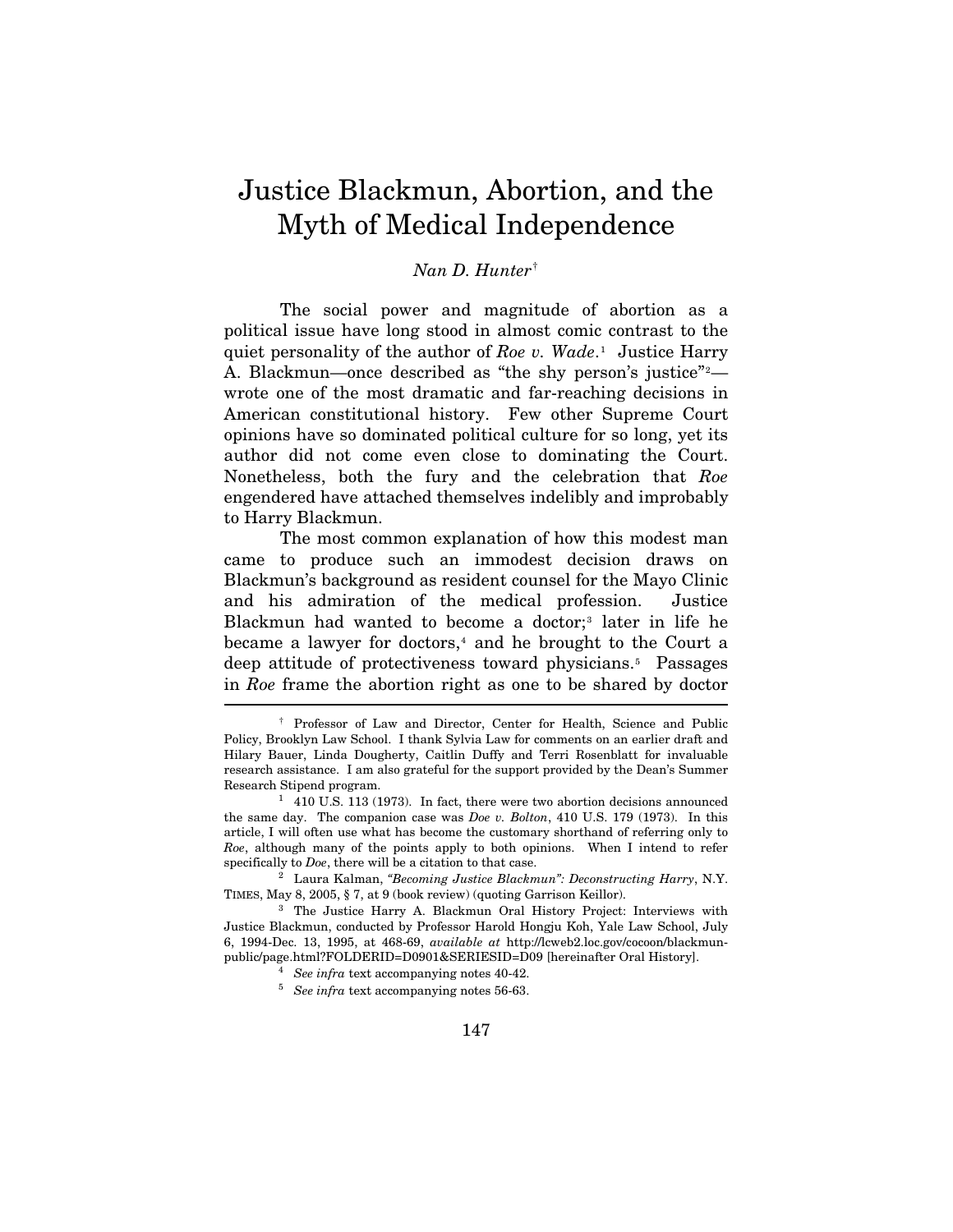# Justice Blackmun, Abortion, and the Myth of Medical Independence

*Nan D. Hunter*[†]

The social power and magnitude of abortion as a political issue have long stood in almost comic contrast to the quiet personality of the author of *Roe v. Wade*.[1] Justice Harry A. Blackmun—once described as "the shy person's justice"[2]—wrote one of the most dramatic and far-reaching decisions in American constitutional history. Few other Supreme Court opinions have so dominated political culture for so long, yet its author did not come even close to dominating the Court. Nonetheless, both the fury and the celebration that *Roe* engendered have attached themselves indelibly and improbably to Harry Blackmun.

The most common explanation of how this modest man came to produce such an immodest decision draws on Blackmun's background as resident counsel for the Mayo Clinic and his admiration of the medical profession. Justice Blackmun had wanted to become a doctor;[3] later in life he became a lawyer for doctors,[4] and he brought to the Court a deep attitude of protectiveness toward physicians.[5] Passages in *Roe* frame the abortion right as one to be shared by doctor

---

[†] Professor of Law and Director, Center for Health, Science and Public Policy, Brooklyn Law School. I thank Sylvia Law for comments on an earlier draft and Hilary Bauer, Linda Dougherty, Caitlin Duffy and Terri Rosenblatt for invaluable research assistance. I am also grateful for the support provided by the Dean's Summer Research Stipend program.

[1] 410 U.S. 113 (1973). In fact, there were two abortion decisions announced the same day. The companion case was *Doe v. Bolton*, 410 U.S. 179 (1973). In this article, I will often use what has become the customary shorthand of referring only to *Roe*, although many of the points apply to both opinions. When I intend to refer specifically to *Doe*, there will be a citation to that case.

[2] Laura Kalman, *"Becoming Justice Blackmun": Deconstructing Harry*, N.Y. TIMES, May 8, 2005, § 7, at 9 (book review) (quoting Garrison Keillor).

[3] The Justice Harry A. Blackmun Oral History Project: Interviews with Justice Blackmun, conducted by Professor Harold Hongju Koh, Yale Law School, July 6, 1994-Dec. 13, 1995, at 468-69, *available at* http://lcweb2.loc.gov/cocoon/blackmun-public/page.html?FOLDERID=D0901&SERIESID=D09 [hereinafter Oral History].

[4] *See infra* text accompanying notes 40-42.

[5] *See infra* text accompanying notes 56-63.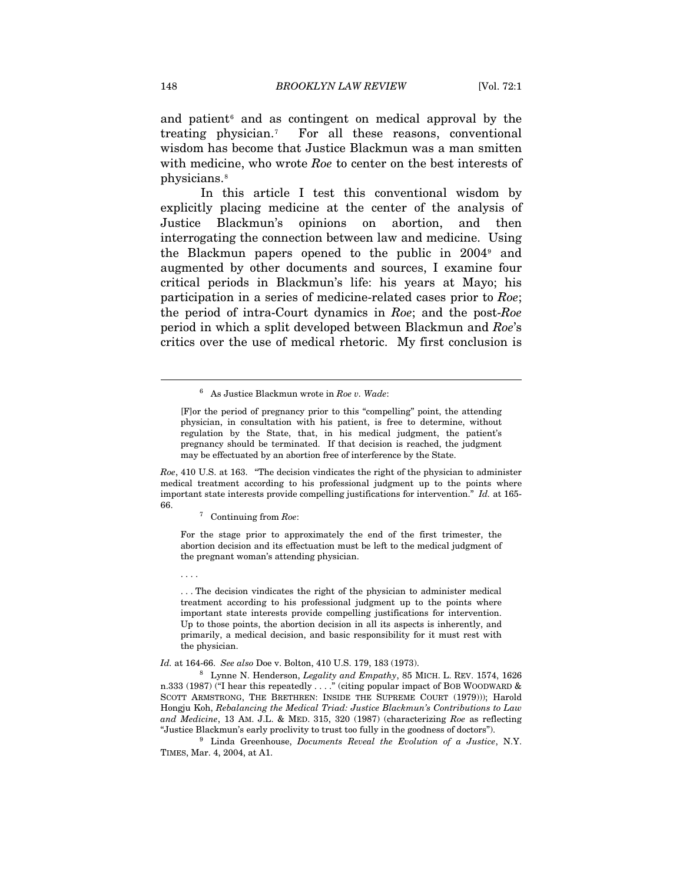and patient[6] and as contingent on medical approval by the treating physician.[7] For all these reasons, conventional wisdom has become that Justice Blackmun was a man smitten with medicine, who wrote *Roe* to center on the best interests of physicians.[8]

In this article I test this conventional wisdom by explicitly placing medicine at the center of the analysis of Justice Blackmun's opinions on abortion, and then interrogating the connection between law and medicine. Using the Blackmun papers opened to the public in 2004[9] and augmented by other documents and sources, I examine four critical periods in Blackmun's life: his years at Mayo; his participation in a series of medicine-related cases prior to *Roe*; the period of intra-Court dynamics in *Roe*; and the post-*Roe* period in which a split developed between Blackmun and *Roe*'s critics over the use of medical rhetoric. My first conclusion is

---

[6] As Justice Blackmun wrote in *Roe v. Wade*:

> [F]or the period of pregnancy prior to this "compelling" point, the attending physician, in consultation with his patient, is free to determine, without regulation by the State, that, in his medical judgment, the patient's pregnancy should be terminated. If that decision is reached, the judgment may be effectuated by an abortion free of interference by the State.

*Roe*, 410 U.S. at 163. "The decision vindicates the right of the physician to administer medical treatment according to his professional judgment up to the points where important state interests provide compelling justifications for intervention." *Id.* at 165-66.

[7] Continuing from *Roe*:

> For the stage prior to approximately the end of the first trimester, the abortion decision and its effectuation must be left to the medical judgment of the pregnant woman's attending physician.
>
> . . . .
>
> . . . The decision vindicates the right of the physician to administer medical treatment according to his professional judgment up to the points where important state interests provide compelling justifications for intervention. Up to those points, the abortion decision in all its aspects is inherently, and primarily, a medical decision, and basic responsibility for it must rest with the physician.

*Id.* at 164-66. *See also* Doe v. Bolton, 410 U.S. 179, 183 (1973).

[8] Lynne N. Henderson, *Legality and Empathy*, 85 MICH. L. REV. 1574, 1626 n.333 (1987) ("I hear this repeatedly . . . ." (citing popular impact of BOB WOODWARD & SCOTT ARMSTRONG, THE BRETHREN: INSIDE THE SUPREME COURT (1979))); Harold Hongju Koh, *Rebalancing the Medical Triad: Justice Blackmun's Contributions to Law and Medicine*, 13 AM. J.L. & MED. 315, 320 (1987) (characterizing *Roe* as reflecting "Justice Blackmun's early proclivity to trust too fully in the goodness of doctors").

[9] Linda Greenhouse, *Documents Reveal the Evolution of a Justice*, N.Y. TIMES, Mar. 4, 2004, at A1.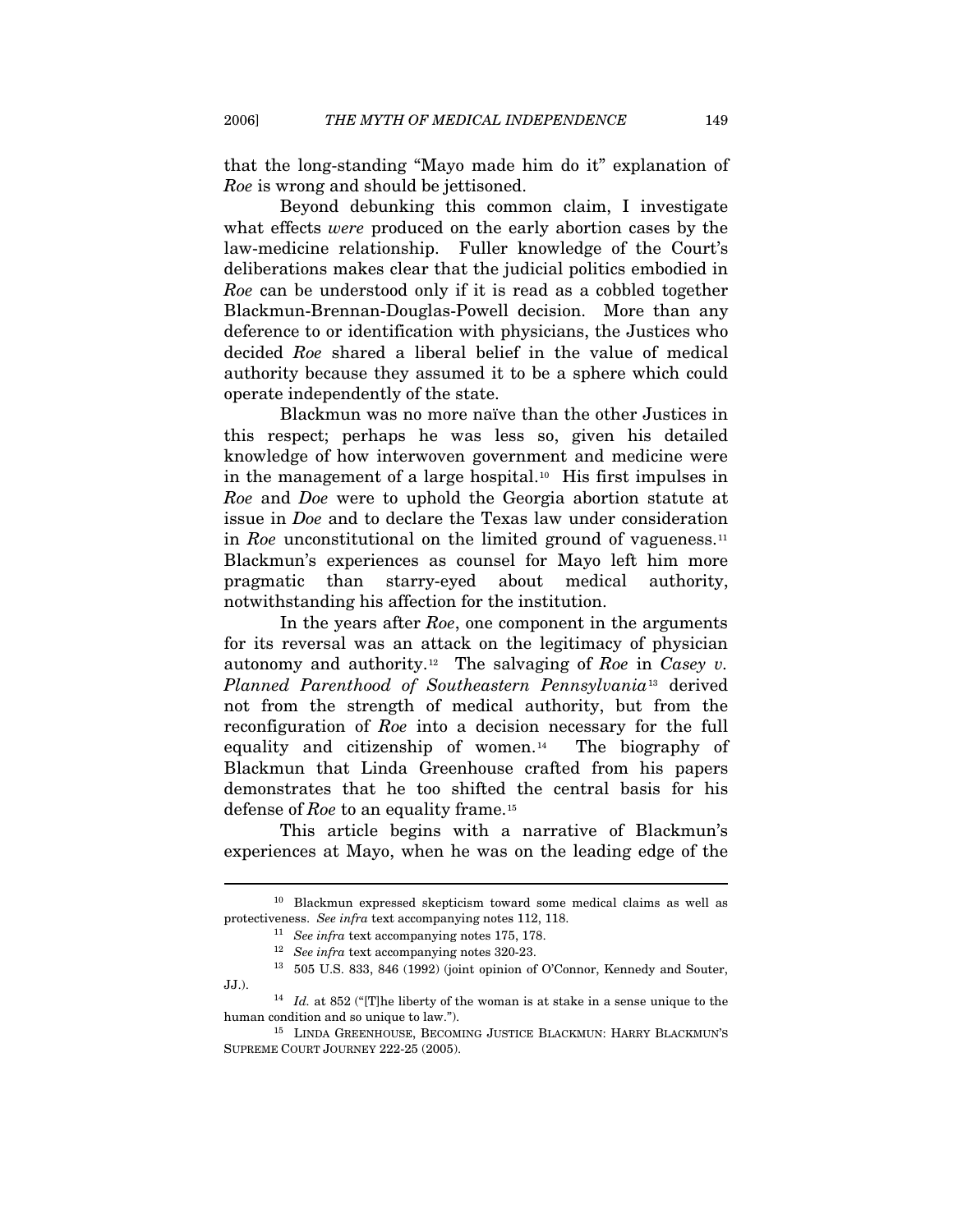that the long-standing "Mayo made him do it" explanation of *Roe* is wrong and should be jettisoned.

Beyond debunking this common claim, I investigate what effects *were* produced on the early abortion cases by the law-medicine relationship. Fuller knowledge of the Court's deliberations makes clear that the judicial politics embodied in *Roe* can be understood only if it is read as a cobbled together Blackmun-Brennan-Douglas-Powell decision. More than any deference to or identification with physicians, the Justices who decided *Roe* shared a liberal belief in the value of medical authority because they assumed it to be a sphere which could operate independently of the state.

Blackmun was no more naïve than the other Justices in this respect; perhaps he was less so, given his detailed knowledge of how interwoven government and medicine were in the management of a large hospital.[10] His first impulses in *Roe* and *Doe* were to uphold the Georgia abortion statute at issue in *Doe* and to declare the Texas law under consideration in *Roe* unconstitutional on the limited ground of vagueness.[11] Blackmun's experiences as counsel for Mayo left him more pragmatic than starry-eyed about medical authority, notwithstanding his affection for the institution.

In the years after *Roe*, one component in the arguments for its reversal was an attack on the legitimacy of physician autonomy and authority.[12] The salvaging of *Roe* in *Casey v. Planned Parenthood of Southeastern Pennsylvania*[13] derived not from the strength of medical authority, but from the reconfiguration of *Roe* into a decision necessary for the full equality and citizenship of women.[14] The biography of Blackmun that Linda Greenhouse crafted from his papers demonstrates that he too shifted the central basis for his defense of *Roe* to an equality frame.[15]

This article begins with a narrative of Blackmun's experiences at Mayo, when he was on the leading edge of the

---

[10] Blackmun expressed skepticism toward some medical claims as well as protectiveness. *See infra* text accompanying notes 112, 118.

[11] *See infra* text accompanying notes 175, 178.

[12] *See infra* text accompanying notes 320-23.

[13] 505 U.S. 833, 846 (1992) (joint opinion of O'Connor, Kennedy and Souter, JJ.).

[14] *Id.* at 852 ("[T]he liberty of the woman is at stake in a sense unique to the human condition and so unique to law.").

[15] LINDA GREENHOUSE, BECOMING JUSTICE BLACKMUN: HARRY BLACKMUN'S SUPREME COURT JOURNEY 222-25 (2005).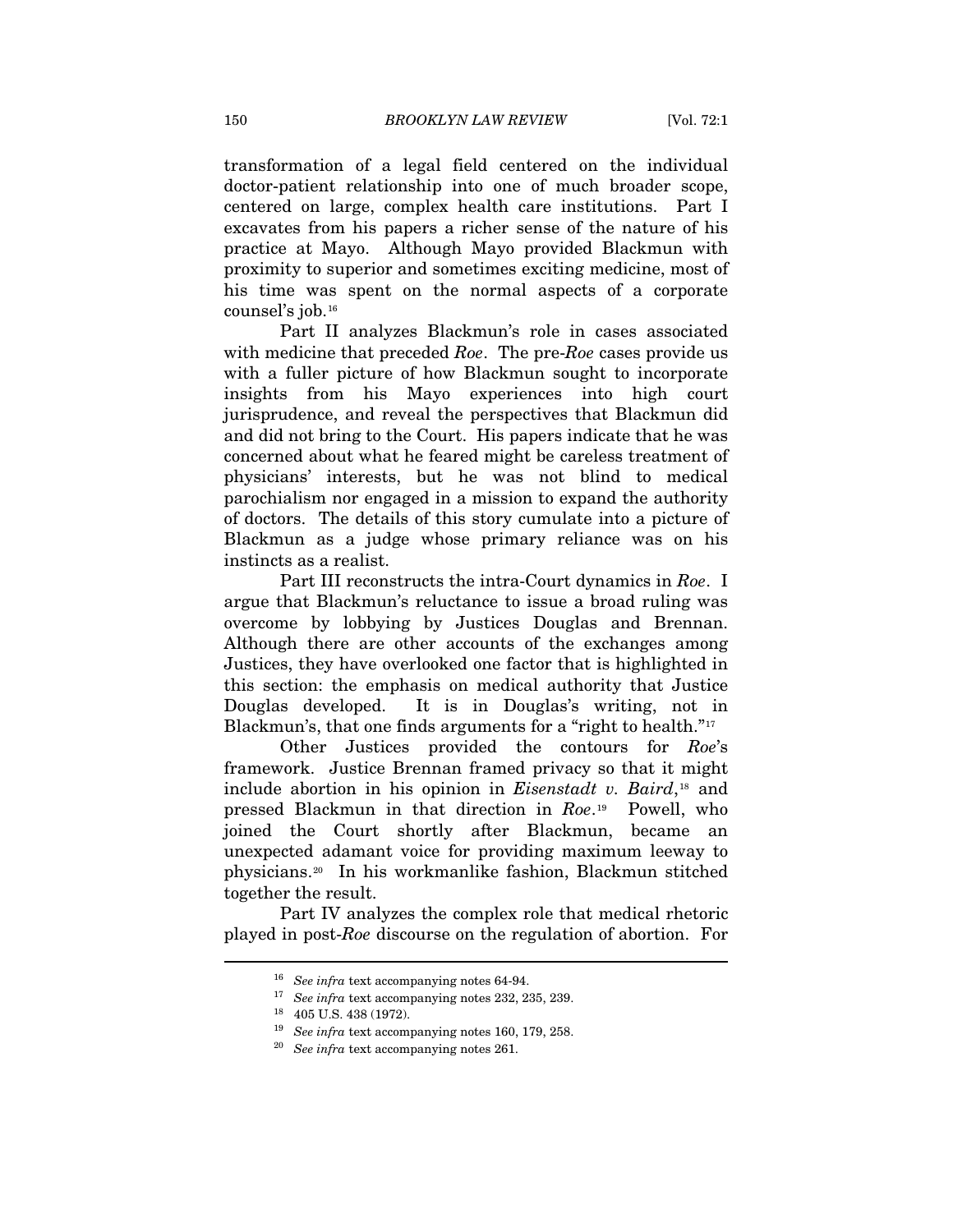transformation of a legal field centered on the individual doctor-patient relationship into one of much broader scope, centered on large, complex health care institutions. Part I excavates from his papers a richer sense of the nature of his practice at Mayo. Although Mayo provided Blackmun with proximity to superior and sometimes exciting medicine, most of his time was spent on the normal aspects of a corporate counsel's job.[16]

Part II analyzes Blackmun's role in cases associated with medicine that preceded *Roe*. The pre-*Roe* cases provide us with a fuller picture of how Blackmun sought to incorporate insights from his Mayo experiences into high court jurisprudence, and reveal the perspectives that Blackmun did and did not bring to the Court. His papers indicate that he was concerned about what he feared might be careless treatment of physicians' interests, but he was not blind to medical parochialism nor engaged in a mission to expand the authority of doctors. The details of this story cumulate into a picture of Blackmun as a judge whose primary reliance was on his instincts as a realist.

Part III reconstructs the intra-Court dynamics in *Roe*. I argue that Blackmun's reluctance to issue a broad ruling was overcome by lobbying by Justices Douglas and Brennan. Although there are other accounts of the exchanges among Justices, they have overlooked one factor that is highlighted in this section: the emphasis on medical authority that Justice Douglas developed. It is in Douglas's writing, not in Blackmun's, that one finds arguments for a "right to health."[17]

Other Justices provided the contours for *Roe*'s framework. Justice Brennan framed privacy so that it might include abortion in his opinion in *Eisenstadt v. Baird*,[18] and pressed Blackmun in that direction in *Roe*.[19] Powell, who joined the Court shortly after Blackmun, became an unexpected adamant voice for providing maximum leeway to physicians.[20] In his workmanlike fashion, Blackmun stitched together the result.

Part IV analyzes the complex role that medical rhetoric played in post-*Roe* discourse on the regulation of abortion. For

---

[16] *See infra* text accompanying notes 64-94.

[17] *See infra* text accompanying notes 232, 235, 239.

[18] 405 U.S. 438 (1972).

[19] *See infra* text accompanying notes 160, 179, 258.

[20] *See infra* text accompanying notes 261.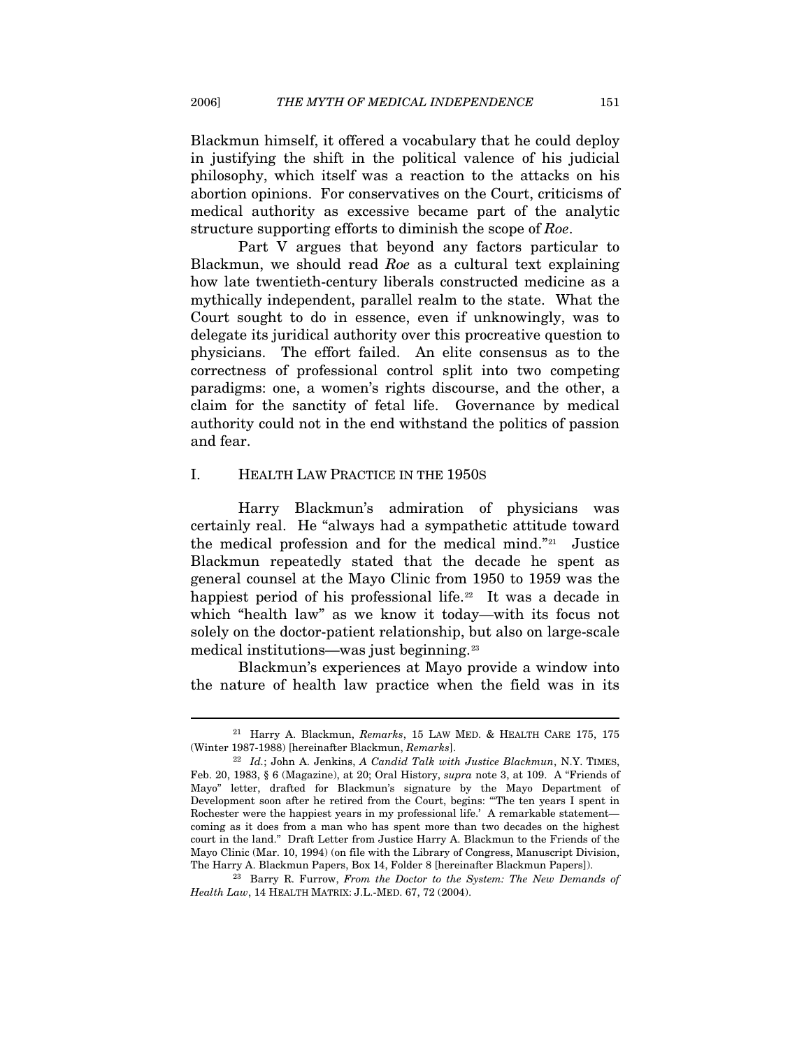Blackmun himself, it offered a vocabulary that he could deploy in justifying the shift in the political valence of his judicial philosophy, which itself was a reaction to the attacks on his abortion opinions. For conservatives on the Court, criticisms of medical authority as excessive became part of the analytic structure supporting efforts to diminish the scope of *Roe*.

Part V argues that beyond any factors particular to Blackmun, we should read *Roe* as a cultural text explaining how late twentieth-century liberals constructed medicine as a mythically independent, parallel realm to the state. What the Court sought to do in essence, even if unknowingly, was to delegate its juridical authority over this procreative question to physicians. The effort failed. An elite consensus as to the correctness of professional control split into two competing paradigms: one, a women's rights discourse, and the other, a claim for the sanctity of fetal life. Governance by medical authority could not in the end withstand the politics of passion and fear.

## I. HEALTH LAW PRACTICE IN THE 1950S

Harry Blackmun's admiration of physicians was certainly real. He "always had a sympathetic attitude toward the medical profession and for the medical mind."[21] Justice Blackmun repeatedly stated that the decade he spent as general counsel at the Mayo Clinic from 1950 to 1959 was the happiest period of his professional life.[22] It was a decade in which "health law" as we know it today—with its focus not solely on the doctor-patient relationship, but also on large-scale medical institutions—was just beginning.[23]

Blackmun's experiences at Mayo provide a window into the nature of health law practice when the field was in its

---

[21] Harry A. Blackmun, *Remarks*, 15 LAW MED. & HEALTH CARE 175, 175 (Winter 1987-1988) [hereinafter Blackmun, *Remarks*].

[22] *Id.*; John A. Jenkins, *A Candid Talk with Justice Blackmun*, N.Y. TIMES, Feb. 20, 1983, § 6 (Magazine), at 20; Oral History, *supra* note 3, at 109. A "Friends of Mayo" letter, drafted for Blackmun's signature by the Mayo Department of Development soon after he retired from the Court, begins: "'The ten years I spent in Rochester were the happiest years in my professional life.' A remarkable statement—coming as it does from a man who has spent more than two decades on the highest court in the land." Draft Letter from Justice Harry A. Blackmun to the Friends of the Mayo Clinic (Mar. 10, 1994) (on file with the Library of Congress, Manuscript Division, The Harry A. Blackmun Papers, Box 14, Folder 8 [hereinafter Blackmun Papers]).

[23] Barry R. Furrow, *From the Doctor to the System: The New Demands of Health Law*, 14 HEALTH MATRIX: J.L.-MED. 67, 72 (2004).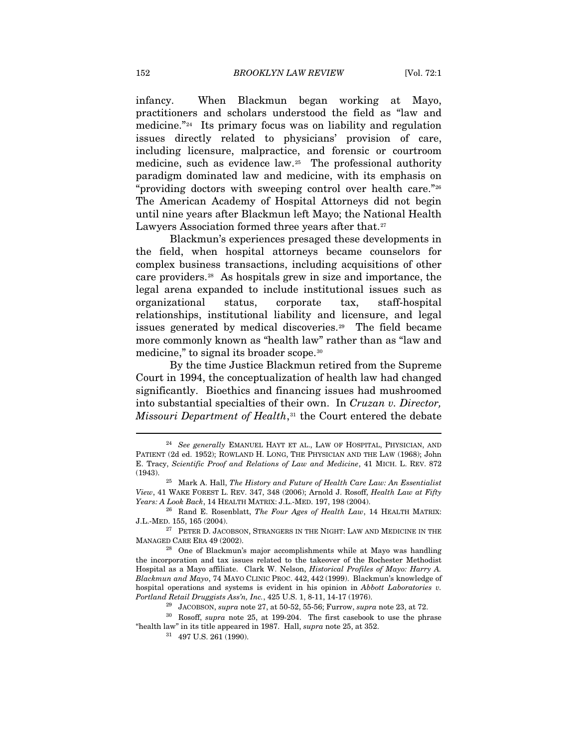infancy. When Blackmun began working at Mayo, practitioners and scholars understood the field as "law and medicine."[24] Its primary focus was on liability and regulation issues directly related to physicians' provision of care, including licensure, malpractice, and forensic or courtroom medicine, such as evidence law.[25] The professional authority paradigm dominated law and medicine, with its emphasis on "providing doctors with sweeping control over health care."[26] The American Academy of Hospital Attorneys did not begin until nine years after Blackmun left Mayo; the National Health Lawyers Association formed three years after that.[27]

Blackmun's experiences presaged these developments in the field, when hospital attorneys became counselors for complex business transactions, including acquisitions of other care providers.[28] As hospitals grew in size and importance, the legal arena expanded to include institutional issues such as organizational status, corporate tax, staff-hospital relationships, institutional liability and licensure, and legal issues generated by medical discoveries.[29] The field became more commonly known as "health law" rather than as "law and medicine," to signal its broader scope.[30]

By the time Justice Blackmun retired from the Supreme Court in 1994, the conceptualization of health law had changed significantly. Bioethics and financing issues had mushroomed into substantial specialties of their own. In *Cruzan v. Director, Missouri Department of Health*,[31] the Court entered the debate

---

[24] *See generally* EMANUEL HAYT ET AL., LAW OF HOSPITAL, PHYSICIAN, AND PATIENT (2d ed. 1952); ROWLAND H. LONG, THE PHYSICIAN AND THE LAW (1968); John E. Tracy, *Scientific Proof and Relations of Law and Medicine*, 41 MICH. L. REV. 872 (1943).

[25] Mark A. Hall, *The History and Future of Health Care Law: An Essentialist View*, 41 WAKE FOREST L. REV. 347, 348 (2006); Arnold J. Rosoff, *Health Law at Fifty Years: A Look Back*, 14 HEALTH MATRIX: J.L.-MED. 197, 198 (2004).

[26] Rand E. Rosenblatt, *The Four Ages of Health Law*, 14 HEALTH MATRIX: J.L.-MED. 155, 165 (2004).

[27] PETER D. JACOBSON, STRANGERS IN THE NIGHT: LAW AND MEDICINE IN THE MANAGED CARE ERA 49 (2002).

[28] One of Blackmun's major accomplishments while at Mayo was handling the incorporation and tax issues related to the takeover of the Rochester Methodist Hospital as a Mayo affiliate. Clark W. Nelson, *Historical Profiles of Mayo: Harry A. Blackmun and Mayo*, 74 MAYO CLINIC PROC. 442, 442 (1999). Blackmun's knowledge of hospital operations and systems is evident in his opinion in *Abbott Laboratories v. Portland Retail Druggists Ass'n, Inc.*, 425 U.S. 1, 8-11, 14-17 (1976).

[29] JACOBSON, *supra* note 27, at 50-52, 55-56; Furrow, *supra* note 23, at 72.

[30] Rosoff, *supra* note 25, at 199-204. The first casebook to use the phrase "health law" in its title appeared in 1987. Hall, *supra* note 25, at 352.

[31] 497 U.S. 261 (1990).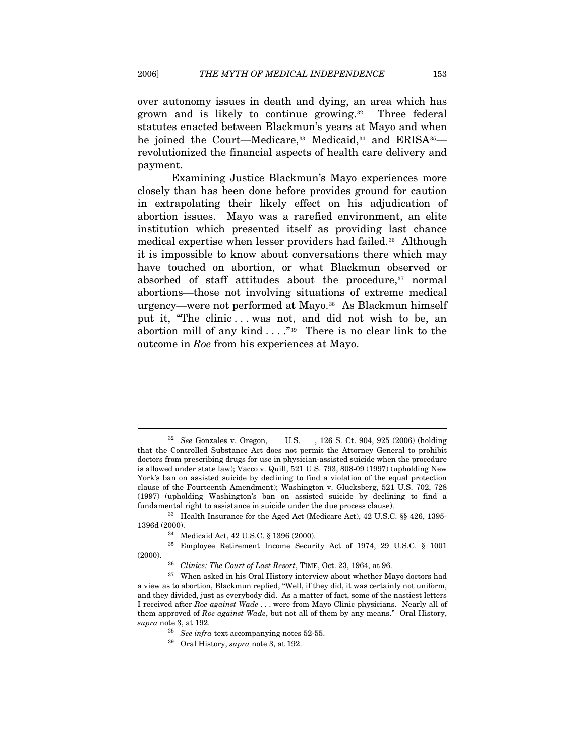over autonomy issues in death and dying, an area which has grown and is likely to continue growing.[32] Three federal statutes enacted between Blackmun's years at Mayo and when he joined the Court—Medicare,[33] Medicaid,[34] and ERISA[35]—revolutionized the financial aspects of health care delivery and payment.

Examining Justice Blackmun's Mayo experiences more closely than has been done before provides ground for caution in extrapolating their likely effect on his adjudication of abortion issues. Mayo was a rarefied environment, an elite institution which presented itself as providing last chance medical expertise when lesser providers had failed.[36] Although it is impossible to know about conversations there which may have touched on abortion, or what Blackmun observed or absorbed of staff attitudes about the procedure,[37] normal abortions—those not involving situations of extreme medical urgency—were not performed at Mayo.[38] As Blackmun himself put it, "The clinic . . . was not, and did not wish to be, an abortion mill of any kind . . . ."[39] There is no clear link to the outcome in *Roe* from his experiences at Mayo.

---

[32] *See* Gonzales v. Oregon, ___ U.S. ___, 126 S. Ct. 904, 925 (2006) (holding that the Controlled Substance Act does not permit the Attorney General to prohibit doctors from prescribing drugs for use in physician-assisted suicide when the procedure is allowed under state law); Vacco v. Quill, 521 U.S. 793, 808-09 (1997) (upholding New York's ban on assisted suicide by declining to find a violation of the equal protection clause of the Fourteenth Amendment); Washington v. Glucksberg, 521 U.S. 702, 728 (1997) (upholding Washington's ban on assisted suicide by declining to find a fundamental right to assistance in suicide under the due process clause).

[33] Health Insurance for the Aged Act (Medicare Act), 42 U.S.C. §§ 426, 1395-1396d (2000).

[34] Medicaid Act, 42 U.S.C. § 1396 (2000).

[35] Employee Retirement Income Security Act of 1974, 29 U.S.C. § 1001 (2000).

[36] *Clinics: The Court of Last Resort*, TIME, Oct. 23, 1964, at 96.

[37] When asked in his Oral History interview about whether Mayo doctors had a view as to abortion, Blackmun replied, "Well, if they did, it was certainly not uniform, and they divided, just as everybody did. As a matter of fact, some of the nastiest letters I received after *Roe against Wade* . . . were from Mayo Clinic physicians. Nearly all of them approved of *Roe against Wade*, but not all of them by any means." Oral History, *supra* note 3, at 192.

[38] *See infra* text accompanying notes 52-55.

[39] Oral History, *supra* note 3, at 192.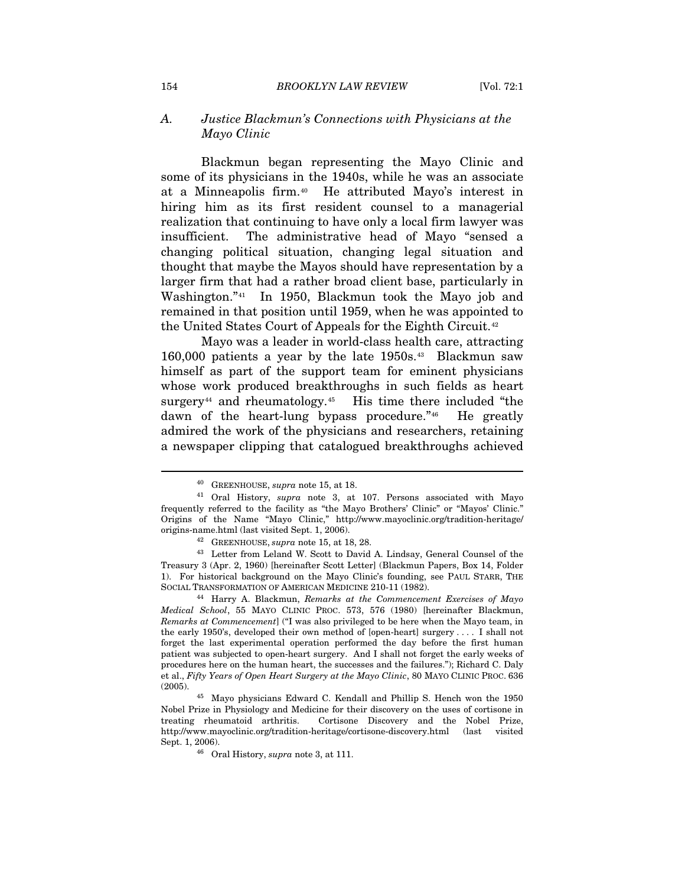### A. *Justice Blackmun's Connections with Physicians at the Mayo Clinic*

Blackmun began representing the Mayo Clinic and some of its physicians in the 1940s, while he was an associate at a Minneapolis firm.[40] He attributed Mayo's interest in hiring him as its first resident counsel to a managerial realization that continuing to have only a local firm lawyer was insufficient. The administrative head of Mayo "sensed a changing political situation, changing legal situation and thought that maybe the Mayos should have representation by a larger firm that had a rather broad client base, particularly in Washington."[41] In 1950, Blackmun took the Mayo job and remained in that position until 1959, when he was appointed to the United States Court of Appeals for the Eighth Circuit.[42]

Mayo was a leader in world-class health care, attracting 160,000 patients a year by the late 1950s.[43] Blackmun saw himself as part of the support team for eminent physicians whose work produced breakthroughs in such fields as heart surgery[44] and rheumatology.[45] His time there included "the dawn of the heart-lung bypass procedure."[46] He greatly admired the work of the physicians and researchers, retaining a newspaper clipping that catalogued breakthroughs achieved

---

[40] GREENHOUSE, *supra* note 15, at 18.

[41] Oral History, *supra* note 3, at 107. Persons associated with Mayo frequently referred to the facility as "the Mayo Brothers' Clinic" or "Mayos' Clinic." Origins of the Name "Mayo Clinic," http://www.mayoclinic.org/tradition-heritage/origins-name.html (last visited Sept. 1, 2006).

[42] GREENHOUSE, *supra* note 15, at 18, 28.

[43] Letter from Leland W. Scott to David A. Lindsay, General Counsel of the Treasury 3 (Apr. 2, 1960) [hereinafter Scott Letter] (Blackmun Papers, Box 14, Folder 1). For historical background on the Mayo Clinic's founding, see PAUL STARR, THE SOCIAL TRANSFORMATION OF AMERICAN MEDICINE 210-11 (1982).

[44] Harry A. Blackmun, *Remarks at the Commencement Exercises of Mayo Medical School*, 55 MAYO CLINIC PROC. 573, 576 (1980) [hereinafter Blackmun, *Remarks at Commencement*] ("I was also privileged to be here when the Mayo team, in the early 1950's, developed their own method of [open-heart] surgery . . . . I shall not forget the last experimental operation performed the day before the first human patient was subjected to open-heart surgery. And I shall not forget the early weeks of procedures here on the human heart, the successes and the failures."); Richard C. Daly et al., *Fifty Years of Open Heart Surgery at the Mayo Clinic*, 80 MAYO CLINIC PROC. 636 (2005).

[45] Mayo physicians Edward C. Kendall and Phillip S. Hench won the 1950 Nobel Prize in Physiology and Medicine for their discovery on the uses of cortisone in treating rheumatoid arthritis. Cortisone Discovery and the Nobel Prize, http://www.mayoclinic.org/tradition-heritage/cortisone-discovery.html (last visited Sept. 1, 2006).

[46] Oral History, *supra* note 3, at 111.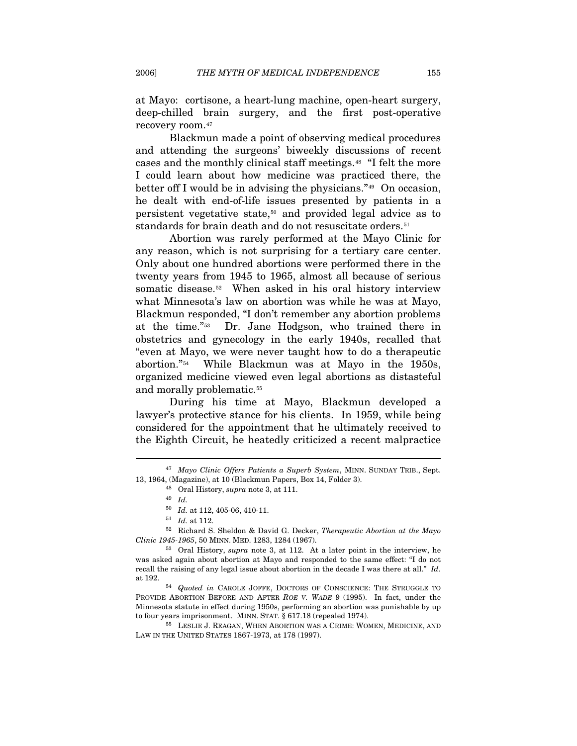at Mayo: cortisone, a heart-lung machine, open-heart surgery, deep-chilled brain surgery, and the first post-operative recovery room.[47]

Blackmun made a point of observing medical procedures and attending the surgeons' biweekly discussions of recent cases and the monthly clinical staff meetings.[48] "I felt the more I could learn about how medicine was practiced there, the better off I would be in advising the physicians."[49] On occasion, he dealt with end-of-life issues presented by patients in a persistent vegetative state,[50] and provided legal advice as to standards for brain death and do not resuscitate orders.[51]

Abortion was rarely performed at the Mayo Clinic for any reason, which is not surprising for a tertiary care center. Only about one hundred abortions were performed there in the twenty years from 1945 to 1965, almost all because of serious somatic disease.[52] When asked in his oral history interview what Minnesota's law on abortion was while he was at Mayo, Blackmun responded, "I don't remember any abortion problems at the time."[53] Dr. Jane Hodgson, who trained there in obstetrics and gynecology in the early 1940s, recalled that "even at Mayo, we were never taught how to do a therapeutic abortion."[54] While Blackmun was at Mayo in the 1950s, organized medicine viewed even legal abortions as distasteful and morally problematic.[55]

During his time at Mayo, Blackmun developed a lawyer's protective stance for his clients. In 1959, while being considered for the appointment that he ultimately received to the Eighth Circuit, he heatedly criticized a recent malpractice

---

[47] *Mayo Clinic Offers Patients a Superb System*, MINN. SUNDAY TRIB., Sept. 13, 1964, (Magazine), at 10 (Blackmun Papers, Box 14, Folder 3).

[48] Oral History, *supra* note 3, at 111.

[49] *Id.*

[50] *Id.* at 112, 405-06, 410-11.

[51] *Id.* at 112.

[52] Richard S. Sheldon & David G. Decker, *Therapeutic Abortion at the Mayo Clinic 1945-1965*, 50 MINN. MED. 1283, 1284 (1967).

[53] Oral History, *supra* note 3, at 112. At a later point in the interview, he was asked again about abortion at Mayo and responded to the same effect: "I do not recall the raising of any legal issue about abortion in the decade I was there at all." *Id.* at 192.

[54] *Quoted in* CAROLE JOFFE, DOCTORS OF CONSCIENCE: THE STRUGGLE TO PROVIDE ABORTION BEFORE AND AFTER *ROE V. WADE* 9 (1995). In fact, under the Minnesota statute in effect during 1950s, performing an abortion was punishable by up to four years imprisonment. MINN. STAT. § 617.18 (repealed 1974).

[55] LESLIE J. REAGAN, WHEN ABORTION WAS A CRIME: WOMEN, MEDICINE, AND LAW IN THE UNITED STATES 1867-1973, at 178 (1997).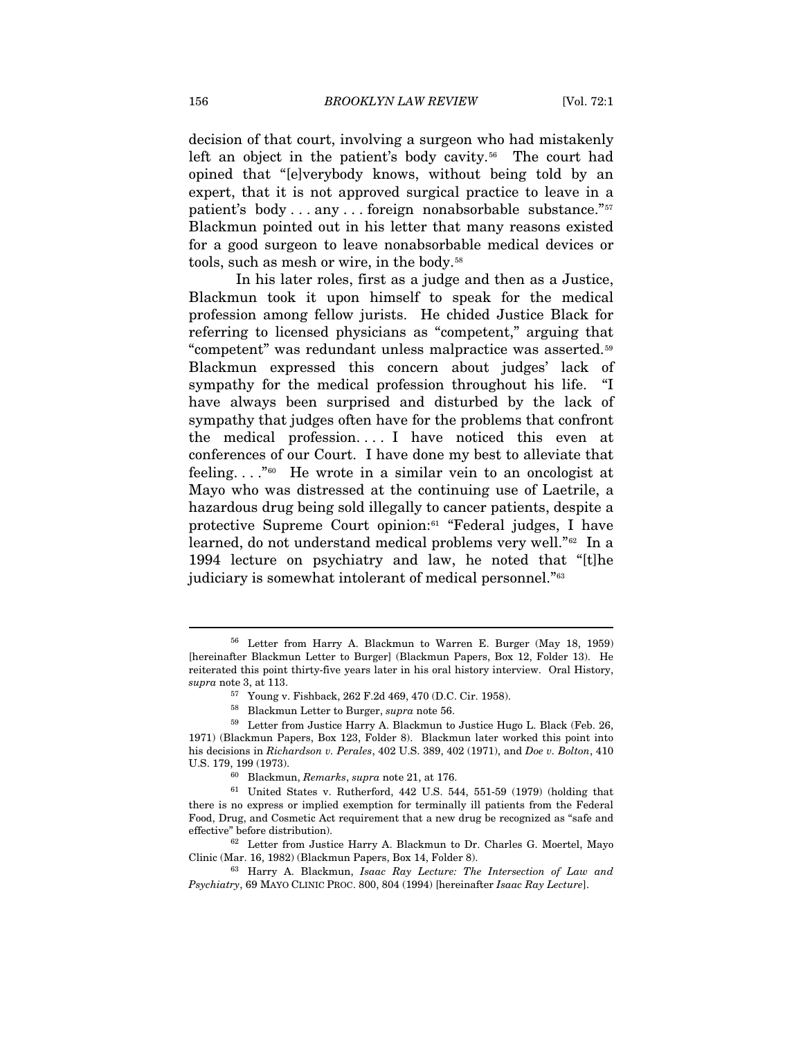decision of that court, involving a surgeon who had mistakenly left an object in the patient's body cavity.[56] The court had opined that "[e]verybody knows, without being told by an expert, that it is not approved surgical practice to leave in a patient's body . . . any . . . foreign nonabsorbable substance."[57] Blackmun pointed out in his letter that many reasons existed for a good surgeon to leave nonabsorbable medical devices or tools, such as mesh or wire, in the body.[58]

In his later roles, first as a judge and then as a Justice, Blackmun took it upon himself to speak for the medical profession among fellow jurists. He chided Justice Black for referring to licensed physicians as "competent," arguing that "competent" was redundant unless malpractice was asserted.[59] Blackmun expressed this concern about judges' lack of sympathy for the medical profession throughout his life. "I have always been surprised and disturbed by the lack of sympathy that judges often have for the problems that confront the medical profession. . . . I have noticed this even at conferences of our Court. I have done my best to alleviate that feeling. . . ."[60] He wrote in a similar vein to an oncologist at Mayo who was distressed at the continuing use of Laetrile, a hazardous drug being sold illegally to cancer patients, despite a protective Supreme Court opinion:[61] "Federal judges, I have learned, do not understand medical problems very well."[62] In a 1994 lecture on psychiatry and law, he noted that "[t]he judiciary is somewhat intolerant of medical personnel."[63]

---

[56] Letter from Harry A. Blackmun to Warren E. Burger (May 18, 1959) [hereinafter Blackmun Letter to Burger] (Blackmun Papers, Box 12, Folder 13). He reiterated this point thirty-five years later in his oral history interview. Oral History, *supra* note 3, at 113.

[57] Young v. Fishback, 262 F.2d 469, 470 (D.C. Cir. 1958).

[58] Blackmun Letter to Burger, *supra* note 56.

[59] Letter from Justice Harry A. Blackmun to Justice Hugo L. Black (Feb. 26, 1971) (Blackmun Papers, Box 123, Folder 8). Blackmun later worked this point into his decisions in *Richardson v. Perales*, 402 U.S. 389, 402 (1971), and *Doe v. Bolton*, 410 U.S. 179, 199 (1973).

[60] Blackmun, *Remarks*, *supra* note 21, at 176.

[61] United States v. Rutherford, 442 U.S. 544, 551-59 (1979) (holding that there is no express or implied exemption for terminally ill patients from the Federal Food, Drug, and Cosmetic Act requirement that a new drug be recognized as "safe and effective" before distribution).

[62] Letter from Justice Harry A. Blackmun to Dr. Charles G. Moertel, Mayo Clinic (Mar. 16, 1982) (Blackmun Papers, Box 14, Folder 8).

[63] Harry A. Blackmun, *Isaac Ray Lecture: The Intersection of Law and Psychiatry*, 69 MAYO CLINIC PROC. 800, 804 (1994) [hereinafter *Isaac Ray Lecture*].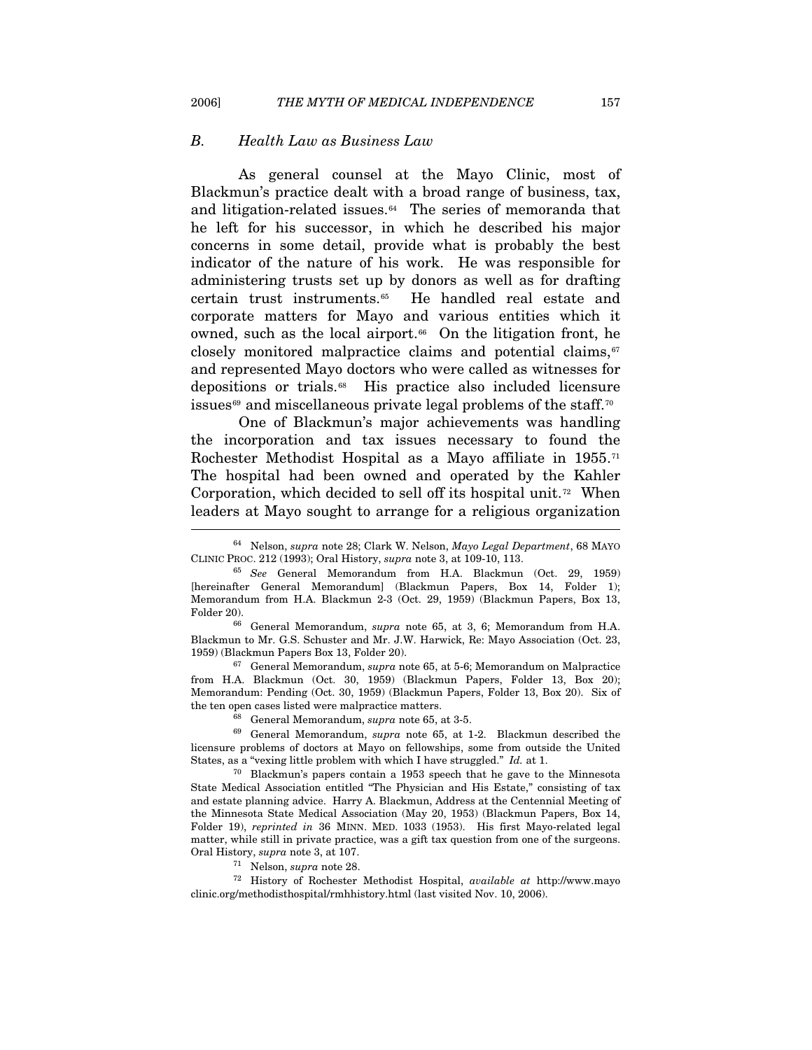### *B. Health Law as Business Law*

As general counsel at the Mayo Clinic, most of Blackmun's practice dealt with a broad range of business, tax, and litigation-related issues.[64] The series of memoranda that he left for his successor, in which he described his major concerns in some detail, provide what is probably the best indicator of the nature of his work. He was responsible for administering trusts set up by donors as well as for drafting certain trust instruments.[65] He handled real estate and corporate matters for Mayo and various entities which it owned, such as the local airport.[66] On the litigation front, he closely monitored malpractice claims and potential claims,[67] and represented Mayo doctors who were called as witnesses for depositions or trials.[68] His practice also included licensure issues[69] and miscellaneous private legal problems of the staff.[70]

One of Blackmun's major achievements was handling the incorporation and tax issues necessary to found the Rochester Methodist Hospital as a Mayo affiliate in 1955.[71] The hospital had been owned and operated by the Kahler Corporation, which decided to sell off its hospital unit.[72] When leaders at Mayo sought to arrange for a religious organization

---

[64] Nelson, *supra* note 28; Clark W. Nelson, *Mayo Legal Department*, 68 MAYO CLINIC PROC. 212 (1993); Oral History, *supra* note 3, at 109-10, 113.

[65] *See* General Memorandum from H.A. Blackmun (Oct. 29, 1959) [hereinafter General Memorandum] (Blackmun Papers, Box 14, Folder 1); Memorandum from H.A. Blackmun 2-3 (Oct. 29, 1959) (Blackmun Papers, Box 13, Folder 20).

[66] General Memorandum, *supra* note 65, at 3, 6; Memorandum from H.A. Blackmun to Mr. G.S. Schuster and Mr. J.W. Harwick, Re: Mayo Association (Oct. 23, 1959) (Blackmun Papers Box 13, Folder 20).

[67] General Memorandum, *supra* note 65, at 5-6; Memorandum on Malpractice from H.A. Blackmun (Oct. 30, 1959) (Blackmun Papers, Folder 13, Box 20); Memorandum: Pending (Oct. 30, 1959) (Blackmun Papers, Folder 13, Box 20). Six of the ten open cases listed were malpractice matters.

[68] General Memorandum, *supra* note 65, at 3-5.

[69] General Memorandum, *supra* note 65, at 1-2. Blackmun described the licensure problems of doctors at Mayo on fellowships, some from outside the United States, as a "vexing little problem with which I have struggled." *Id.* at 1.

[70] Blackmun's papers contain a 1953 speech that he gave to the Minnesota State Medical Association entitled "The Physician and His Estate," consisting of tax and estate planning advice. Harry A. Blackmun, Address at the Centennial Meeting of the Minnesota State Medical Association (May 20, 1953) (Blackmun Papers, Box 14, Folder 19), *reprinted in* 36 MINN. MED. 1033 (1953). His first Mayo-related legal matter, while still in private practice, was a gift tax question from one of the surgeons. Oral History, *supra* note 3, at 107.

[71] Nelson, *supra* note 28.

[72] History of Rochester Methodist Hospital, *available at* http://www.mayoclinic.org/methodisthospital/rmhhistory.html (last visited Nov. 10, 2006).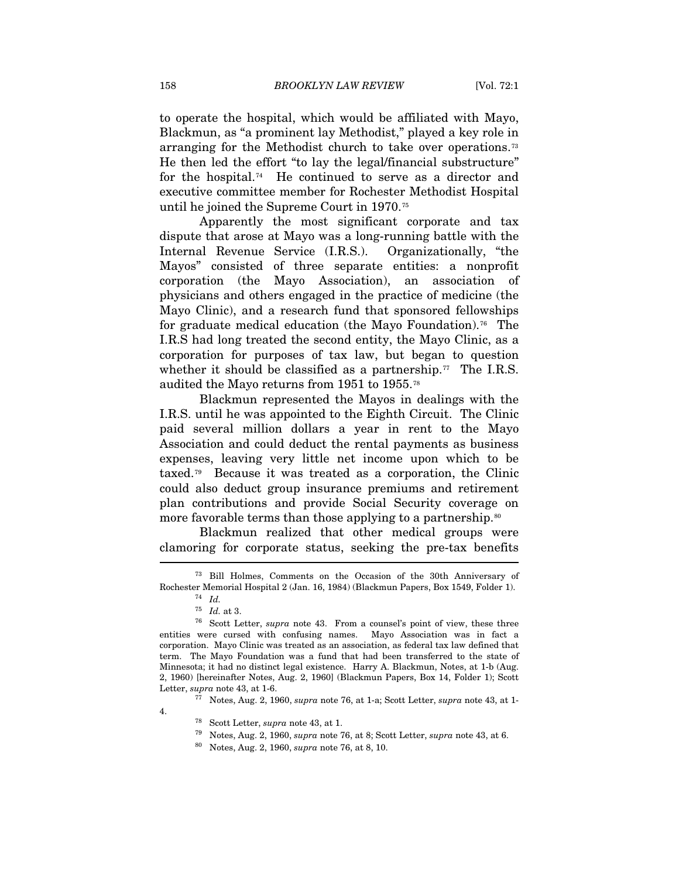to operate the hospital, which would be affiliated with Mayo, Blackmun, as "a prominent lay Methodist," played a key role in arranging for the Methodist church to take over operations.[73] He then led the effort "to lay the legal/financial substructure" for the hospital.[74] He continued to serve as a director and executive committee member for Rochester Methodist Hospital until he joined the Supreme Court in 1970.[75]

Apparently the most significant corporate and tax dispute that arose at Mayo was a long-running battle with the Internal Revenue Service (I.R.S.). Organizationally, "the Mayos" consisted of three separate entities: a nonprofit corporation (the Mayo Association), an association of physicians and others engaged in the practice of medicine (the Mayo Clinic), and a research fund that sponsored fellowships for graduate medical education (the Mayo Foundation).[76] The I.R.S had long treated the second entity, the Mayo Clinic, as a corporation for purposes of tax law, but began to question whether it should be classified as a partnership.[77] The I.R.S. audited the Mayo returns from 1951 to 1955.[78]

Blackmun represented the Mayos in dealings with the I.R.S. until he was appointed to the Eighth Circuit. The Clinic paid several million dollars a year in rent to the Mayo Association and could deduct the rental payments as business expenses, leaving very little net income upon which to be taxed.[79] Because it was treated as a corporation, the Clinic could also deduct group insurance premiums and retirement plan contributions and provide Social Security coverage on more favorable terms than those applying to a partnership.[80]

Blackmun realized that other medical groups were clamoring for corporate status, seeking the pre-tax benefits

---

[73] Bill Holmes, Comments on the Occasion of the 30th Anniversary of Rochester Memorial Hospital 2 (Jan. 16, 1984) (Blackmun Papers, Box 1549, Folder 1).

[74] *Id.*

[75] *Id.* at 3.

[76] Scott Letter, *supra* note 43. From a counsel's point of view, these three entities were cursed with confusing names. Mayo Association was in fact a corporation. Mayo Clinic was treated as an association, as federal tax law defined that term. The Mayo Foundation was a fund that had been transferred to the state of Minnesota; it had no distinct legal existence. Harry A. Blackmun, Notes, at 1-b (Aug. 2, 1960) [hereinafter Notes, Aug. 2, 1960] (Blackmun Papers, Box 14, Folder 1); Scott Letter, *supra* note 43, at 1-6.

[77] Notes, Aug. 2, 1960, *supra* note 76, at 1-a; Scott Letter, *supra* note 43, at 1-4.

[78] Scott Letter, *supra* note 43, at 1.

[79] Notes, Aug. 2, 1960, *supra* note 76, at 8; Scott Letter, *supra* note 43, at 6.

[80] Notes, Aug. 2, 1960, *supra* note 76, at 8, 10.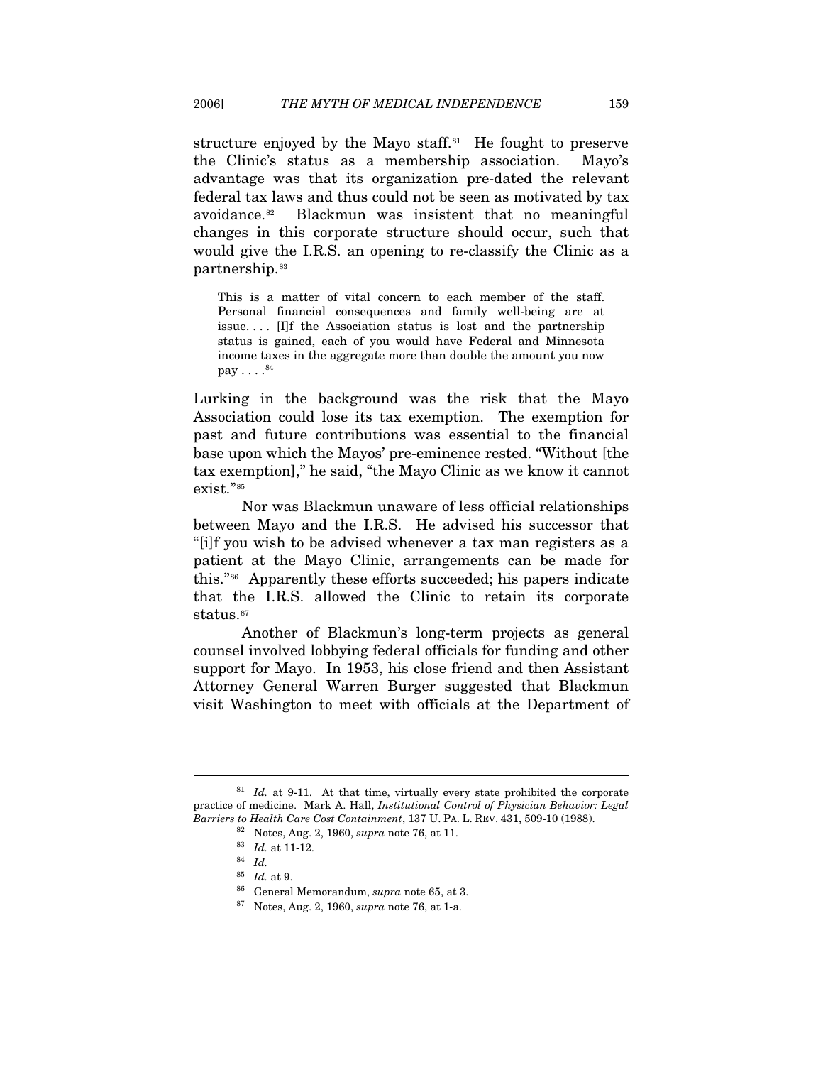structure enjoyed by the Mayo staff.[81] He fought to preserve the Clinic's status as a membership association. Mayo's advantage was that its organization pre-dated the relevant federal tax laws and thus could not be seen as motivated by tax avoidance.[82] Blackmun was insistent that no meaningful changes in this corporate structure should occur, such that would give the I.R.S. an opening to re-classify the Clinic as a partnership.[83]

> This is a matter of vital concern to each member of the staff. Personal financial consequences and family well-being are at issue. . . . [I]f the Association status is lost and the partnership status is gained, each of you would have Federal and Minnesota income taxes in the aggregate more than double the amount you now pay . . . .[84]

Lurking in the background was the risk that the Mayo Association could lose its tax exemption. The exemption for past and future contributions was essential to the financial base upon which the Mayos' pre-eminence rested. "Without [the tax exemption]," he said, "the Mayo Clinic as we know it cannot exist."[85]

Nor was Blackmun unaware of less official relationships between Mayo and the I.R.S. He advised his successor that "[i]f you wish to be advised whenever a tax man registers as a patient at the Mayo Clinic, arrangements can be made for this."[86] Apparently these efforts succeeded; his papers indicate that the I.R.S. allowed the Clinic to retain its corporate status.[87]

Another of Blackmun's long-term projects as general counsel involved lobbying federal officials for funding and other support for Mayo. In 1953, his close friend and then Assistant Attorney General Warren Burger suggested that Blackmun visit Washington to meet with officials at the Department of

---

[81] *Id.* at 9-11. At that time, virtually every state prohibited the corporate practice of medicine. Mark A. Hall, *Institutional Control of Physician Behavior: Legal Barriers to Health Care Cost Containment*, 137 U. PA. L. REV. 431, 509-10 (1988).

[82] Notes, Aug. 2, 1960, *supra* note 76, at 11.

[83] *Id.* at 11-12.

[84] *Id.*

[85] *Id.* at 9.

[86] General Memorandum, *supra* note 65, at 3.

[87] Notes, Aug. 2, 1960, *supra* note 76, at 1-a.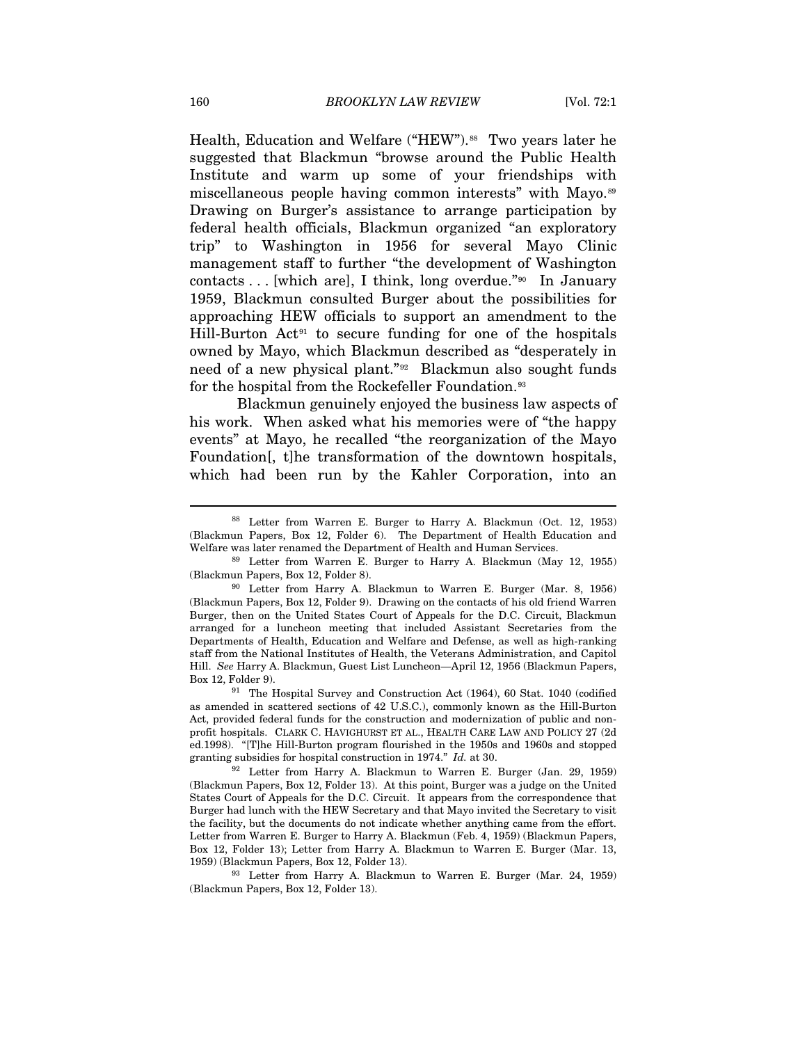Health, Education and Welfare ("HEW").[88] Two years later he suggested that Blackmun "browse around the Public Health Institute and warm up some of your friendships with miscellaneous people having common interests" with Mayo.[89] Drawing on Burger's assistance to arrange participation by federal health officials, Blackmun organized "an exploratory trip" to Washington in 1956 for several Mayo Clinic management staff to further "the development of Washington contacts . . . [which are], I think, long overdue."[90] In January 1959, Blackmun consulted Burger about the possibilities for approaching HEW officials to support an amendment to the Hill-Burton Act[91] to secure funding for one of the hospitals owned by Mayo, which Blackmun described as "desperately in need of a new physical plant."[92] Blackmun also sought funds for the hospital from the Rockefeller Foundation.[93]

Blackmun genuinely enjoyed the business law aspects of his work. When asked what his memories were of "the happy events" at Mayo, he recalled "the reorganization of the Mayo Foundation[, t]he transformation of the downtown hospitals, which had been run by the Kahler Corporation, into an

---

[88] Letter from Warren E. Burger to Harry A. Blackmun (Oct. 12, 1953) (Blackmun Papers, Box 12, Folder 6). The Department of Health Education and Welfare was later renamed the Department of Health and Human Services.

[89] Letter from Warren E. Burger to Harry A. Blackmun (May 12, 1955) (Blackmun Papers, Box 12, Folder 8).

[90] Letter from Harry A. Blackmun to Warren E. Burger (Mar. 8, 1956) (Blackmun Papers, Box 12, Folder 9). Drawing on the contacts of his old friend Warren Burger, then on the United States Court of Appeals for the D.C. Circuit, Blackmun arranged for a luncheon meeting that included Assistant Secretaries from the Departments of Health, Education and Welfare and Defense, as well as high-ranking staff from the National Institutes of Health, the Veterans Administration, and Capitol Hill. *See* Harry A. Blackmun, Guest List Luncheon—April 12, 1956 (Blackmun Papers, Box 12, Folder 9).

[91] The Hospital Survey and Construction Act (1964), 60 Stat. 1040 (codified as amended in scattered sections of 42 U.S.C.), commonly known as the Hill-Burton Act, provided federal funds for the construction and modernization of public and non-profit hospitals. CLARK C. HAVIGHURST ET AL., HEALTH CARE LAW AND POLICY 27 (2d ed.1998). "[T]he Hill-Burton program flourished in the 1950s and 1960s and stopped granting subsidies for hospital construction in 1974." *Id.* at 30.

[92] Letter from Harry A. Blackmun to Warren E. Burger (Jan. 29, 1959) (Blackmun Papers, Box 12, Folder 13). At this point, Burger was a judge on the United States Court of Appeals for the D.C. Circuit. It appears from the correspondence that Burger had lunch with the HEW Secretary and that Mayo invited the Secretary to visit the facility, but the documents do not indicate whether anything came from the effort. Letter from Warren E. Burger to Harry A. Blackmun (Feb. 4, 1959) (Blackmun Papers, Box 12, Folder 13); Letter from Harry A. Blackmun to Warren E. Burger (Mar. 13, 1959) (Blackmun Papers, Box 12, Folder 13).

[93] Letter from Harry A. Blackmun to Warren E. Burger (Mar. 24, 1959) (Blackmun Papers, Box 12, Folder 13).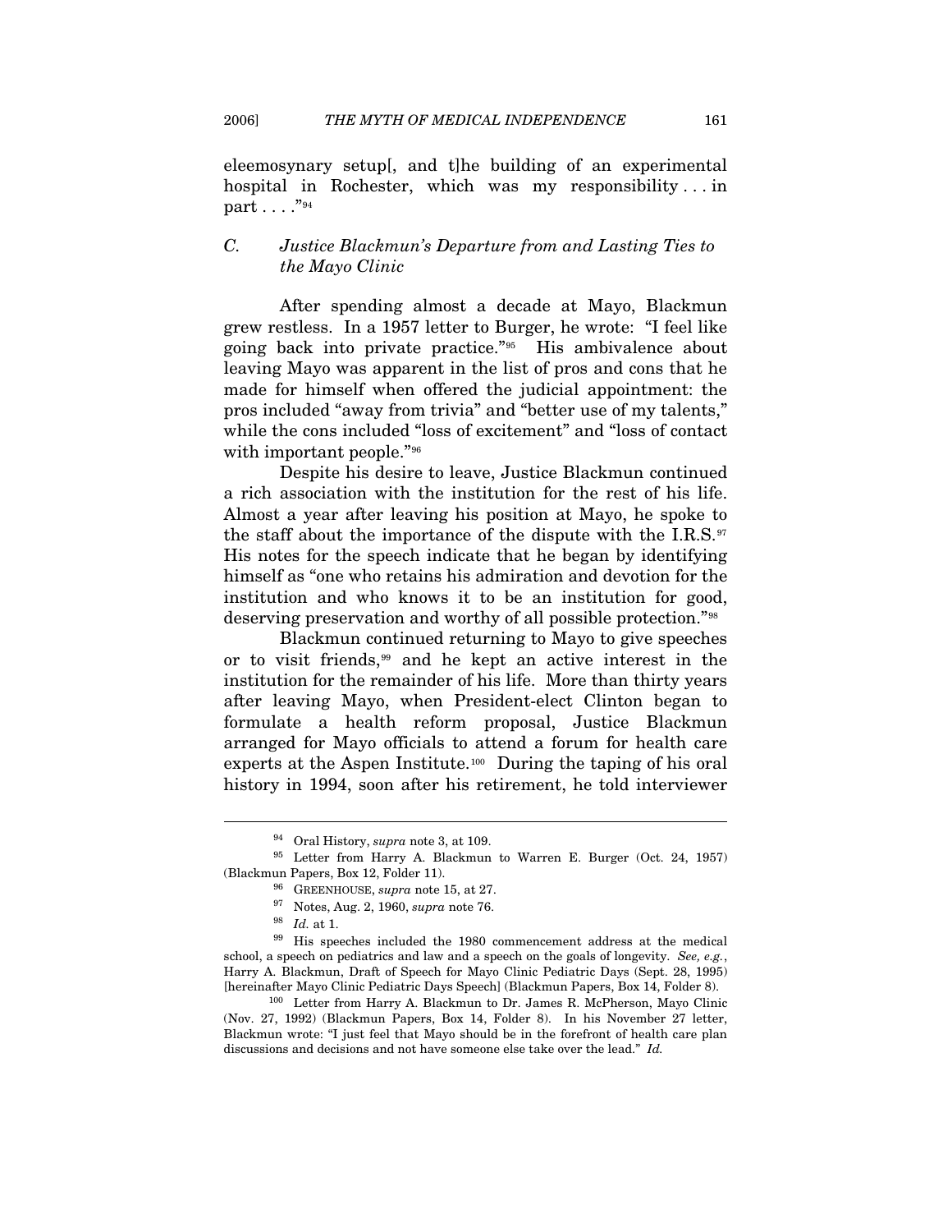eleemosynary setup[, and t]he building of an experimental hospital in Rochester, which was my responsibility . . . in part . . . ."[94]

### C. *Justice Blackmun's Departure from and Lasting Ties to the Mayo Clinic*

After spending almost a decade at Mayo, Blackmun grew restless. In a 1957 letter to Burger, he wrote: "I feel like going back into private practice."[95] His ambivalence about leaving Mayo was apparent in the list of pros and cons that he made for himself when offered the judicial appointment: the pros included "away from trivia" and "better use of my talents," while the cons included "loss of excitement" and "loss of contact with important people."[96]

Despite his desire to leave, Justice Blackmun continued a rich association with the institution for the rest of his life. Almost a year after leaving his position at Mayo, he spoke to the staff about the importance of the dispute with the I.R.S.[97] His notes for the speech indicate that he began by identifying himself as "one who retains his admiration and devotion for the institution and who knows it to be an institution for good, deserving preservation and worthy of all possible protection."[98]

Blackmun continued returning to Mayo to give speeches or to visit friends,[99] and he kept an active interest in the institution for the remainder of his life. More than thirty years after leaving Mayo, when President-elect Clinton began to formulate a health reform proposal, Justice Blackmun arranged for Mayo officials to attend a forum for health care experts at the Aspen Institute.[100] During the taping of his oral history in 1994, soon after his retirement, he told interviewer

---

[94] Oral History, *supra* note 3, at 109.

[95] Letter from Harry A. Blackmun to Warren E. Burger (Oct. 24, 1957) (Blackmun Papers, Box 12, Folder 11).

[96] GREENHOUSE, *supra* note 15, at 27.

[97] Notes, Aug. 2, 1960, *supra* note 76.

[98] *Id.* at 1.

[99] His speeches included the 1980 commencement address at the medical school, a speech on pediatrics and law and a speech on the goals of longevity. *See, e.g.*, Harry A. Blackmun, Draft of Speech for Mayo Clinic Pediatric Days (Sept. 28, 1995) [hereinafter Mayo Clinic Pediatric Days Speech] (Blackmun Papers, Box 14, Folder 8).

[100] Letter from Harry A. Blackmun to Dr. James R. McPherson, Mayo Clinic (Nov. 27, 1992) (Blackmun Papers, Box 14, Folder 8). In his November 27 letter, Blackmun wrote: "I just feel that Mayo should be in the forefront of health care plan discussions and decisions and not have someone else take over the lead." *Id.*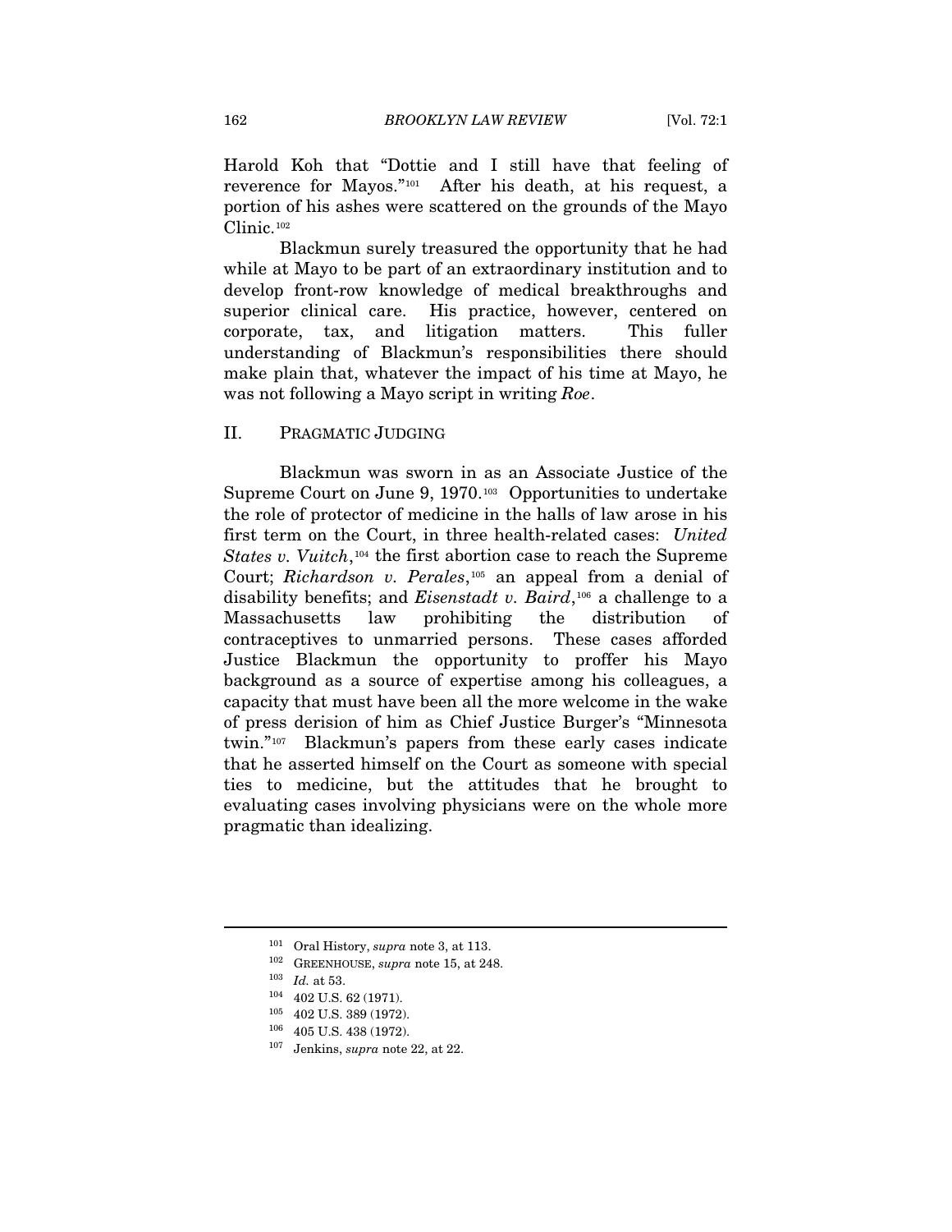Harold Koh that "Dottie and I still have that feeling of reverence for Mayos."[101] After his death, at his request, a portion of his ashes were scattered on the grounds of the Mayo Clinic.[102]

Blackmun surely treasured the opportunity that he had while at Mayo to be part of an extraordinary institution and to develop front-row knowledge of medical breakthroughs and superior clinical care. His practice, however, centered on corporate, tax, and litigation matters. This fuller understanding of Blackmun's responsibilities there should make plain that, whatever the impact of his time at Mayo, he was not following a Mayo script in writing *Roe*.

## II. PRAGMATIC JUDGING

Blackmun was sworn in as an Associate Justice of the Supreme Court on June 9, 1970.[103] Opportunities to undertake the role of protector of medicine in the halls of law arose in his first term on the Court, in three health-related cases: *United States v. Vuitch*,[104] the first abortion case to reach the Supreme Court; *Richardson v. Perales*,[105] an appeal from a denial of disability benefits; and *Eisenstadt v. Baird*,[106] a challenge to a Massachusetts law prohibiting the distribution of contraceptives to unmarried persons. These cases afforded Justice Blackmun the opportunity to proffer his Mayo background as a source of expertise among his colleagues, a capacity that must have been all the more welcome in the wake of press derision of him as Chief Justice Burger's "Minnesota twin."[107] Blackmun's papers from these early cases indicate that he asserted himself on the Court as someone with special ties to medicine, but the attitudes that he brought to evaluating cases involving physicians were on the whole more pragmatic than idealizing.

---

[101] Oral History, *supra* note 3, at 113.

[102] GREENHOUSE, *supra* note 15, at 248.

[103] *Id.* at 53.

[104] 402 U.S. 62 (1971).

[105] 402 U.S. 389 (1972).

[106] 405 U.S. 438 (1972).

[107] Jenkins, *supra* note 22, at 22.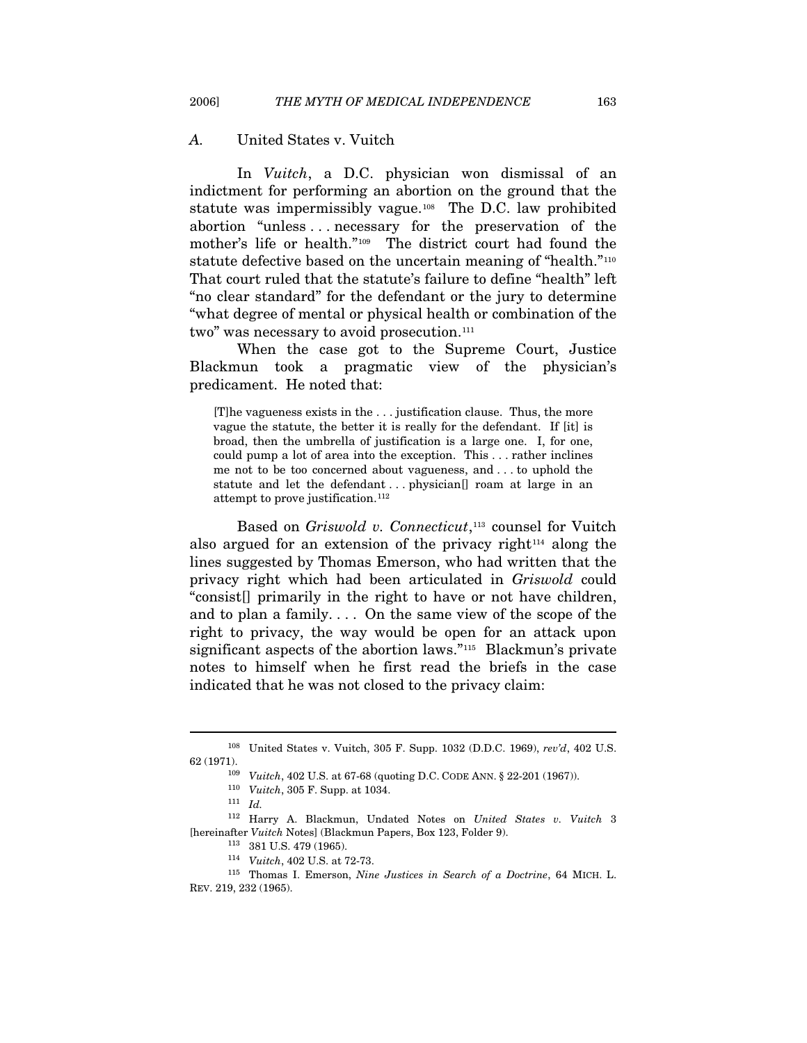## *A.* United States v. Vuitch

In *Vuitch*, a D.C. physician won dismissal of an indictment for performing an abortion on the ground that the statute was impermissibly vague.[108] The D.C. law prohibited abortion "unless . . . necessary for the preservation of the mother's life or health."[109] The district court had found the statute defective based on the uncertain meaning of "health."[110] That court ruled that the statute's failure to define "health" left "no clear standard" for the defendant or the jury to determine "what degree of mental or physical health or combination of the two" was necessary to avoid prosecution.[111]

When the case got to the Supreme Court, Justice Blackmun took a pragmatic view of the physician's predicament. He noted that:

> [T]he vagueness exists in the . . . justification clause. Thus, the more vague the statute, the better it is really for the defendant. If [it] is broad, then the umbrella of justification is a large one. I, for one, could pump a lot of area into the exception. This . . . rather inclines me not to be too concerned about vagueness, and . . . to uphold the statute and let the defendant . . . physician[] roam at large in an attempt to prove justification.[112]

Based on *Griswold v. Connecticut*,[113] counsel for Vuitch also argued for an extension of the privacy right[114] along the lines suggested by Thomas Emerson, who had written that the privacy right which had been articulated in *Griswold* could "consist[] primarily in the right to have or not have children, and to plan a family. . . . On the same view of the scope of the right to privacy, the way would be open for an attack upon significant aspects of the abortion laws."[115] Blackmun's private notes to himself when he first read the briefs in the case indicated that he was not closed to the privacy claim:

---

[108] United States v. Vuitch, 305 F. Supp. 1032 (D.D.C. 1969), *rev'd*, 402 U.S. 62 (1971).

[109] *Vuitch*, 402 U.S. at 67-68 (quoting D.C. CODE ANN. § 22-201 (1967)).

[110] *Vuitch*, 305 F. Supp. at 1034.

[111] *Id.*

[112] Harry A. Blackmun, Undated Notes on *United States v. Vuitch* 3 [hereinafter *Vuitch* Notes] (Blackmun Papers, Box 123, Folder 9).

[113] 381 U.S. 479 (1965).

[114] *Vuitch*, 402 U.S. at 72-73.

[115] Thomas I. Emerson, *Nine Justices in Search of a Doctrine*, 64 MICH. L. REV. 219, 232 (1965).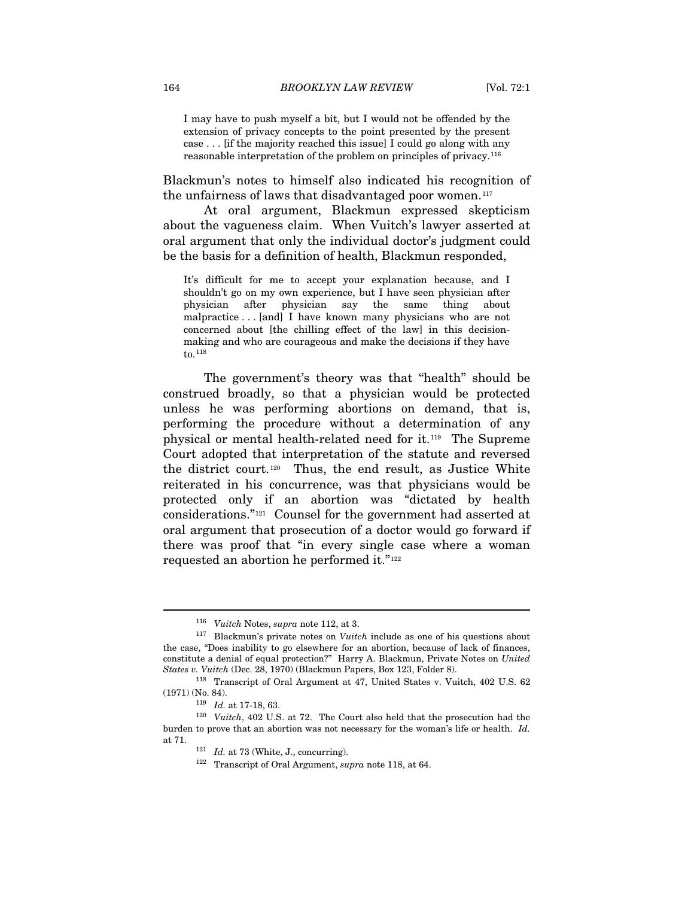> I may have to push myself a bit, but I would not be offended by the extension of privacy concepts to the point presented by the present case . . . [if the majority reached this issue] I could go along with any reasonable interpretation of the problem on principles of privacy.[116]

Blackmun's notes to himself also indicated his recognition of the unfairness of laws that disadvantaged poor women.[117]

At oral argument, Blackmun expressed skepticism about the vagueness claim. When Vuitch's lawyer asserted at oral argument that only the individual doctor's judgment could be the basis for a definition of health, Blackmun responded,

> It's difficult for me to accept your explanation because, and I shouldn't go on my own experience, but I have seen physician after physician after physician say the same thing about malpractice . . . [and] I have known many physicians who are not concerned about [the chilling effect of the law] in this decision-making and who are courageous and make the decisions if they have to.[118]

The government's theory was that "health" should be construed broadly, so that a physician would be protected unless he was performing abortions on demand, that is, performing the procedure without a determination of any physical or mental health-related need for it.[119] The Supreme Court adopted that interpretation of the statute and reversed the district court.[120] Thus, the end result, as Justice White reiterated in his concurrence, was that physicians would be protected only if an abortion was "dictated by health considerations."[121] Counsel for the government had asserted at oral argument that prosecution of a doctor would go forward if there was proof that "in every single case where a woman requested an abortion he performed it."[122]

---

[116] *Vuitch* Notes, *supra* note 112, at 3.

[117] Blackmun's private notes on *Vuitch* include as one of his questions about the case, "Does inability to go elsewhere for an abortion, because of lack of finances, constitute a denial of equal protection?" Harry A. Blackmun, Private Notes on *United States v. Vuitch* (Dec. 28, 1970) (Blackmun Papers, Box 123, Folder 8).

[118] Transcript of Oral Argument at 47, United States v. Vuitch, 402 U.S. 62 (1971) (No. 84).

[119] *Id.* at 17-18, 63.

[120] *Vuitch*, 402 U.S. at 72. The Court also held that the prosecution had the burden to prove that an abortion was not necessary for the woman's life or health. *Id.* at 71.

[121] *Id.* at 73 (White, J., concurring).

[122] Transcript of Oral Argument, *supra* note 118, at 64.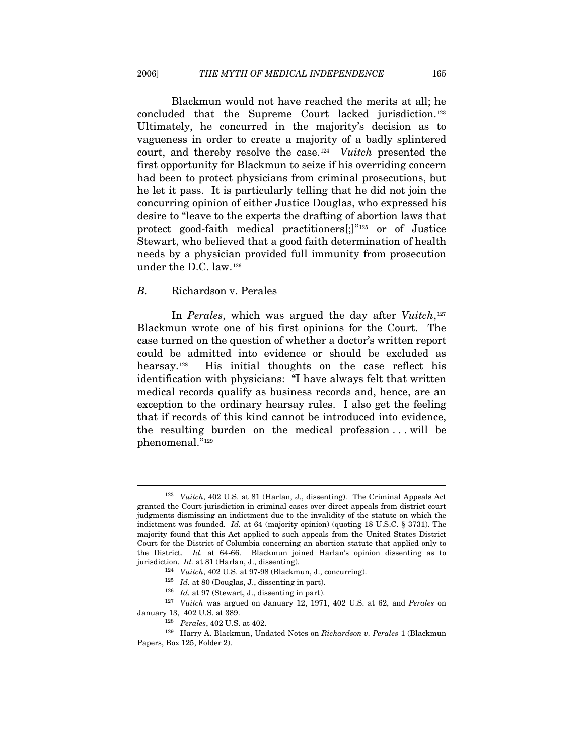Blackmun would not have reached the merits at all; he concluded that the Supreme Court lacked jurisdiction.[123] Ultimately, he concurred in the majority's decision as to vagueness in order to create a majority of a badly splintered court, and thereby resolve the case.[124] *Vuitch* presented the first opportunity for Blackmun to seize if his overriding concern had been to protect physicians from criminal prosecutions, but he let it pass. It is particularly telling that he did not join the concurring opinion of either Justice Douglas, who expressed his desire to "leave to the experts the drafting of abortion laws that protect good-faith medical practitioners[;]"[125] or of Justice Stewart, who believed that a good faith determination of health needs by a physician provided full immunity from prosecution under the D.C. law.[126]

### *B.* Richardson v. Perales

In *Perales*, which was argued the day after *Vuitch*,[127] Blackmun wrote one of his first opinions for the Court. The case turned on the question of whether a doctor's written report could be admitted into evidence or should be excluded as hearsay.[128] His initial thoughts on the case reflect his identification with physicians: "I have always felt that written medical records qualify as business records and, hence, are an exception to the ordinary hearsay rules. I also get the feeling that if records of this kind cannot be introduced into evidence, the resulting burden on the medical profession . . . will be phenomenal."[129]

---

[123] *Vuitch*, 402 U.S. at 81 (Harlan, J., dissenting). The Criminal Appeals Act granted the Court jurisdiction in criminal cases over direct appeals from district court judgments dismissing an indictment due to the invalidity of the statute on which the indictment was founded. *Id.* at 64 (majority opinion) (quoting 18 U.S.C. § 3731). The majority found that this Act applied to such appeals from the United States District Court for the District of Columbia concerning an abortion statute that applied only to the District. *Id.* at 64-66. Blackmun joined Harlan's opinion dissenting as to jurisdiction. *Id.* at 81 (Harlan, J., dissenting).

[124] *Vuitch*, 402 U.S. at 97-98 (Blackmun, J., concurring).

[125] *Id.* at 80 (Douglas, J., dissenting in part).

[126] *Id.* at 97 (Stewart, J., dissenting in part).

[127] *Vuitch* was argued on January 12, 1971, 402 U.S. at 62, and *Perales* on January 13, 402 U.S. at 389.

[128] *Perales*, 402 U.S. at 402.

[129] Harry A. Blackmun, Undated Notes on *Richardson v. Perales* 1 (Blackmun Papers, Box 125, Folder 2).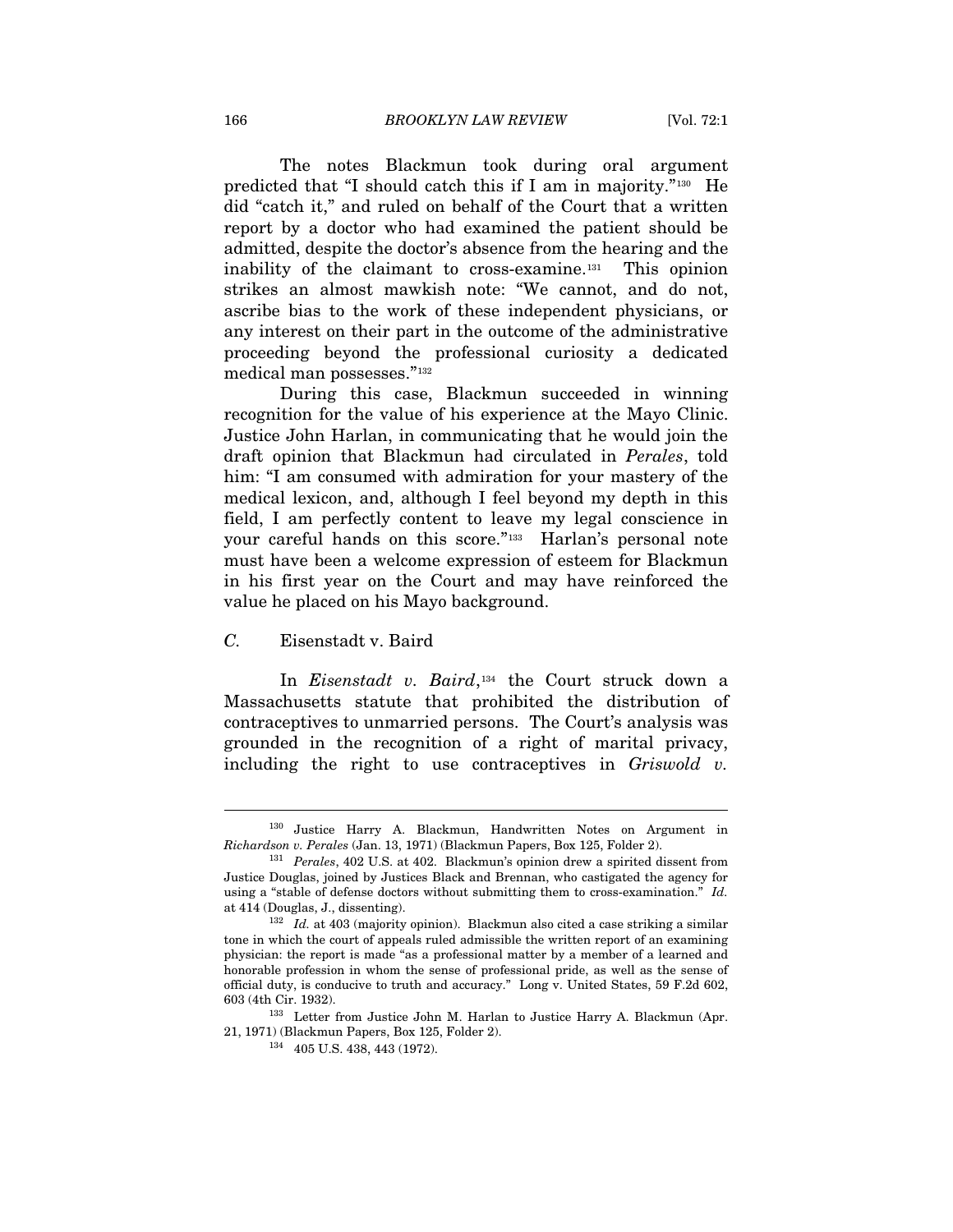The notes Blackmun took during oral argument predicted that "I should catch this if I am in majority."[130] He did "catch it," and ruled on behalf of the Court that a written report by a doctor who had examined the patient should be admitted, despite the doctor's absence from the hearing and the inability of the claimant to cross-examine.[131] This opinion strikes an almost mawkish note: "We cannot, and do not, ascribe bias to the work of these independent physicians, or any interest on their part in the outcome of the administrative proceeding beyond the professional curiosity a dedicated medical man possesses."[132]

During this case, Blackmun succeeded in winning recognition for the value of his experience at the Mayo Clinic. Justice John Harlan, in communicating that he would join the draft opinion that Blackmun had circulated in *Perales*, told him: "I am consumed with admiration for your mastery of the medical lexicon, and, although I feel beyond my depth in this field, I am perfectly content to leave my legal conscience in your careful hands on this score."[133] Harlan's personal note must have been a welcome expression of esteem for Blackmun in his first year on the Court and may have reinforced the value he placed on his Mayo background.

### *C.* Eisenstadt v. Baird

In *Eisenstadt v. Baird*,[134] the Court struck down a Massachusetts statute that prohibited the distribution of contraceptives to unmarried persons. The Court's analysis was grounded in the recognition of a right of marital privacy, including the right to use contraceptives in *Griswold v.*

---

[130] Justice Harry A. Blackmun, Handwritten Notes on Argument in *Richardson v. Perales* (Jan. 13, 1971) (Blackmun Papers, Box 125, Folder 2).

[131] *Perales*, 402 U.S. at 402. Blackmun's opinion drew a spirited dissent from Justice Douglas, joined by Justices Black and Brennan, who castigated the agency for using a "stable of defense doctors without submitting them to cross-examination." *Id.* at 414 (Douglas, J., dissenting).

[132] *Id.* at 403 (majority opinion). Blackmun also cited a case striking a similar tone in which the court of appeals ruled admissible the written report of an examining physician: the report is made "as a professional matter by a member of a learned and honorable profession in whom the sense of professional pride, as well as the sense of official duty, is conducive to truth and accuracy." Long v. United States, 59 F.2d 602, 603 (4th Cir. 1932).

[133] Letter from Justice John M. Harlan to Justice Harry A. Blackmun (Apr. 21, 1971) (Blackmun Papers, Box 125, Folder 2).

[134] 405 U.S. 438, 443 (1972).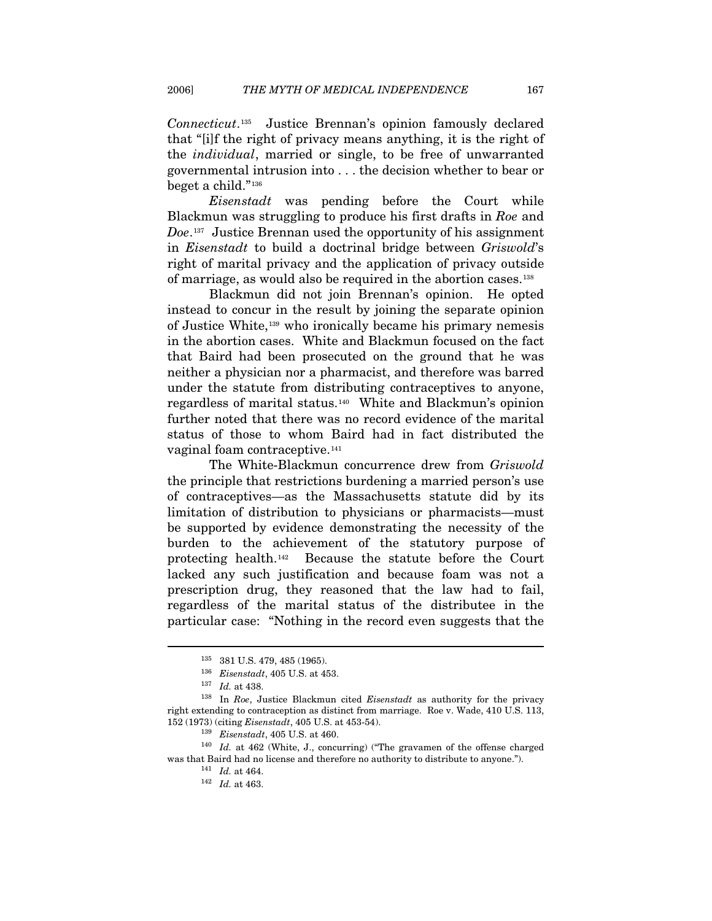*Connecticut*.[135] Justice Brennan's opinion famously declared that "[i]f the right of privacy means anything, it is the right of the *individual*, married or single, to be free of unwarranted governmental intrusion into . . . the decision whether to bear or beget a child."[136]

*Eisenstadt* was pending before the Court while Blackmun was struggling to produce his first drafts in *Roe* and *Doe*.[137] Justice Brennan used the opportunity of his assignment in *Eisenstadt* to build a doctrinal bridge between *Griswold*'s right of marital privacy and the application of privacy outside of marriage, as would also be required in the abortion cases.[138]

Blackmun did not join Brennan's opinion. He opted instead to concur in the result by joining the separate opinion of Justice White,[139] who ironically became his primary nemesis in the abortion cases. White and Blackmun focused on the fact that Baird had been prosecuted on the ground that he was neither a physician nor a pharmacist, and therefore was barred under the statute from distributing contraceptives to anyone, regardless of marital status.[140] White and Blackmun's opinion further noted that there was no record evidence of the marital status of those to whom Baird had in fact distributed the vaginal foam contraceptive.[141]

The White-Blackmun concurrence drew from *Griswold* the principle that restrictions burdening a married person's use of contraceptives—as the Massachusetts statute did by its limitation of distribution to physicians or pharmacists—must be supported by evidence demonstrating the necessity of the burden to the achievement of the statutory purpose of protecting health.[142] Because the statute before the Court lacked any such justification and because foam was not a prescription drug, they reasoned that the law had to fail, regardless of the marital status of the distributee in the particular case: "Nothing in the record even suggests that the

---

[135] 381 U.S. 479, 485 (1965).

[136] *Eisenstadt*, 405 U.S. at 453.

[137] *Id.* at 438.

[138] In *Roe*, Justice Blackmun cited *Eisenstadt* as authority for the privacy right extending to contraception as distinct from marriage. Roe v. Wade, 410 U.S. 113, 152 (1973) (citing *Eisenstadt*, 405 U.S. at 453-54).

[139] *Eisenstadt*, 405 U.S. at 460.

[140] *Id.* at 462 (White, J., concurring) ("The gravamen of the offense charged was that Baird had no license and therefore no authority to distribute to anyone.").

[141] *Id.* at 464.

[142] *Id.* at 463.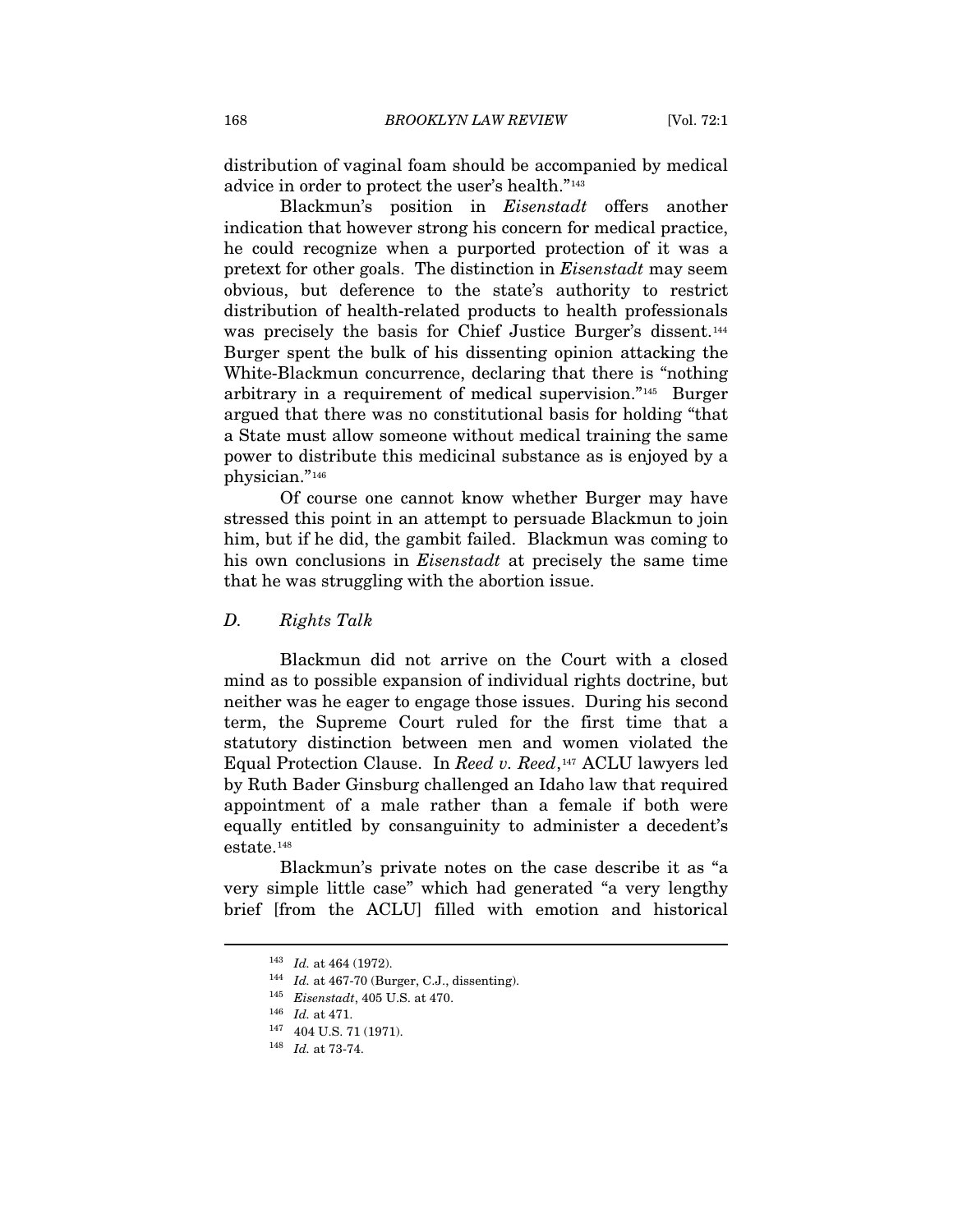distribution of vaginal foam should be accompanied by medical advice in order to protect the user's health."[143]

Blackmun's position in *Eisenstadt* offers another indication that however strong his concern for medical practice, he could recognize when a purported protection of it was a pretext for other goals. The distinction in *Eisenstadt* may seem obvious, but deference to the state's authority to restrict distribution of health-related products to health professionals was precisely the basis for Chief Justice Burger's dissent.[144] Burger spent the bulk of his dissenting opinion attacking the White-Blackmun concurrence, declaring that there is "nothing arbitrary in a requirement of medical supervision."[145] Burger argued that there was no constitutional basis for holding "that a State must allow someone without medical training the same power to distribute this medicinal substance as is enjoyed by a physician."[146]

Of course one cannot know whether Burger may have stressed this point in an attempt to persuade Blackmun to join him, but if he did, the gambit failed. Blackmun was coming to his own conclusions in *Eisenstadt* at precisely the same time that he was struggling with the abortion issue.

### *D. Rights Talk*

Blackmun did not arrive on the Court with a closed mind as to possible expansion of individual rights doctrine, but neither was he eager to engage those issues. During his second term, the Supreme Court ruled for the first time that a statutory distinction between men and women violated the Equal Protection Clause. In *Reed v. Reed*,[147] ACLU lawyers led by Ruth Bader Ginsburg challenged an Idaho law that required appointment of a male rather than a female if both were equally entitled by consanguinity to administer a decedent's estate.[148]

Blackmun's private notes on the case describe it as "a very simple little case" which had generated "a very lengthy brief [from the ACLU] filled with emotion and historical

---

[143] *Id.* at 464 (1972).

[144] *Id.* at 467-70 (Burger, C.J., dissenting).

[145] *Eisenstadt*, 405 U.S. at 470.

[146] *Id.* at 471.

[147] 404 U.S. 71 (1971).

[148] *Id.* at 73-74.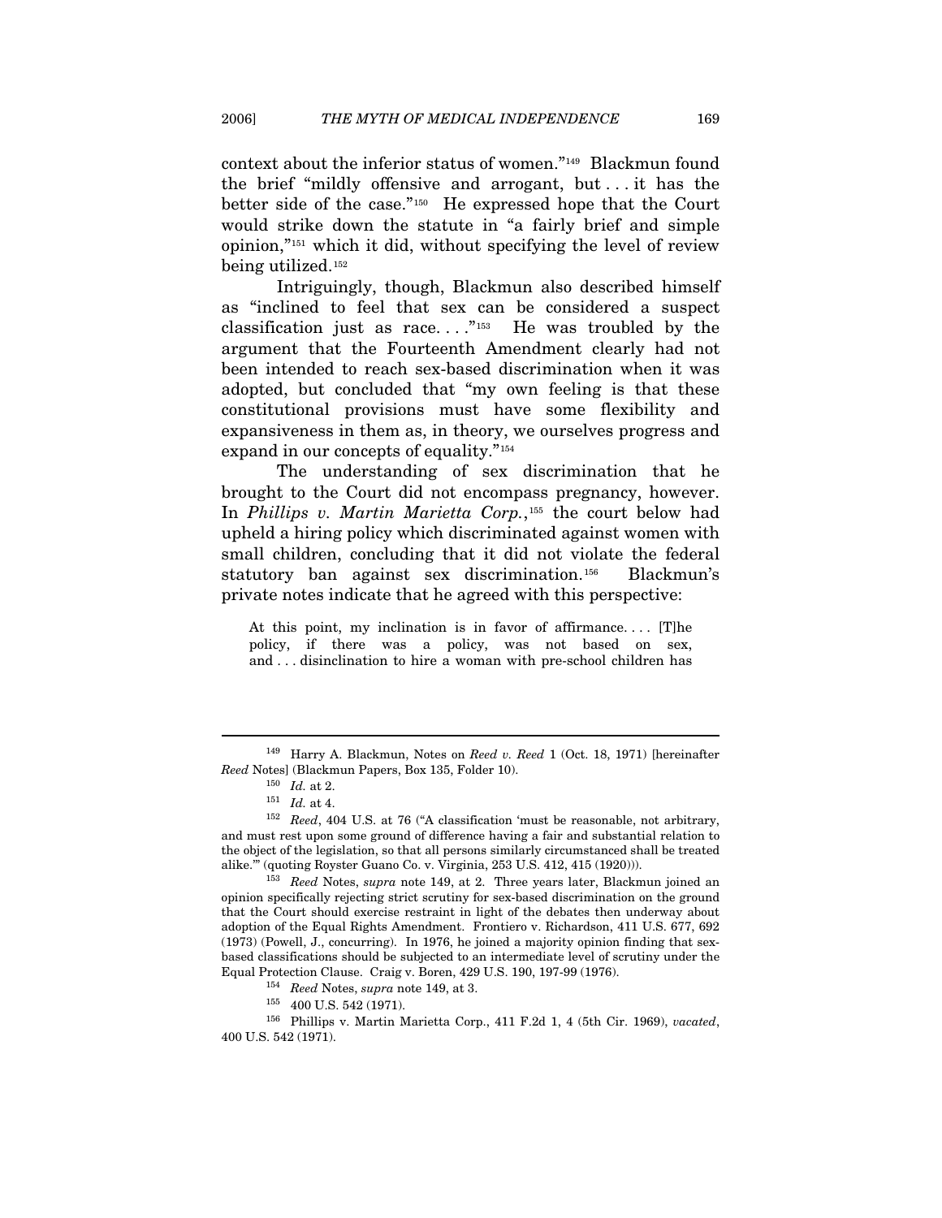context about the inferior status of women."[149] Blackmun found the brief "mildly offensive and arrogant, but . . . it has the better side of the case."[150] He expressed hope that the Court would strike down the statute in "a fairly brief and simple opinion,"[151] which it did, without specifying the level of review being utilized.[152]

Intriguingly, though, Blackmun also described himself as "inclined to feel that sex can be considered a suspect classification just as race. . . ."[153] He was troubled by the argument that the Fourteenth Amendment clearly had not been intended to reach sex-based discrimination when it was adopted, but concluded that "my own feeling is that these constitutional provisions must have some flexibility and expansiveness in them as, in theory, we ourselves progress and expand in our concepts of equality."[154]

The understanding of sex discrimination that he brought to the Court did not encompass pregnancy, however. In *Phillips v. Martin Marietta Corp.*,[155] the court below had upheld a hiring policy which discriminated against women with small children, concluding that it did not violate the federal statutory ban against sex discrimination.[156] Blackmun's private notes indicate that he agreed with this perspective:

> At this point, my inclination is in favor of affirmance. . . . [T]he policy, if there was a policy, was not based on sex, and . . . disinclination to hire a woman with pre-school children has

---

[149] Harry A. Blackmun, Notes on *Reed v. Reed* 1 (Oct. 18, 1971) [hereinafter *Reed* Notes] (Blackmun Papers, Box 135, Folder 10).

[150] *Id.* at 2.

[151] *Id.* at 4.

[152] *Reed*, 404 U.S. at 76 ("A classification 'must be reasonable, not arbitrary, and must rest upon some ground of difference having a fair and substantial relation to the object of the legislation, so that all persons similarly circumstanced shall be treated alike.'" (quoting Royster Guano Co. v. Virginia, 253 U.S. 412, 415 (1920))).

[153] *Reed* Notes, *supra* note 149, at 2. Three years later, Blackmun joined an opinion specifically rejecting strict scrutiny for sex-based discrimination on the ground that the Court should exercise restraint in light of the debates then underway about adoption of the Equal Rights Amendment. Frontiero v. Richardson, 411 U.S. 677, 692 (1973) (Powell, J., concurring). In 1976, he joined a majority opinion finding that sex-based classifications should be subjected to an intermediate level of scrutiny under the Equal Protection Clause. Craig v. Boren, 429 U.S. 190, 197-99 (1976).

[154] *Reed* Notes, *supra* note 149, at 3.

[155] 400 U.S. 542 (1971).

[156] Phillips v. Martin Marietta Corp., 411 F.2d 1, 4 (5th Cir. 1969), *vacated*, 400 U.S. 542 (1971).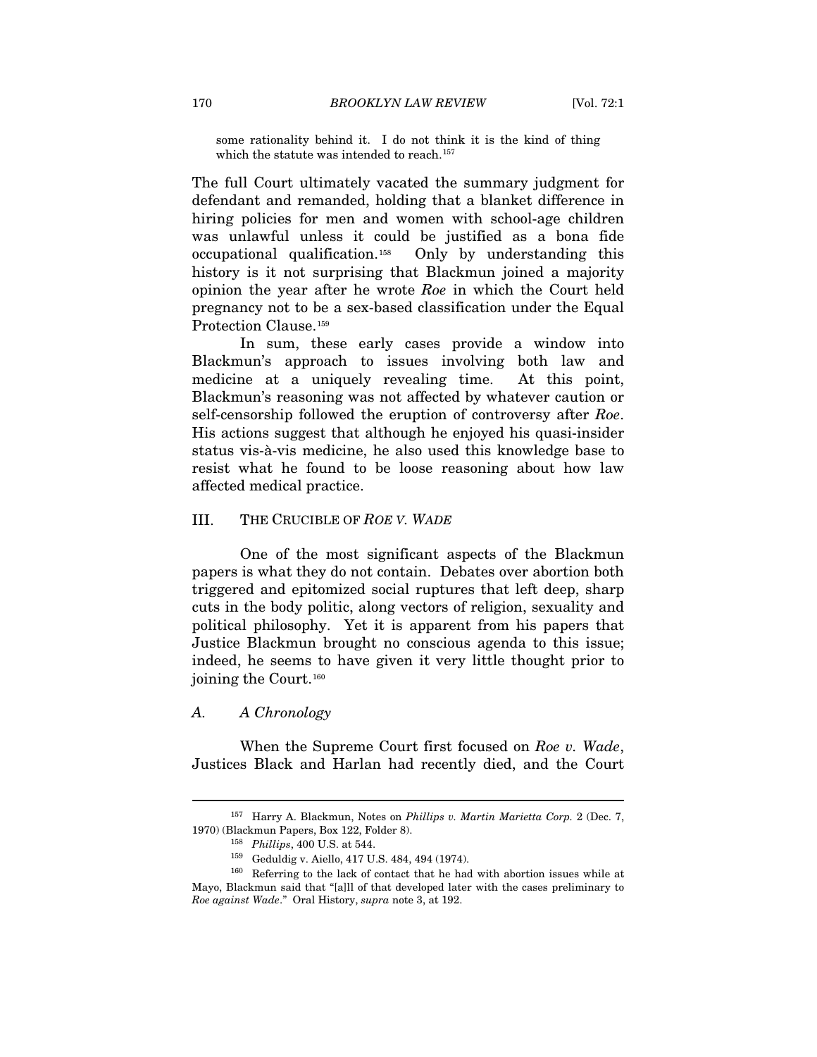some rationality behind it. I do not think it is the kind of thing which the statute was intended to reach.[157]

The full Court ultimately vacated the summary judgment for defendant and remanded, holding that a blanket difference in hiring policies for men and women with school-age children was unlawful unless it could be justified as a bona fide occupational qualification.[158] Only by understanding this history is it not surprising that Blackmun joined a majority opinion the year after he wrote *Roe* in which the Court held pregnancy not to be a sex-based classification under the Equal Protection Clause.[159]

In sum, these early cases provide a window into Blackmun's approach to issues involving both law and medicine at a uniquely revealing time. At this point, Blackmun's reasoning was not affected by whatever caution or self-censorship followed the eruption of controversy after *Roe*. His actions suggest that although he enjoyed his quasi-insider status vis-à-vis medicine, he also used this knowledge base to resist what he found to be loose reasoning about how law affected medical practice.

## III. THE CRUCIBLE OF *ROE V. WADE*

One of the most significant aspects of the Blackmun papers is what they do not contain. Debates over abortion both triggered and epitomized social ruptures that left deep, sharp cuts in the body politic, along vectors of religion, sexuality and political philosophy. Yet it is apparent from his papers that Justice Blackmun brought no conscious agenda to this issue; indeed, he seems to have given it very little thought prior to joining the Court.[160]

### *A. A Chronology*

When the Supreme Court first focused on *Roe v. Wade*, Justices Black and Harlan had recently died, and the Court

---

[157] Harry A. Blackmun, Notes on *Phillips v. Martin Marietta Corp.* 2 (Dec. 7, 1970) (Blackmun Papers, Box 122, Folder 8).

[158] *Phillips*, 400 U.S. at 544.

[159] Geduldig v. Aiello, 417 U.S. 484, 494 (1974).

[160] Referring to the lack of contact that he had with abortion issues while at Mayo, Blackmun said that "[a]ll of that developed later with the cases preliminary to *Roe against Wade*." Oral History, *supra* note 3, at 192.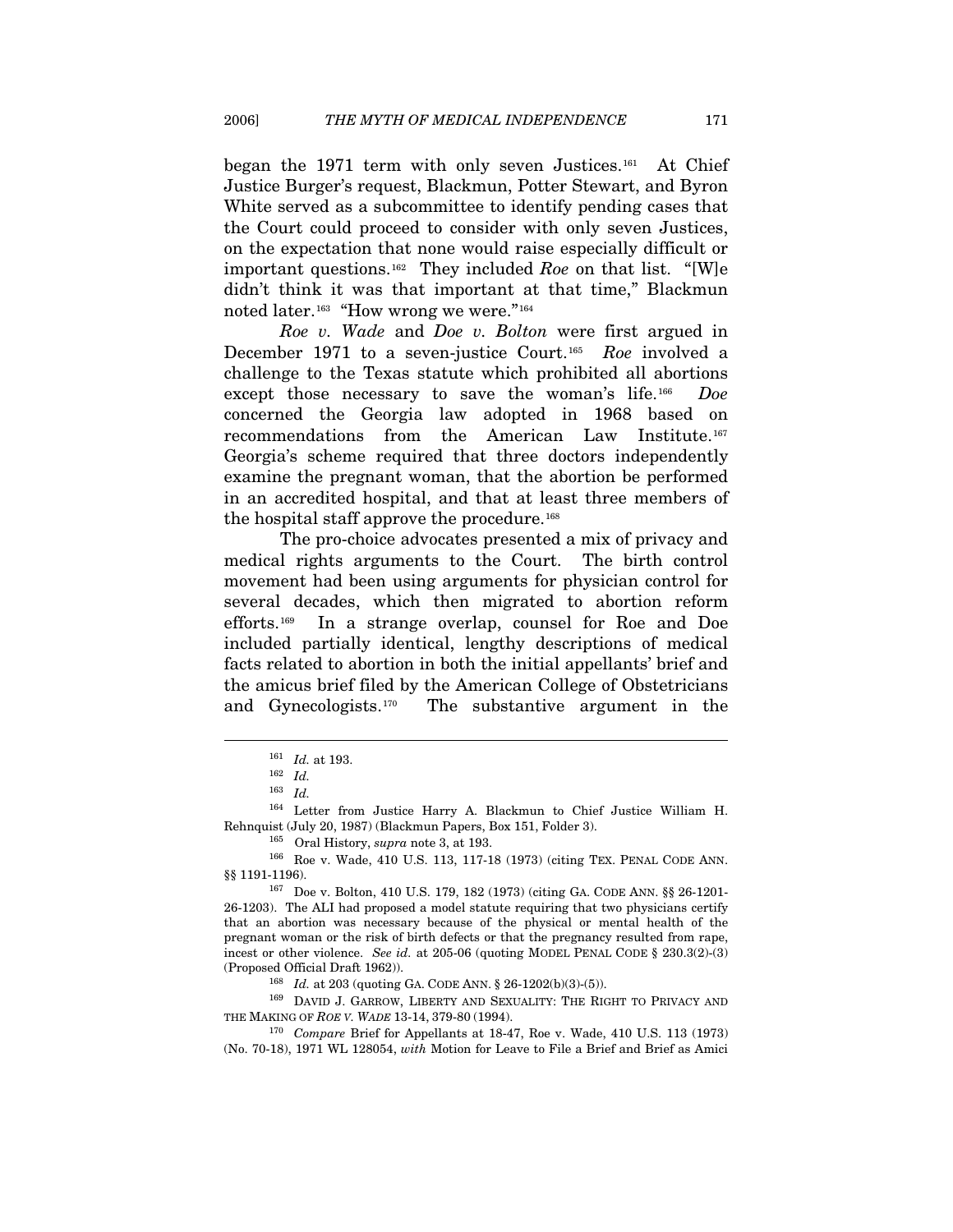began the 1971 term with only seven Justices.[161] At Chief Justice Burger's request, Blackmun, Potter Stewart, and Byron White served as a subcommittee to identify pending cases that the Court could proceed to consider with only seven Justices, on the expectation that none would raise especially difficult or important questions.[162] They included *Roe* on that list. "[W]e didn't think it was that important at that time," Blackmun noted later.[163] "How wrong we were."[164]

*Roe v. Wade* and *Doe v. Bolton* were first argued in December 1971 to a seven-justice Court.[165] *Roe* involved a challenge to the Texas statute which prohibited all abortions except those necessary to save the woman's life.[166] *Doe* concerned the Georgia law adopted in 1968 based on recommendations from the American Law Institute.[167] Georgia's scheme required that three doctors independently examine the pregnant woman, that the abortion be performed in an accredited hospital, and that at least three members of the hospital staff approve the procedure.[168]

The pro-choice advocates presented a mix of privacy and medical rights arguments to the Court. The birth control movement had been using arguments for physician control for several decades, which then migrated to abortion reform efforts.[169] In a strange overlap, counsel for Roe and Doe included partially identical, lengthy descriptions of medical facts related to abortion in both the initial appellants' brief and the amicus brief filed by the American College of Obstetricians and Gynecologists.[170] The substantive argument in the

---

[161] *Id.* at 193.

[162] *Id.*

[163] *Id.*

[164] Letter from Justice Harry A. Blackmun to Chief Justice William H. Rehnquist (July 20, 1987) (Blackmun Papers, Box 151, Folder 3).

[165] Oral History, *supra* note 3, at 193.

[166] Roe v. Wade, 410 U.S. 113, 117-18 (1973) (citing TEX. PENAL CODE ANN. §§ 1191-1196).

[167] Doe v. Bolton, 410 U.S. 179, 182 (1973) (citing GA. CODE ANN. §§ 26-1201-26-1203). The ALI had proposed a model statute requiring that two physicians certify that an abortion was necessary because of the physical or mental health of the pregnant woman or the risk of birth defects or that the pregnancy resulted from rape, incest or other violence. *See id.* at 205-06 (quoting MODEL PENAL CODE § 230.3(2)-(3) (Proposed Official Draft 1962)).

[168] *Id.* at 203 (quoting GA. CODE ANN. § 26-1202(b)(3)-(5)).

[169] DAVID J. GARROW, LIBERTY AND SEXUALITY: THE RIGHT TO PRIVACY AND THE MAKING OF *ROE V. WADE* 13-14, 379-80 (1994).

[170] *Compare* Brief for Appellants at 18-47, Roe v. Wade, 410 U.S. 113 (1973) (No. 70-18), 1971 WL 128054, *with* Motion for Leave to File a Brief and Brief as Amici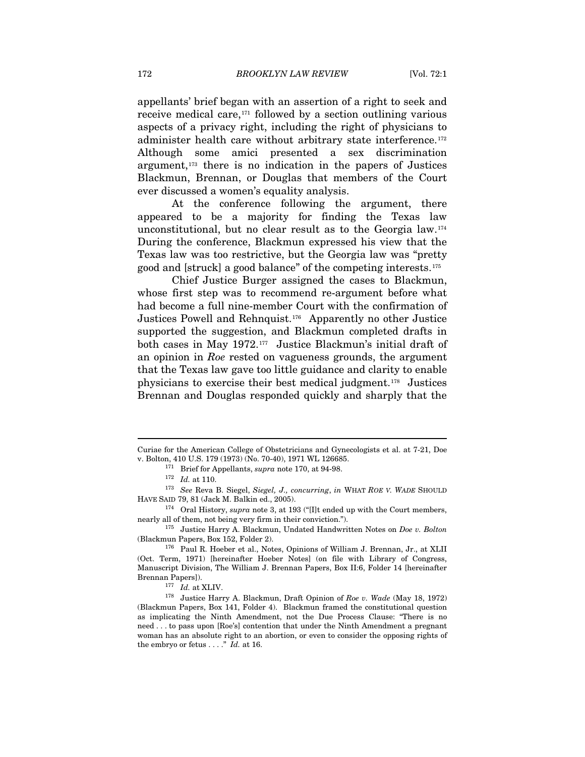appellants' brief began with an assertion of a right to seek and receive medical care,[171] followed by a section outlining various aspects of a privacy right, including the right of physicians to administer health care without arbitrary state interference.[172] Although some amici presented a sex discrimination argument,[173] there is no indication in the papers of Justices Blackmun, Brennan, or Douglas that members of the Court ever discussed a women's equality analysis.

At the conference following the argument, there appeared to be a majority for finding the Texas law unconstitutional, but no clear result as to the Georgia law.[174] During the conference, Blackmun expressed his view that the Texas law was too restrictive, but the Georgia law was "pretty good and [struck] a good balance" of the competing interests.[175]

Chief Justice Burger assigned the cases to Blackmun, whose first step was to recommend re-argument before what had become a full nine-member Court with the confirmation of Justices Powell and Rehnquist.[176] Apparently no other Justice supported the suggestion, and Blackmun completed drafts in both cases in May 1972.[177] Justice Blackmun's initial draft of an opinion in *Roe* rested on vagueness grounds, the argument that the Texas law gave too little guidance and clarity to enable physicians to exercise their best medical judgment.[178] Justices Brennan and Douglas responded quickly and sharply that the

---

Curiae for the American College of Obstetricians and Gynecologists et al. at 7-21, Doe v. Bolton, 410 U.S. 179 (1973) (No. 70-40), 1971 WL 126685.

[171] Brief for Appellants, *supra* note 170, at 94-98.

[172] *Id.* at 110.

[173] *See* Reva B. Siegel, *Siegel, J., concurring*, *in* WHAT *ROE V. WADE* SHOULD HAVE SAID 79, 81 (Jack M. Balkin ed., 2005).

[174] Oral History, *supra* note 3, at 193 ("[I]t ended up with the Court members, nearly all of them, not being very firm in their conviction.").

[175] Justice Harry A. Blackmun, Undated Handwritten Notes on *Doe v. Bolton* (Blackmun Papers, Box 152, Folder 2).

[176] Paul R. Hoeber et al., Notes, Opinions of William J. Brennan, Jr., at XLII (Oct. Term, 1971) [hereinafter Hoeber Notes] (on file with Library of Congress, Manuscript Division, The William J. Brennan Papers, Box II:6, Folder 14 [hereinafter Brennan Papers]).

[177] *Id.* at XLIV.

[178] Justice Harry A. Blackmun, Draft Opinion of *Roe v. Wade* (May 18, 1972) (Blackmun Papers, Box 141, Folder 4). Blackmun framed the constitutional question as implicating the Ninth Amendment, not the Due Process Clause: "There is no need . . . to pass upon [Roe's] contention that under the Ninth Amendment a pregnant woman has an absolute right to an abortion, or even to consider the opposing rights of the embryo or fetus . . . ." *Id.* at 16.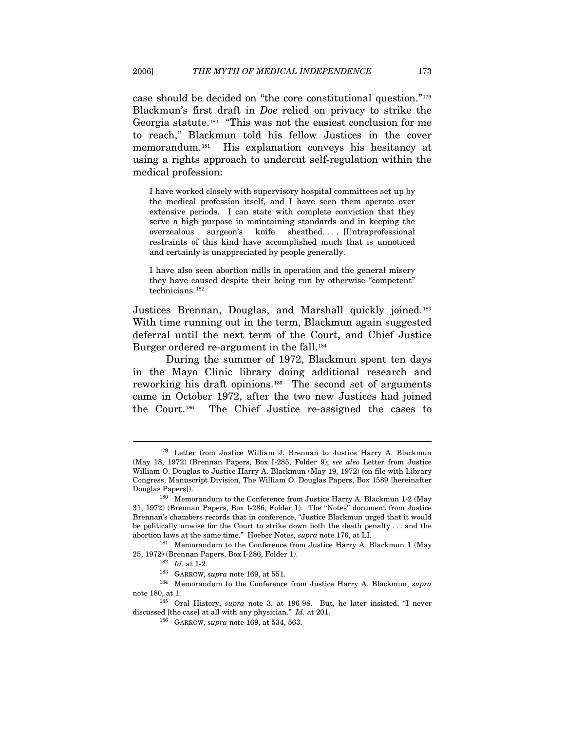case should be decided on "the core constitutional question."[179] Blackmun's first draft in *Doe* relied on privacy to strike the Georgia statute.[180] "This was not the easiest conclusion for me to reach," Blackmun told his fellow Justices in the cover memorandum.[181] His explanation conveys his hesitancy at using a rights approach to undercut self-regulation within the medical profession:

> I have worked closely with supervisory hospital committees set up by the medical profession itself, and I have seen them operate over extensive periods. I can state with complete conviction that they serve a high purpose in maintaining standards and in keeping the overzealous surgeon's knife sheathed. . . . [I]ntraprofessional restraints of this kind have accomplished much that is unnoticed and certainly is unappreciated by people generally.
>
> I have also seen abortion mills in operation and the general misery they have caused despite their being run by otherwise "competent" technicians.[182]

Justices Brennan, Douglas, and Marshall quickly joined.[183] With time running out in the term, Blackmun again suggested deferral until the next term of the Court, and Chief Justice Burger ordered re-argument in the fall.[184]

During the summer of 1972, Blackmun spent ten days in the Mayo Clinic library doing additional research and reworking his draft opinions.[185] The second set of arguments came in October 1972, after the two new Justices had joined the Court.[186] The Chief Justice re-assigned the cases to

---

[179] Letter from Justice William J. Brennan to Justice Harry A. Blackmun (May 18, 1972) (Brennan Papers, Box I-285, Folder 9); *see also* Letter from Justice William O. Douglas to Justice Harry A. Blackmun (May 19, 1972) (on file with Library Congress, Manuscript Division, The William O. Douglas Papers, Box 1589 [hereinafter Douglas Papers]).

[180] Memorandum to the Conference from Justice Harry A. Blackmun 1-2 (May 31, 1972) (Brennan Papers, Box I-286, Folder 1). The "Notes" document from Justice Brennan's chambers records that in conference, "Justice Blackmun urged that it would be politically unwise for the Court to strike down both the death penalty . . . and the abortion laws at the same time." Hoeber Notes, *supra* note 176, at LI.

[181] Memorandum to the Conference from Justice Harry A. Blackmun 1 (May 25, 1972) (Brennan Papers, Box I-286, Folder 1).

[182] *Id.* at 1-2.

[183] GARROW, *supra* note 169, at 551.

[184] Memorandum to the Conference from Justice Harry A. Blackmun, *supra* note 180, at 1.

[185] Oral History, *supra* note 3, at 196-98. But, he later insisted, "I never discussed [the case] at all with any physician." *Id.* at 201.

[186] GARROW, *supra* note 169, at 534, 563.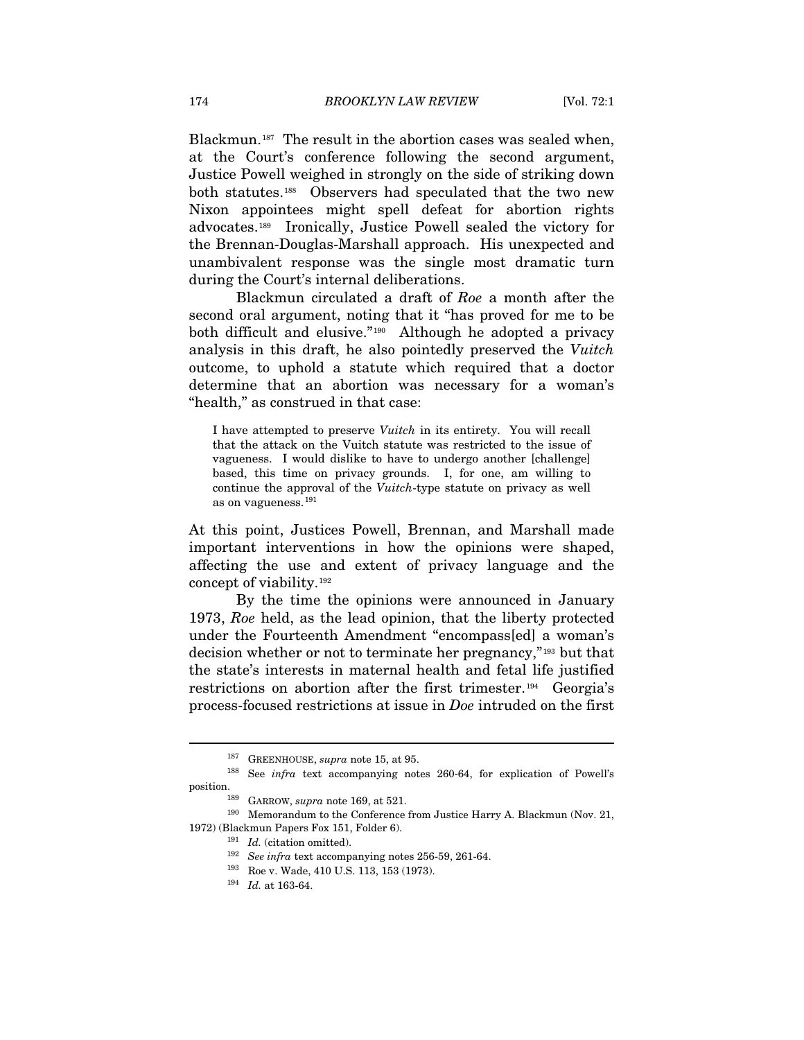Blackmun.[187] The result in the abortion cases was sealed when, at the Court's conference following the second argument, Justice Powell weighed in strongly on the side of striking down both statutes.[188] Observers had speculated that the two new Nixon appointees might spell defeat for abortion rights advocates.[189] Ironically, Justice Powell sealed the victory for the Brennan-Douglas-Marshall approach. His unexpected and unambivalent response was the single most dramatic turn during the Court's internal deliberations.

Blackmun circulated a draft of *Roe* a month after the second oral argument, noting that it "has proved for me to be both difficult and elusive."[190] Although he adopted a privacy analysis in this draft, he also pointedly preserved the *Vuitch* outcome, to uphold a statute which required that a doctor determine that an abortion was necessary for a woman's "health," as construed in that case:

> I have attempted to preserve *Vuitch* in its entirety. You will recall that the attack on the Vuitch statute was restricted to the issue of vagueness. I would dislike to have to undergo another [challenge] based, this time on privacy grounds. I, for one, am willing to continue the approval of the *Vuitch*-type statute on privacy as well as on vagueness.[191]

At this point, Justices Powell, Brennan, and Marshall made important interventions in how the opinions were shaped, affecting the use and extent of privacy language and the concept of viability.[192]

By the time the opinions were announced in January 1973, *Roe* held, as the lead opinion, that the liberty protected under the Fourteenth Amendment "encompass[ed] a woman's decision whether or not to terminate her pregnancy,"[193] but that the state's interests in maternal health and fetal life justified restrictions on abortion after the first trimester.[194] Georgia's process-focused restrictions at issue in *Doe* intruded on the first

---

[187] GREENHOUSE, *supra* note 15, at 95.

[188] See *infra* text accompanying notes 260-64, for explication of Powell's position.

[189] GARROW, *supra* note 169, at 521.

[190] Memorandum to the Conference from Justice Harry A. Blackmun (Nov. 21, 1972) (Blackmun Papers Fox 151, Folder 6).

[191] *Id.* (citation omitted).

[192] *See infra* text accompanying notes 256-59, 261-64.

[193] Roe v. Wade, 410 U.S. 113, 153 (1973).

[194] *Id.* at 163-64.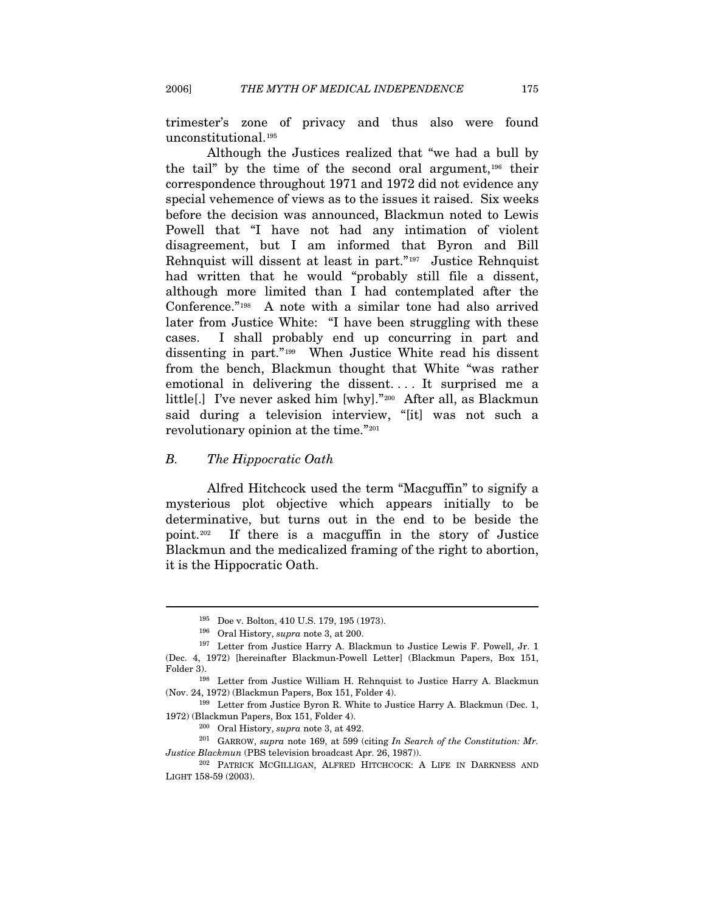trimester's zone of privacy and thus also were found unconstitutional.[195]

Although the Justices realized that "we had a bull by the tail" by the time of the second oral argument,[196] their correspondence throughout 1971 and 1972 did not evidence any special vehemence of views as to the issues it raised. Six weeks before the decision was announced, Blackmun noted to Lewis Powell that "I have not had any intimation of violent disagreement, but I am informed that Byron and Bill Rehnquist will dissent at least in part."[197] Justice Rehnquist had written that he would "probably still file a dissent, although more limited than I had contemplated after the Conference."[198] A note with a similar tone had also arrived later from Justice White: "I have been struggling with these cases. I shall probably end up concurring in part and dissenting in part."[199] When Justice White read his dissent from the bench, Blackmun thought that White "was rather emotional in delivering the dissent. . . . It surprised me a little[.] I've never asked him [why]."[200] After all, as Blackmun said during a television interview, "[it] was not such a revolutionary opinion at the time."[201]

## *B. The Hippocratic Oath*

Alfred Hitchcock used the term "Macguffin" to signify a mysterious plot objective which appears initially to be determinative, but turns out in the end to be beside the point.[202] If there is a macguffin in the story of Justice Blackmun and the medicalized framing of the right to abortion, it is the Hippocratic Oath.

---

[195] Doe v. Bolton, 410 U.S. 179, 195 (1973).

[196] Oral History, *supra* note 3, at 200.

[197] Letter from Justice Harry A. Blackmun to Justice Lewis F. Powell, Jr. 1 (Dec. 4, 1972) [hereinafter Blackmun-Powell Letter] (Blackmun Papers, Box 151, Folder 3).

[198] Letter from Justice William H. Rehnquist to Justice Harry A. Blackmun (Nov. 24, 1972) (Blackmun Papers, Box 151, Folder 4).

[199] Letter from Justice Byron R. White to Justice Harry A. Blackmun (Dec. 1, 1972) (Blackmun Papers, Box 151, Folder 4).

[200] Oral History, *supra* note 3, at 492.

[201] GARROW, *supra* note 169, at 599 (citing *In Search of the Constitution: Mr. Justice Blackmun* (PBS television broadcast Apr. 26, 1987)).

[202] PATRICK MCGILLIGAN, ALFRED HITCHCOCK: A LIFE IN DARKNESS AND LIGHT 158-59 (2003).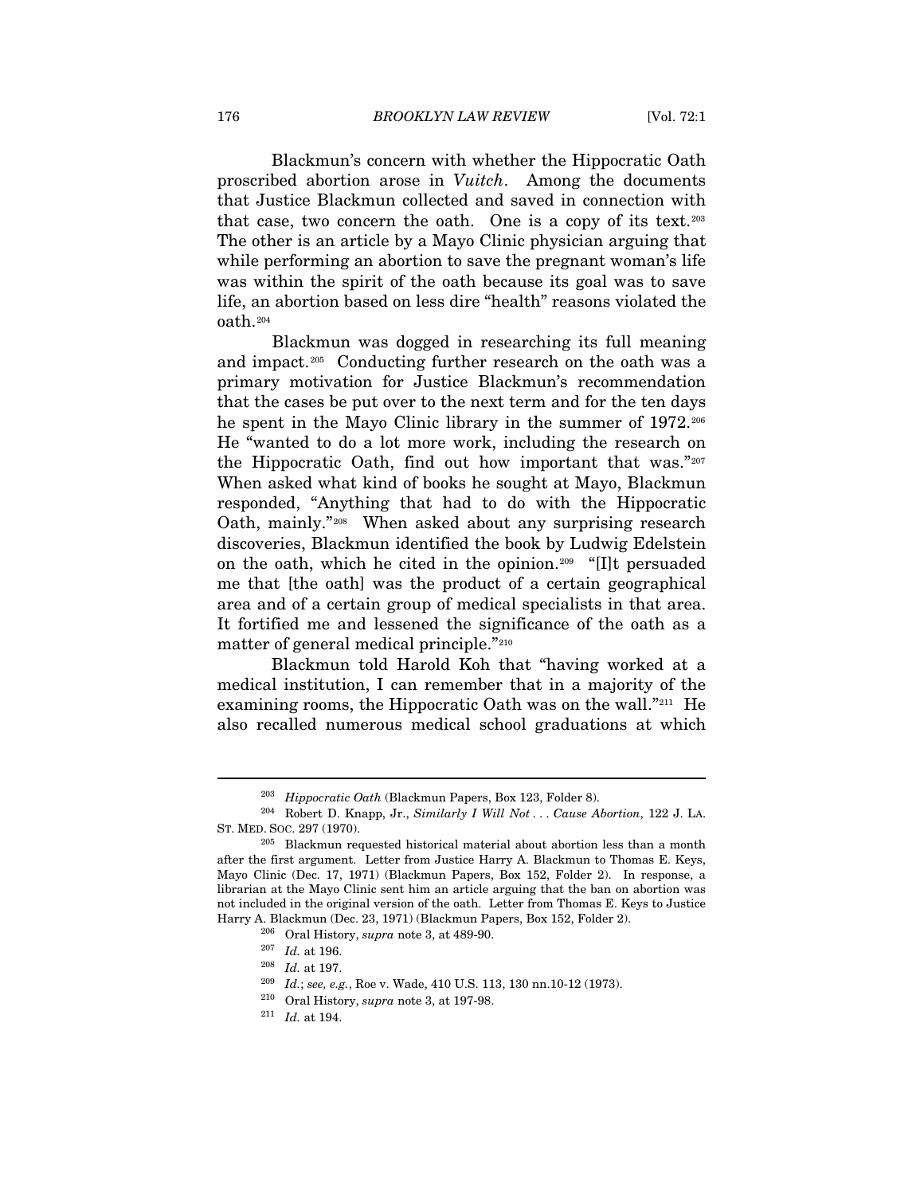Blackmun's concern with whether the Hippocratic Oath proscribed abortion arose in *Vuitch*. Among the documents that Justice Blackmun collected and saved in connection with that case, two concern the oath. One is a copy of its text.[203] The other is an article by a Mayo Clinic physician arguing that while performing an abortion to save the pregnant woman's life was within the spirit of the oath because its goal was to save life, an abortion based on less dire "health" reasons violated the oath.[204]

Blackmun was dogged in researching its full meaning and impact.[205] Conducting further research on the oath was a primary motivation for Justice Blackmun's recommendation that the cases be put over to the next term and for the ten days he spent in the Mayo Clinic library in the summer of 1972.[206] He "wanted to do a lot more work, including the research on the Hippocratic Oath, find out how important that was."[207] When asked what kind of books he sought at Mayo, Blackmun responded, "Anything that had to do with the Hippocratic Oath, mainly."[208] When asked about any surprising research discoveries, Blackmun identified the book by Ludwig Edelstein on the oath, which he cited in the opinion.[209] "[I]t persuaded me that [the oath] was the product of a certain geographical area and of a certain group of medical specialists in that area. It fortified me and lessened the significance of the oath as a matter of general medical principle."[210]

Blackmun told Harold Koh that "having worked at a medical institution, I can remember that in a majority of the examining rooms, the Hippocratic Oath was on the wall."[211] He also recalled numerous medical school graduations at which

---

[203] *Hippocratic Oath* (Blackmun Papers, Box 123, Folder 8).

[204] Robert D. Knapp, Jr., *Similarly I Will Not . . . Cause Abortion*, 122 J. LA. ST. MED. SOC. 297 (1970).

[205] Blackmun requested historical material about abortion less than a month after the first argument. Letter from Justice Harry A. Blackmun to Thomas E. Keys, Mayo Clinic (Dec. 17, 1971) (Blackmun Papers, Box 152, Folder 2). In response, a librarian at the Mayo Clinic sent him an article arguing that the ban on abortion was not included in the original version of the oath. Letter from Thomas E. Keys to Justice Harry A. Blackmun (Dec. 23, 1971) (Blackmun Papers, Box 152, Folder 2).

[206] Oral History, *supra* note 3, at 489-90.

[207] *Id.* at 196.

[208] *Id.* at 197.

[209] *Id.*; *see, e.g.*, Roe v. Wade, 410 U.S. 113, 130 nn.10-12 (1973).

[210] Oral History, *supra* note 3, at 197-98.

[211] *Id.* at 194.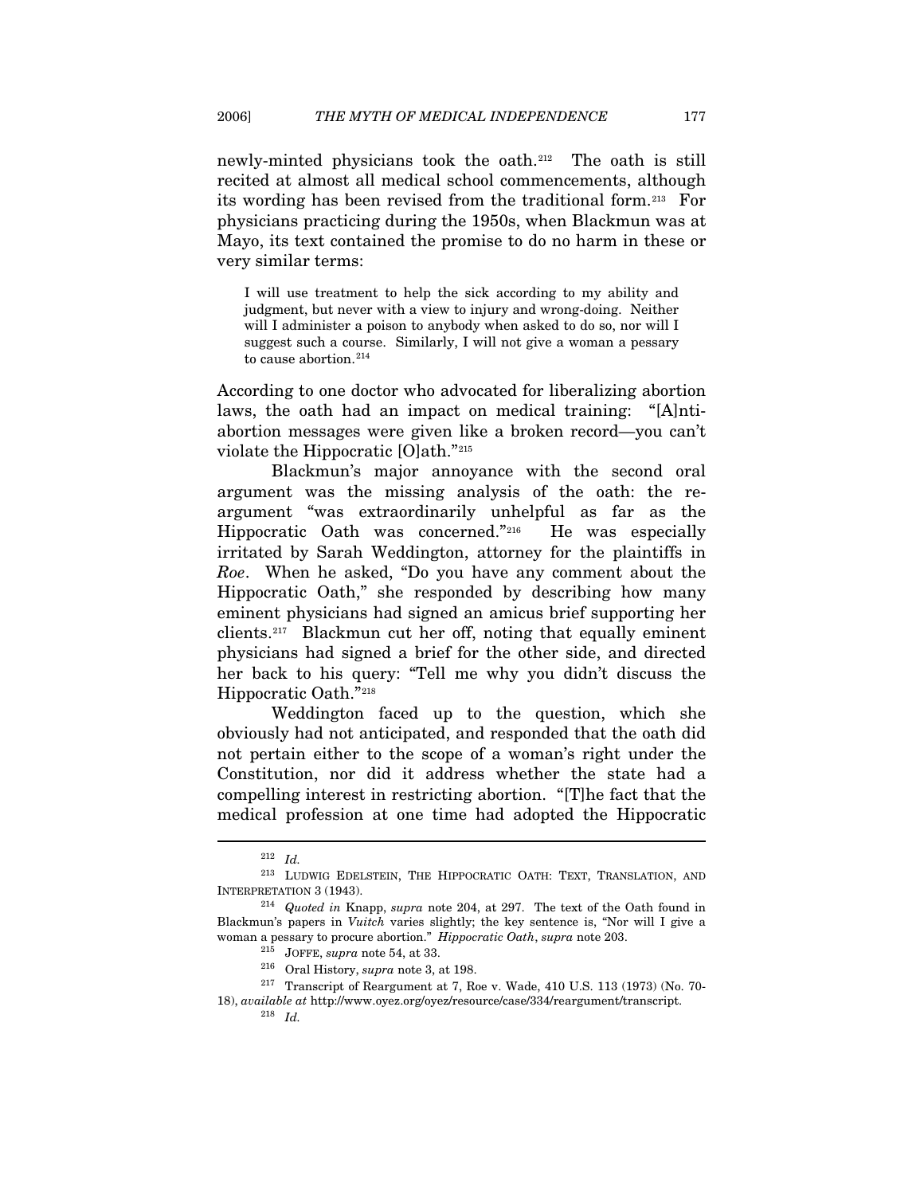newly-minted physicians took the oath.[212] The oath is still recited at almost all medical school commencements, although its wording has been revised from the traditional form.[213] For physicians practicing during the 1950s, when Blackmun was at Mayo, its text contained the promise to do no harm in these or very similar terms:

> I will use treatment to help the sick according to my ability and judgment, but never with a view to injury and wrong-doing. Neither will I administer a poison to anybody when asked to do so, nor will I suggest such a course. Similarly, I will not give a woman a pessary to cause abortion.[214]

According to one doctor who advocated for liberalizing abortion laws, the oath had an impact on medical training: "[A]nti-abortion messages were given like a broken record—you can't violate the Hippocratic [O]ath."[215]

Blackmun's major annoyance with the second oral argument was the missing analysis of the oath: the re-argument "was extraordinarily unhelpful as far as the Hippocratic Oath was concerned."[216] He was especially irritated by Sarah Weddington, attorney for the plaintiffs in *Roe*. When he asked, "Do you have any comment about the Hippocratic Oath," she responded by describing how many eminent physicians had signed an amicus brief supporting her clients.[217] Blackmun cut her off, noting that equally eminent physicians had signed a brief for the other side, and directed her back to his query: "Tell me why you didn't discuss the Hippocratic Oath."[218]

Weddington faced up to the question, which she obviously had not anticipated, and responded that the oath did not pertain either to the scope of a woman's right under the Constitution, nor did it address whether the state had a compelling interest in restricting abortion. "[T]he fact that the medical profession at one time had adopted the Hippocratic

---

[212] *Id.*

[213] LUDWIG EDELSTEIN, THE HIPPOCRATIC OATH: TEXT, TRANSLATION, AND INTERPRETATION 3 (1943).

[214] *Quoted in* Knapp, *supra* note 204, at 297. The text of the Oath found in Blackmun's papers in *Vuitch* varies slightly; the key sentence is, "Nor will I give a woman a pessary to procure abortion." *Hippocratic Oath*, *supra* note 203.

[215] JOFFE, *supra* note 54, at 33.

[216] Oral History, *supra* note 3, at 198.

[217] Transcript of Reargument at 7, Roe v. Wade, 410 U.S. 113 (1973) (No. 70-18), *available at* http://www.oyez.org/oyez/resource/case/334/reargument/transcript.

[218] *Id.*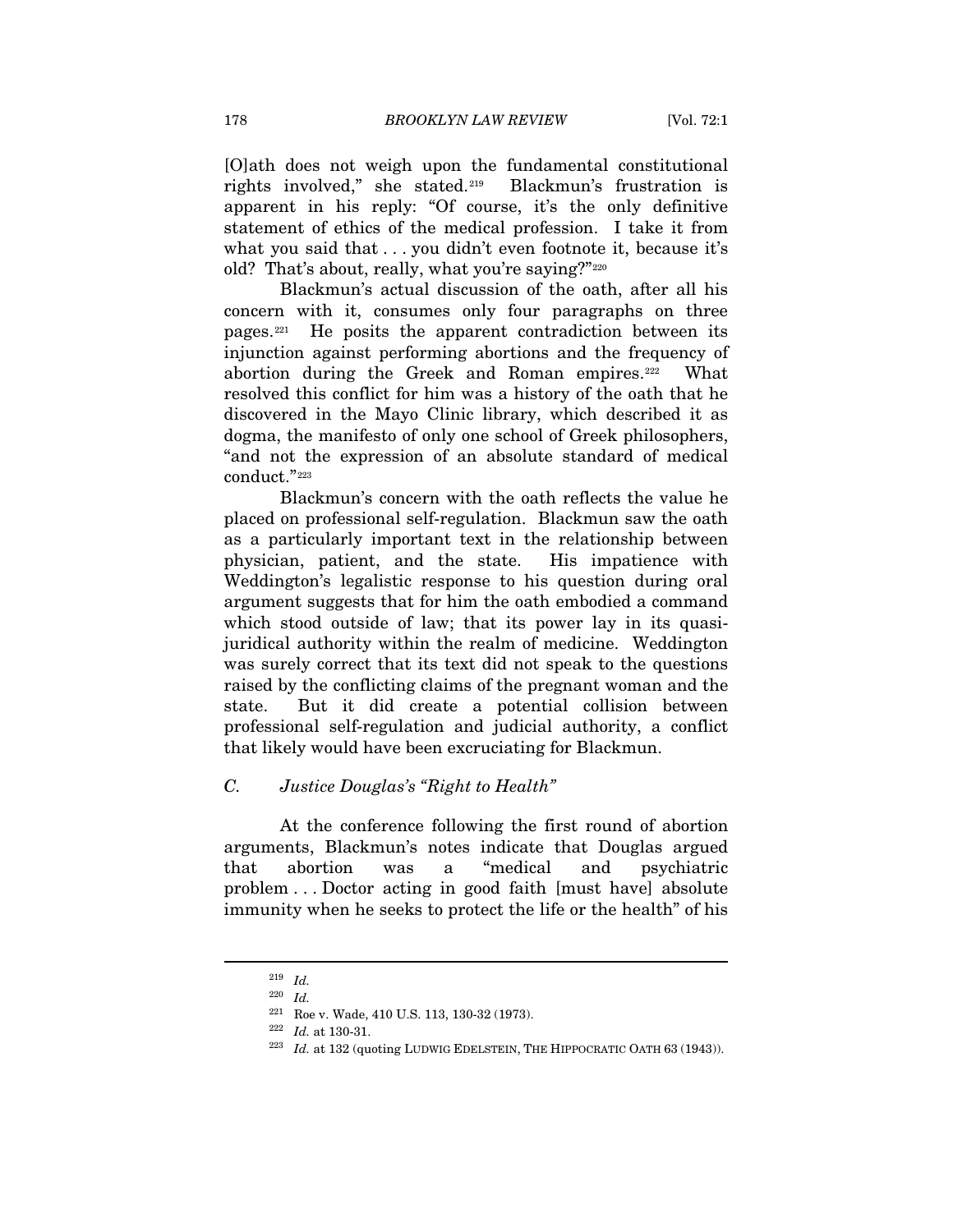[O]ath does not weigh upon the fundamental constitutional rights involved," she stated.[219] Blackmun's frustration is apparent in his reply: "Of course, it's the only definitive statement of ethics of the medical profession. I take it from what you said that . . . you didn't even footnote it, because it's old? That's about, really, what you're saying?"[220]

Blackmun's actual discussion of the oath, after all his concern with it, consumes only four paragraphs on three pages.[221] He posits the apparent contradiction between its injunction against performing abortions and the frequency of abortion during the Greek and Roman empires.[222] What resolved this conflict for him was a history of the oath that he discovered in the Mayo Clinic library, which described it as dogma, the manifesto of only one school of Greek philosophers, "and not the expression of an absolute standard of medical conduct."[223]

Blackmun's concern with the oath reflects the value he placed on professional self-regulation. Blackmun saw the oath as a particularly important text in the relationship between physician, patient, and the state. His impatience with Weddington's legalistic response to his question during oral argument suggests that for him the oath embodied a command which stood outside of law; that its power lay in its quasi-juridical authority within the realm of medicine. Weddington was surely correct that its text did not speak to the questions raised by the conflicting claims of the pregnant woman and the state. But it did create a potential collision between professional self-regulation and judicial authority, a conflict that likely would have been excruciating for Blackmun.

### *C. Justice Douglas's "Right to Health"*

At the conference following the first round of abortion arguments, Blackmun's notes indicate that Douglas argued that abortion was a "medical and psychiatric problem . . . Doctor acting in good faith [must have] absolute immunity when he seeks to protect the life or the health" of his

---

[219] *Id.*

[220] *Id.*

[221] Roe v. Wade, 410 U.S. 113, 130-32 (1973).

[222] *Id.* at 130-31.

[223] *Id.* at 132 (quoting LUDWIG EDELSTEIN, THE HIPPOCRATIC OATH 63 (1943)).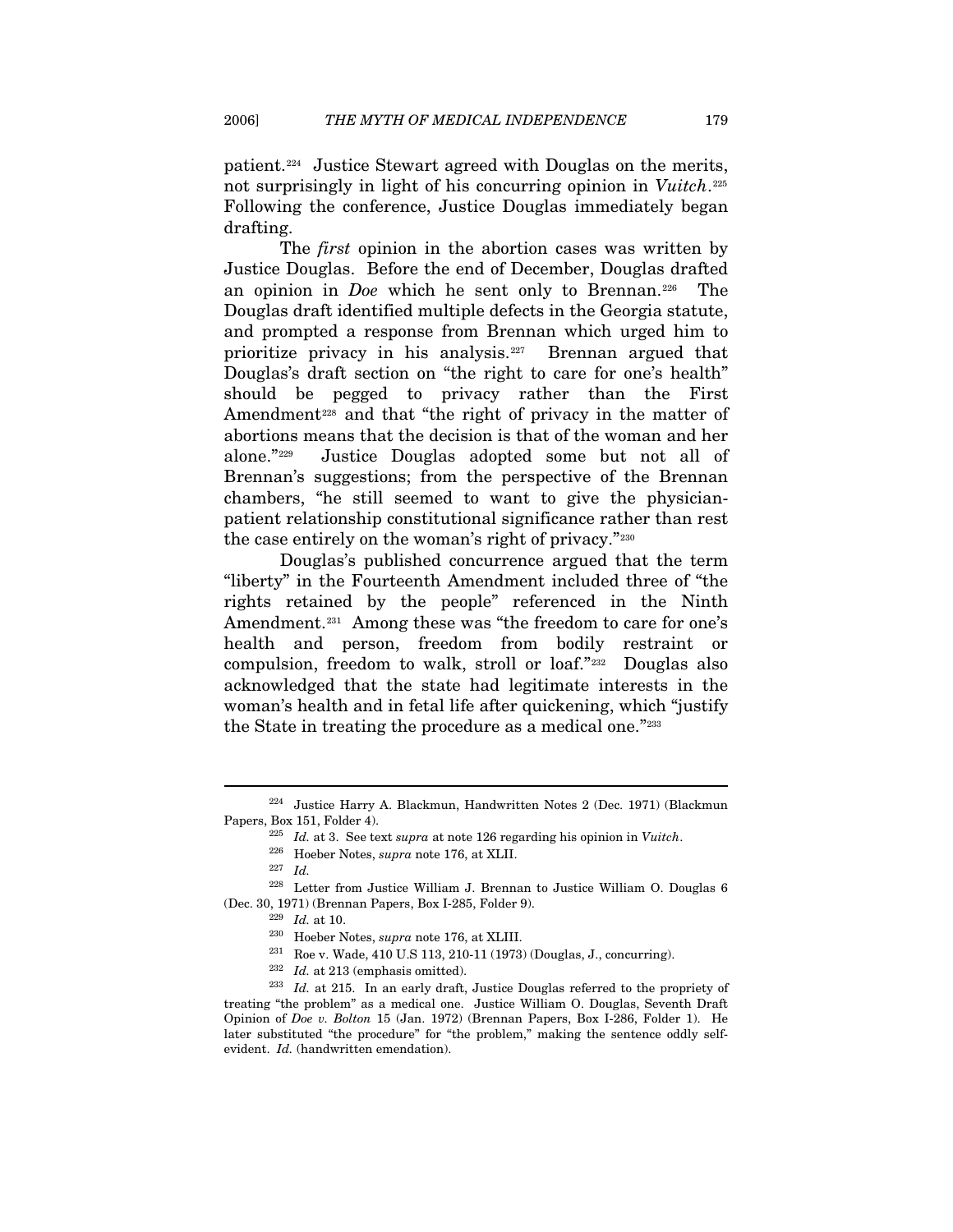patient.[224] Justice Stewart agreed with Douglas on the merits, not surprisingly in light of his concurring opinion in *Vuitch*.[225] Following the conference, Justice Douglas immediately began drafting.

The *first* opinion in the abortion cases was written by Justice Douglas. Before the end of December, Douglas drafted an opinion in *Doe* which he sent only to Brennan.[226] The Douglas draft identified multiple defects in the Georgia statute, and prompted a response from Brennan which urged him to prioritize privacy in his analysis.[227] Brennan argued that Douglas's draft section on "the right to care for one's health" should be pegged to privacy rather than the First Amendment[228] and that "the right of privacy in the matter of abortions means that the decision is that of the woman and her alone."[229] Justice Douglas adopted some but not all of Brennan's suggestions; from the perspective of the Brennan chambers, "he still seemed to want to give the physician-patient relationship constitutional significance rather than rest the case entirely on the woman's right of privacy."[230]

Douglas's published concurrence argued that the term "liberty" in the Fourteenth Amendment included three of "the rights retained by the people" referenced in the Ninth Amendment.[231] Among these was "the freedom to care for one's health and person, freedom from bodily restraint or compulsion, freedom to walk, stroll or loaf."[232] Douglas also acknowledged that the state had legitimate interests in the woman's health and in fetal life after quickening, which "justify the State in treating the procedure as a medical one."[233]

---

[224] Justice Harry A. Blackmun, Handwritten Notes 2 (Dec. 1971) (Blackmun Papers, Box 151, Folder 4).

[225] *Id.* at 3. See text *supra* at note 126 regarding his opinion in *Vuitch*.

[226] Hoeber Notes, *supra* note 176, at XLII.

[227] *Id.*

[228] Letter from Justice William J. Brennan to Justice William O. Douglas 6 (Dec. 30, 1971) (Brennan Papers, Box I-285, Folder 9).

[229] *Id.* at 10.

[230] Hoeber Notes, *supra* note 176, at XLIII.

[231] Roe v. Wade, 410 U.S 113, 210-11 (1973) (Douglas, J., concurring).

[232] *Id.* at 213 (emphasis omitted).

[233] *Id.* at 215. In an early draft, Justice Douglas referred to the propriety of treating "the problem" as a medical one. Justice William O. Douglas, Seventh Draft Opinion of *Doe v. Bolton* 15 (Jan. 1972) (Brennan Papers, Box I-286, Folder 1). He later substituted "the procedure" for "the problem," making the sentence oddly self-evident. *Id.* (handwritten emendation).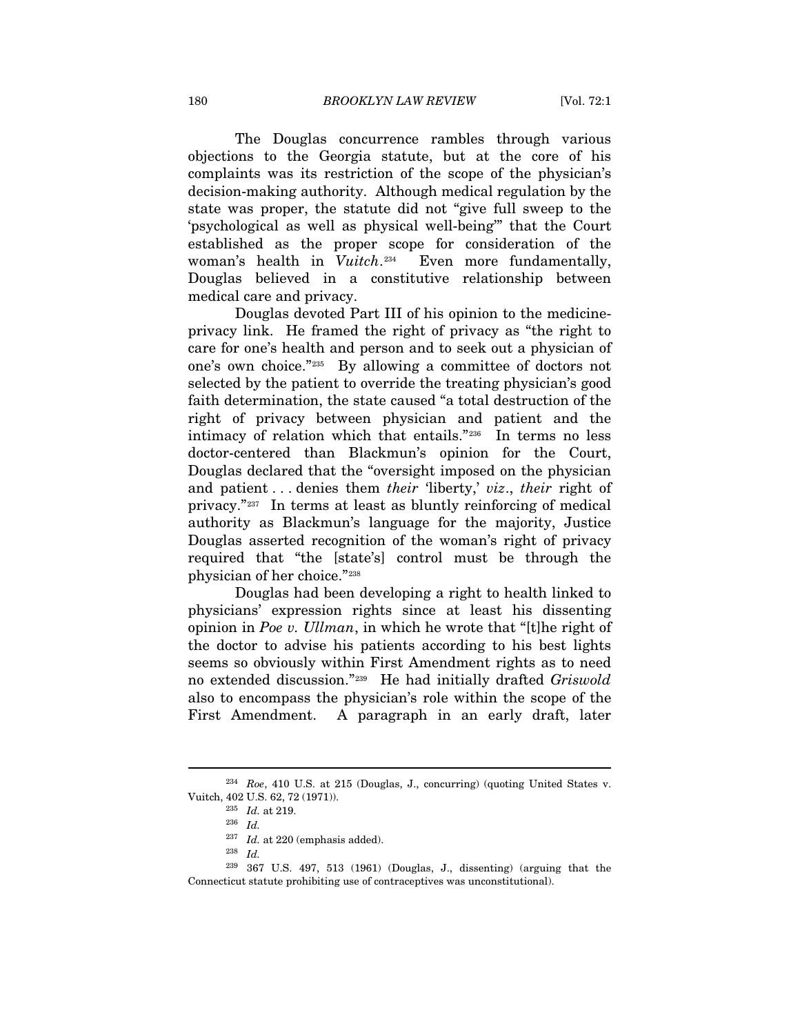The Douglas concurrence rambles through various objections to the Georgia statute, but at the core of his complaints was its restriction of the scope of the physician's decision-making authority. Although medical regulation by the state was proper, the statute did not "give full sweep to the 'psychological as well as physical well-being'" that the Court established as the proper scope for consideration of the woman's health in *Vuitch*.[234] Even more fundamentally, Douglas believed in a constitutive relationship between medical care and privacy.

Douglas devoted Part III of his opinion to the medicine-privacy link. He framed the right of privacy as "the right to care for one's health and person and to seek out a physician of one's own choice."[235] By allowing a committee of doctors not selected by the patient to override the treating physician's good faith determination, the state caused "a total destruction of the right of privacy between physician and patient and the intimacy of relation which that entails."[236] In terms no less doctor-centered than Blackmun's opinion for the Court, Douglas declared that the "oversight imposed on the physician and patient . . . denies them *their* 'liberty,' *viz*., *their* right of privacy."[237] In terms at least as bluntly reinforcing of medical authority as Blackmun's language for the majority, Justice Douglas asserted recognition of the woman's right of privacy required that "the [state's] control must be through the physician of her choice."[238]

Douglas had been developing a right to health linked to physicians' expression rights since at least his dissenting opinion in *Poe v. Ullman*, in which he wrote that "[t]he right of the doctor to advise his patients according to his best lights seems so obviously within First Amendment rights as to need no extended discussion."[239] He had initially drafted *Griswold* also to encompass the physician's role within the scope of the First Amendment. A paragraph in an early draft, later

---

[234] *Roe*, 410 U.S. at 215 (Douglas, J., concurring) (quoting United States v. Vuitch, 402 U.S. 62, 72 (1971)).

[235] *Id.* at 219.

[236] *Id.*

[237] *Id.* at 220 (emphasis added).

[238] *Id.*

[239] 367 U.S. 497, 513 (1961) (Douglas, J., dissenting) (arguing that the Connecticut statute prohibiting use of contraceptives was unconstitutional).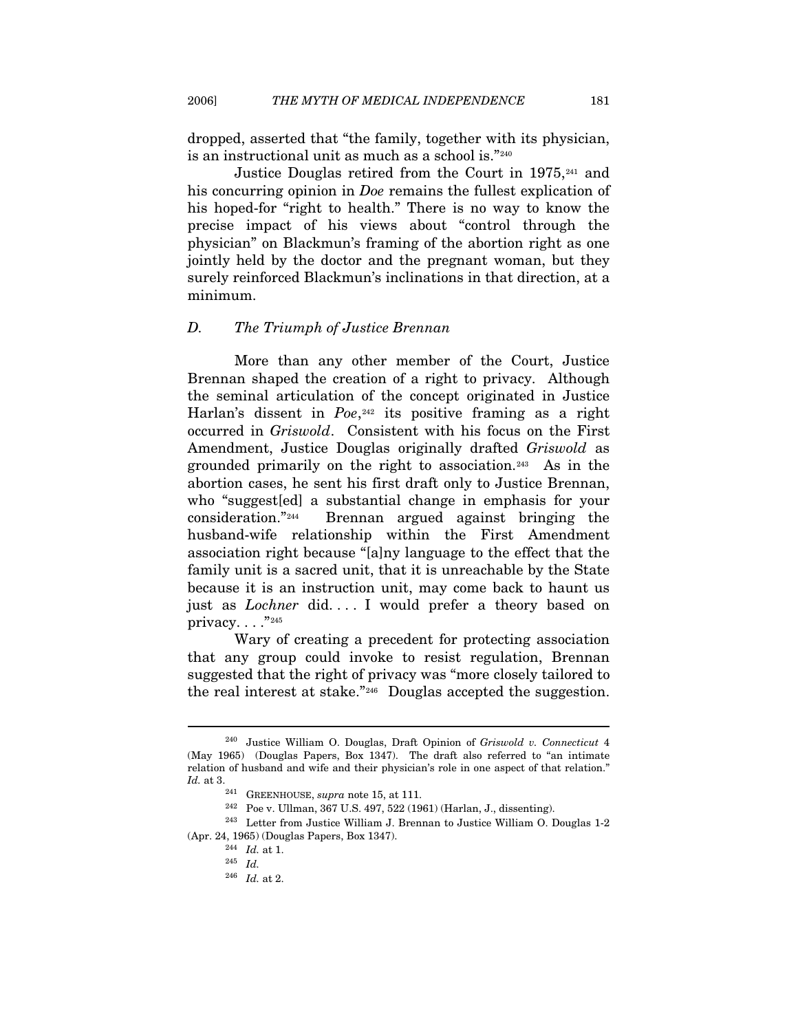dropped, asserted that "the family, together with its physician, is an instructional unit as much as a school is."[240]

Justice Douglas retired from the Court in 1975,[241] and his concurring opinion in *Doe* remains the fullest explication of his hoped-for "right to health." There is no way to know the precise impact of his views about "control through the physician" on Blackmun's framing of the abortion right as one jointly held by the doctor and the pregnant woman, but they surely reinforced Blackmun's inclinations in that direction, at a minimum.

### *D. The Triumph of Justice Brennan*

More than any other member of the Court, Justice Brennan shaped the creation of a right to privacy. Although the seminal articulation of the concept originated in Justice Harlan's dissent in *Poe*,[242] its positive framing as a right occurred in *Griswold*. Consistent with his focus on the First Amendment, Justice Douglas originally drafted *Griswold* as grounded primarily on the right to association.[243] As in the abortion cases, he sent his first draft only to Justice Brennan, who "suggest[ed] a substantial change in emphasis for your consideration."[244] Brennan argued against bringing the husband-wife relationship within the First Amendment association right because "[a]ny language to the effect that the family unit is a sacred unit, that it is unreachable by the State because it is an instruction unit, may come back to haunt us just as *Lochner* did. . . . I would prefer a theory based on privacy. . . ."[245]

Wary of creating a precedent for protecting association that any group could invoke to resist regulation, Brennan suggested that the right of privacy was "more closely tailored to the real interest at stake."[246] Douglas accepted the suggestion.

---

[240] Justice William O. Douglas, Draft Opinion of *Griswold v. Connecticut* 4 (May 1965) (Douglas Papers, Box 1347). The draft also referred to "an intimate relation of husband and wife and their physician's role in one aspect of that relation." *Id.* at 3.

[241] GREENHOUSE, *supra* note 15, at 111.

[242] Poe v. Ullman, 367 U.S. 497, 522 (1961) (Harlan, J., dissenting).

[243] Letter from Justice William J. Brennan to Justice William O. Douglas 1-2 (Apr. 24, 1965) (Douglas Papers, Box 1347).

[244] *Id.* at 1.

[245] *Id.*

[246] *Id.* at 2.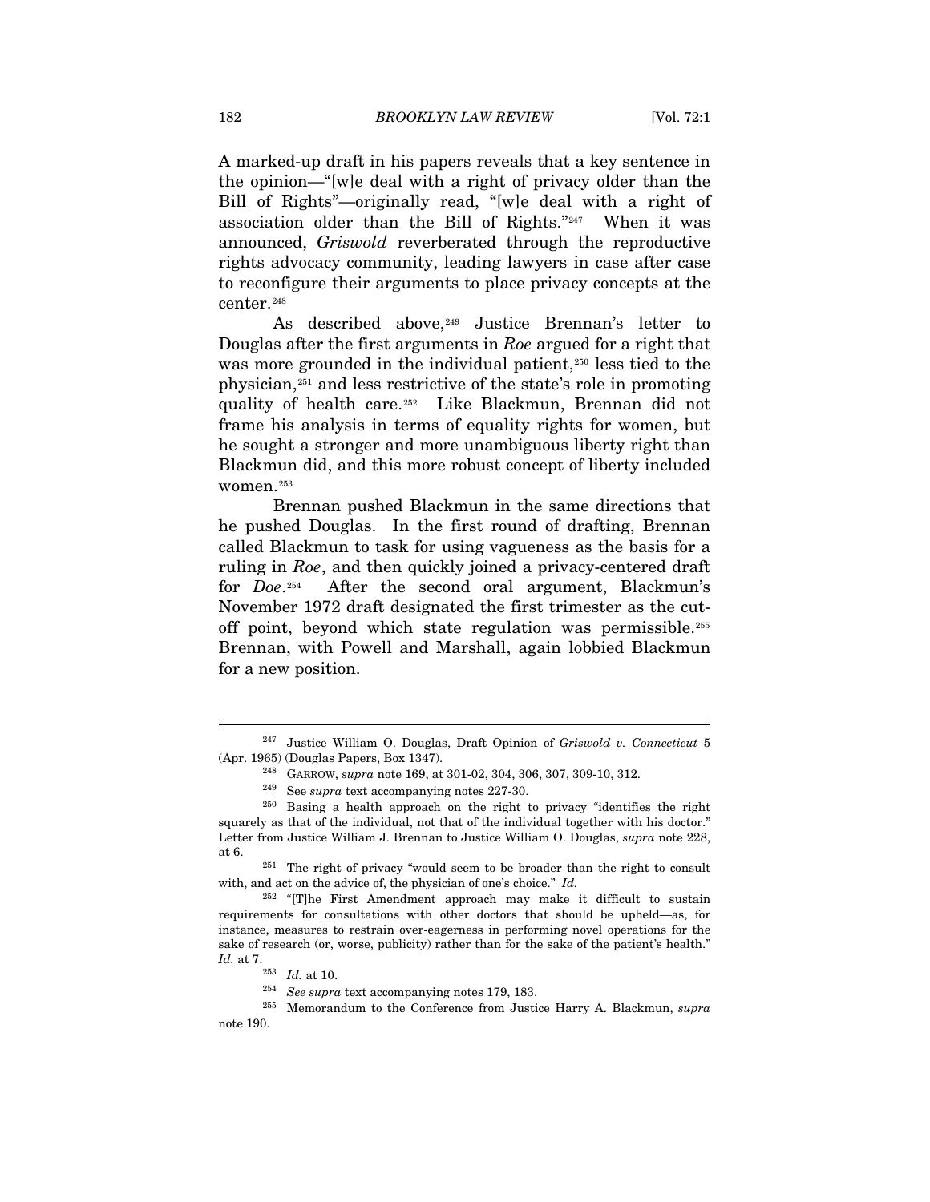A marked-up draft in his papers reveals that a key sentence in the opinion—"[w]e deal with a right of privacy older than the Bill of Rights"—originally read, "[w]e deal with a right of association older than the Bill of Rights."[247] When it was announced, *Griswold* reverberated through the reproductive rights advocacy community, leading lawyers in case after case to reconfigure their arguments to place privacy concepts at the center.[248]

As described above,[249] Justice Brennan's letter to Douglas after the first arguments in *Roe* argued for a right that was more grounded in the individual patient,[250] less tied to the physician,[251] and less restrictive of the state's role in promoting quality of health care.[252] Like Blackmun, Brennan did not frame his analysis in terms of equality rights for women, but he sought a stronger and more unambiguous liberty right than Blackmun did, and this more robust concept of liberty included women.[253]

Brennan pushed Blackmun in the same directions that he pushed Douglas. In the first round of drafting, Brennan called Blackmun to task for using vagueness as the basis for a ruling in *Roe*, and then quickly joined a privacy-centered draft for *Doe*.[254] After the second oral argument, Blackmun's November 1972 draft designated the first trimester as the cut-off point, beyond which state regulation was permissible.[255] Brennan, with Powell and Marshall, again lobbied Blackmun for a new position.

---

[247] Justice William O. Douglas, Draft Opinion of *Griswold v. Connecticut* 5 (Apr. 1965) (Douglas Papers, Box 1347).

[248] GARROW, *supra* note 169, at 301-02, 304, 306, 307, 309-10, 312.

[249] See *supra* text accompanying notes 227-30.

[250] Basing a health approach on the right to privacy "identifies the right squarely as that of the individual, not that of the individual together with his doctor." Letter from Justice William J. Brennan to Justice William O. Douglas, *supra* note 228, at 6.

[251] The right of privacy "would seem to be broader than the right to consult with, and act on the advice of, the physician of one's choice." *Id.*

[252] "[T]he First Amendment approach may make it difficult to sustain requirements for consultations with other doctors that should be upheld—as, for instance, measures to restrain over-eagerness in performing novel operations for the sake of research (or, worse, publicity) rather than for the sake of the patient's health." *Id.* at 7.

[253] *Id.* at 10.

[254] *See supra* text accompanying notes 179, 183.

[255] Memorandum to the Conference from Justice Harry A. Blackmun, *supra* note 190.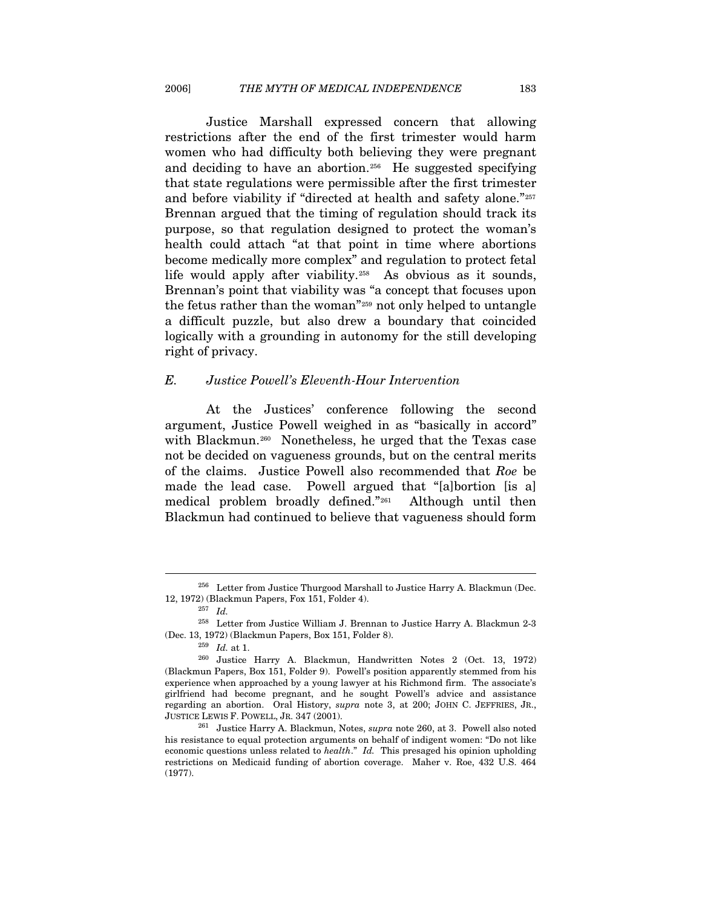Justice Marshall expressed concern that allowing restrictions after the end of the first trimester would harm women who had difficulty both believing they were pregnant and deciding to have an abortion.[256] He suggested specifying that state regulations were permissible after the first trimester and before viability if "directed at health and safety alone."[257] Brennan argued that the timing of regulation should track its purpose, so that regulation designed to protect the woman's health could attach "at that point in time where abortions become medically more complex" and regulation to protect fetal life would apply after viability.[258] As obvious as it sounds, Brennan's point that viability was "a concept that focuses upon the fetus rather than the woman"[259] not only helped to untangle a difficult puzzle, but also drew a boundary that coincided logically with a grounding in autonomy for the still developing right of privacy.

### *E. Justice Powell's Eleventh-Hour Intervention*

At the Justices' conference following the second argument, Justice Powell weighed in as "basically in accord" with Blackmun.[260] Nonetheless, he urged that the Texas case not be decided on vagueness grounds, but on the central merits of the claims. Justice Powell also recommended that *Roe* be made the lead case. Powell argued that "[a]bortion [is a] medical problem broadly defined."[261] Although until then Blackmun had continued to believe that vagueness should form

---

[256] Letter from Justice Thurgood Marshall to Justice Harry A. Blackmun (Dec. 12, 1972) (Blackmun Papers, Fox 151, Folder 4).

[257] *Id.*

[258] Letter from Justice William J. Brennan to Justice Harry A. Blackmun 2-3 (Dec. 13, 1972) (Blackmun Papers, Box 151, Folder 8).

[259] *Id.* at 1.

[260] Justice Harry A. Blackmun, Handwritten Notes 2 (Oct. 13, 1972) (Blackmun Papers, Box 151, Folder 9). Powell's position apparently stemmed from his experience when approached by a young lawyer at his Richmond firm. The associate's girlfriend had become pregnant, and he sought Powell's advice and assistance regarding an abortion. Oral History, *supra* note 3, at 200; JOHN C. JEFFRIES, JR., JUSTICE LEWIS F. POWELL, JR. 347 (2001).

[261] Justice Harry A. Blackmun, Notes, *supra* note 260, at 3. Powell also noted his resistance to equal protection arguments on behalf of indigent women: "Do not like economic questions unless related to *health*." *Id.* This presaged his opinion upholding restrictions on Medicaid funding of abortion coverage. Maher v. Roe, 432 U.S. 464 (1977).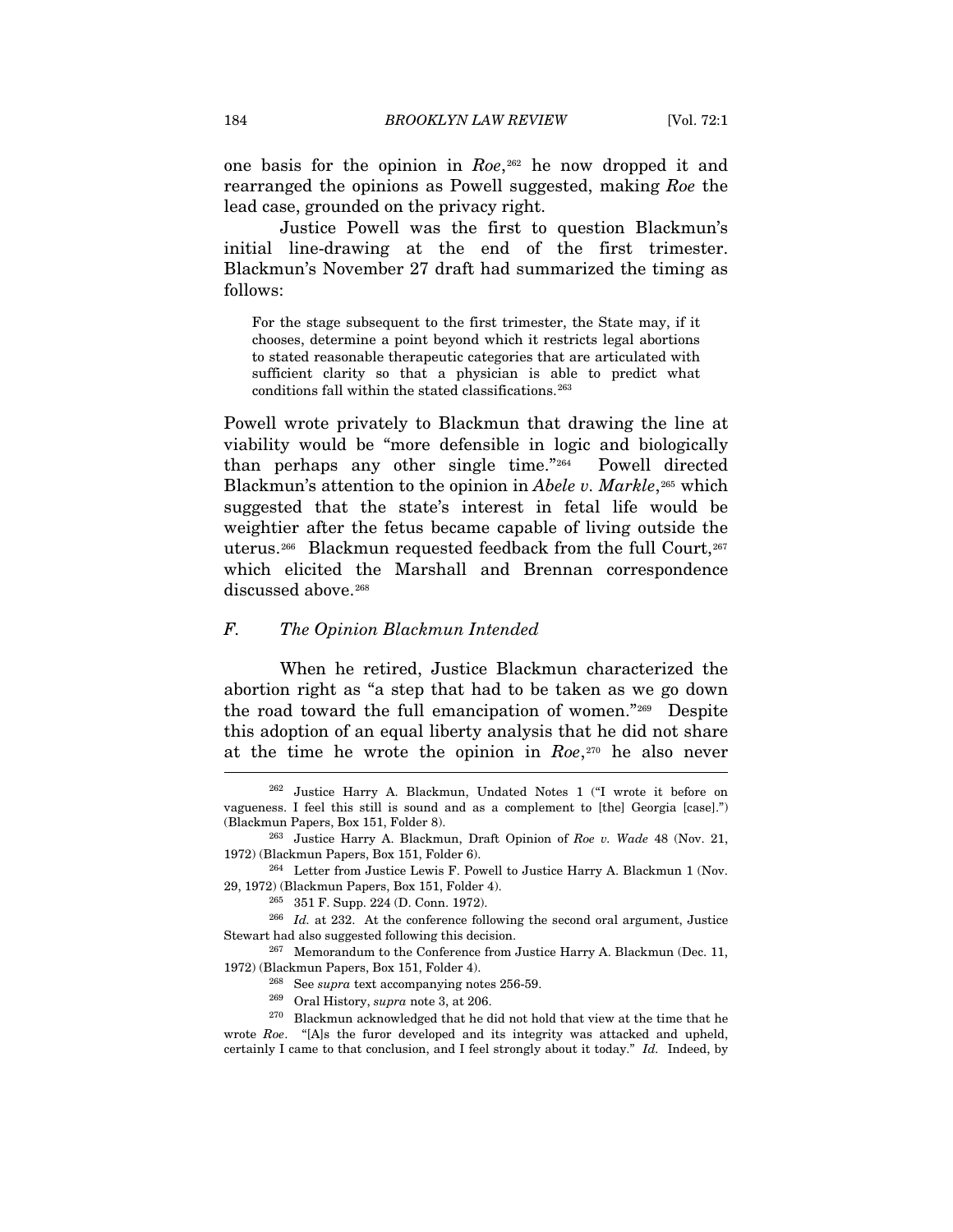one basis for the opinion in *Roe*,[262] he now dropped it and rearranged the opinions as Powell suggested, making *Roe* the lead case, grounded on the privacy right.

Justice Powell was the first to question Blackmun's initial line-drawing at the end of the first trimester. Blackmun's November 27 draft had summarized the timing as follows:

> For the stage subsequent to the first trimester, the State may, if it chooses, determine a point beyond which it restricts legal abortions to stated reasonable therapeutic categories that are articulated with sufficient clarity so that a physician is able to predict what conditions fall within the stated classifications.[263]

Powell wrote privately to Blackmun that drawing the line at viability would be "more defensible in logic and biologically than perhaps any other single time."[264] Powell directed Blackmun's attention to the opinion in *Abele v. Markle*,[265] which suggested that the state's interest in fetal life would be weightier after the fetus became capable of living outside the uterus.[266] Blackmun requested feedback from the full Court,[267] which elicited the Marshall and Brennan correspondence discussed above.[268]

### *F. The Opinion Blackmun Intended*

When he retired, Justice Blackmun characterized the abortion right as "a step that had to be taken as we go down the road toward the full emancipation of women."[269] Despite this adoption of an equal liberty analysis that he did not share at the time he wrote the opinion in *Roe*,[270] he also never

---

[262] Justice Harry A. Blackmun, Undated Notes 1 ("I wrote it before on vagueness. I feel this still is sound and as a complement to [the] Georgia [case].") (Blackmun Papers, Box 151, Folder 8).

[263] Justice Harry A. Blackmun, Draft Opinion of *Roe v. Wade* 48 (Nov. 21, 1972) (Blackmun Papers, Box 151, Folder 6).

[264] Letter from Justice Lewis F. Powell to Justice Harry A. Blackmun 1 (Nov. 29, 1972) (Blackmun Papers, Box 151, Folder 4).

[265] 351 F. Supp. 224 (D. Conn. 1972).

[266] *Id.* at 232. At the conference following the second oral argument, Justice Stewart had also suggested following this decision.

[267] Memorandum to the Conference from Justice Harry A. Blackmun (Dec. 11, 1972) (Blackmun Papers, Box 151, Folder 4).

[268] See *supra* text accompanying notes 256-59.

[269] Oral History, *supra* note 3, at 206.

[270] Blackmun acknowledged that he did not hold that view at the time that he wrote *Roe*. "[A]s the furor developed and its integrity was attacked and upheld, certainly I came to that conclusion, and I feel strongly about it today." *Id.* Indeed, by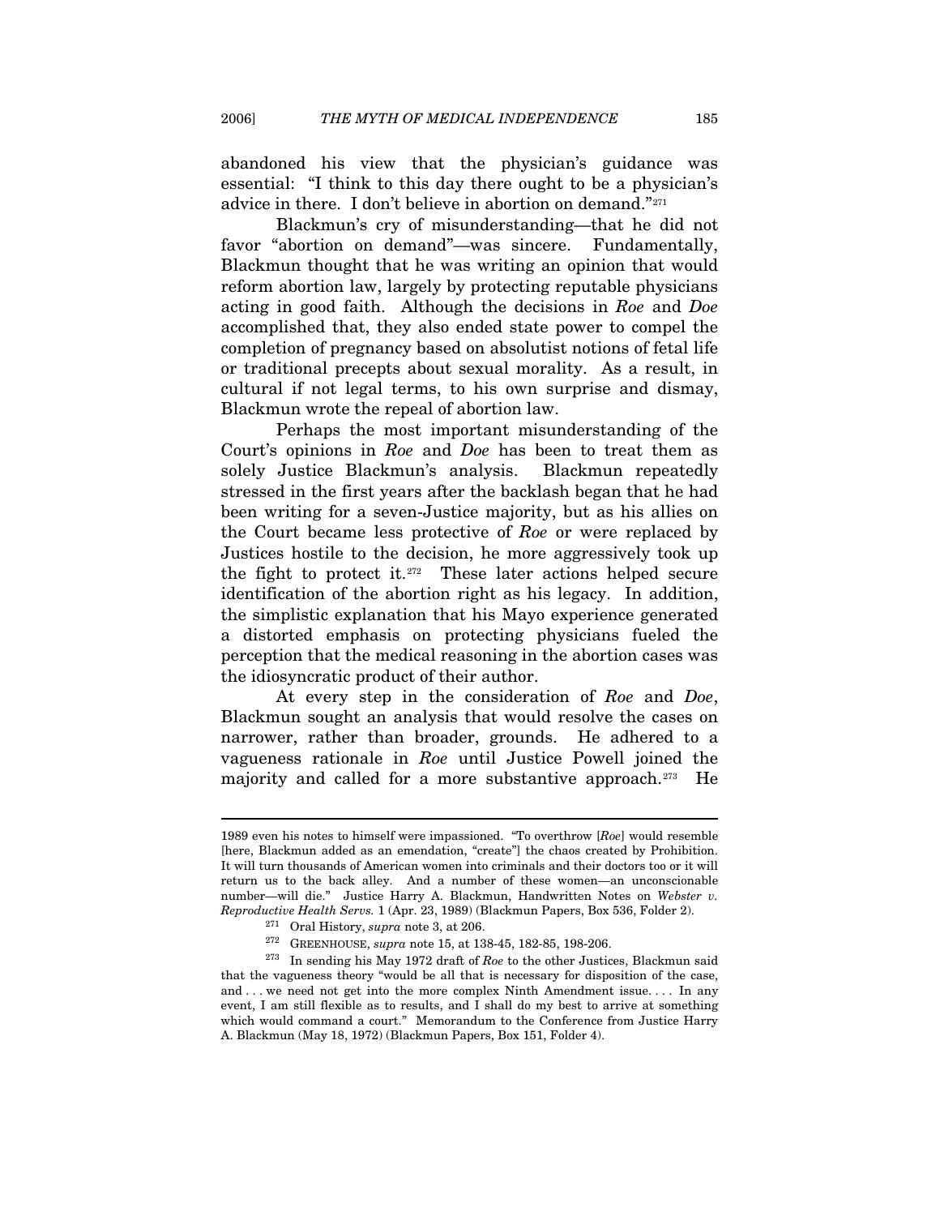abandoned his view that the physician's guidance was essential: "I think to this day there ought to be a physician's advice in there. I don't believe in abortion on demand."[271]

Blackmun's cry of misunderstanding—that he did not favor "abortion on demand"—was sincere. Fundamentally, Blackmun thought that he was writing an opinion that would reform abortion law, largely by protecting reputable physicians acting in good faith. Although the decisions in *Roe* and *Doe* accomplished that, they also ended state power to compel the completion of pregnancy based on absolutist notions of fetal life or traditional precepts about sexual morality. As a result, in cultural if not legal terms, to his own surprise and dismay, Blackmun wrote the repeal of abortion law.

Perhaps the most important misunderstanding of the Court's opinions in *Roe* and *Doe* has been to treat them as solely Justice Blackmun's analysis. Blackmun repeatedly stressed in the first years after the backlash began that he had been writing for a seven-Justice majority, but as his allies on the Court became less protective of *Roe* or were replaced by Justices hostile to the decision, he more aggressively took up the fight to protect it.[272] These later actions helped secure identification of the abortion right as his legacy. In addition, the simplistic explanation that his Mayo experience generated a distorted emphasis on protecting physicians fueled the perception that the medical reasoning in the abortion cases was the idiosyncratic product of their author.

At every step in the consideration of *Roe* and *Doe*, Blackmun sought an analysis that would resolve the cases on narrower, rather than broader, grounds. He adhered to a vagueness rationale in *Roe* until Justice Powell joined the majority and called for a more substantive approach.[273] He

---

1989 even his notes to himself were impassioned. "To overthrow [*Roe*] would resemble [here, Blackmun added as an emendation, "create"] the chaos created by Prohibition. It will turn thousands of American women into criminals and their doctors too or it will return us to the back alley. And a number of these women—an unconscionable number—will die." Justice Harry A. Blackmun, Handwritten Notes on *Webster v. Reproductive Health Servs.* 1 (Apr. 23, 1989) (Blackmun Papers, Box 536, Folder 2).

[271] Oral History, *supra* note 3, at 206.

[272] GREENHOUSE, *supra* note 15, at 138-45, 182-85, 198-206.

[273] In sending his May 1972 draft of *Roe* to the other Justices, Blackmun said that the vagueness theory "would be all that is necessary for disposition of the case, and . . . we need not get into the more complex Ninth Amendment issue. . . . In any event, I am still flexible as to results, and I shall do my best to arrive at something which would command a court." Memorandum to the Conference from Justice Harry A. Blackmun (May 18, 1972) (Blackmun Papers, Box 151, Folder 4).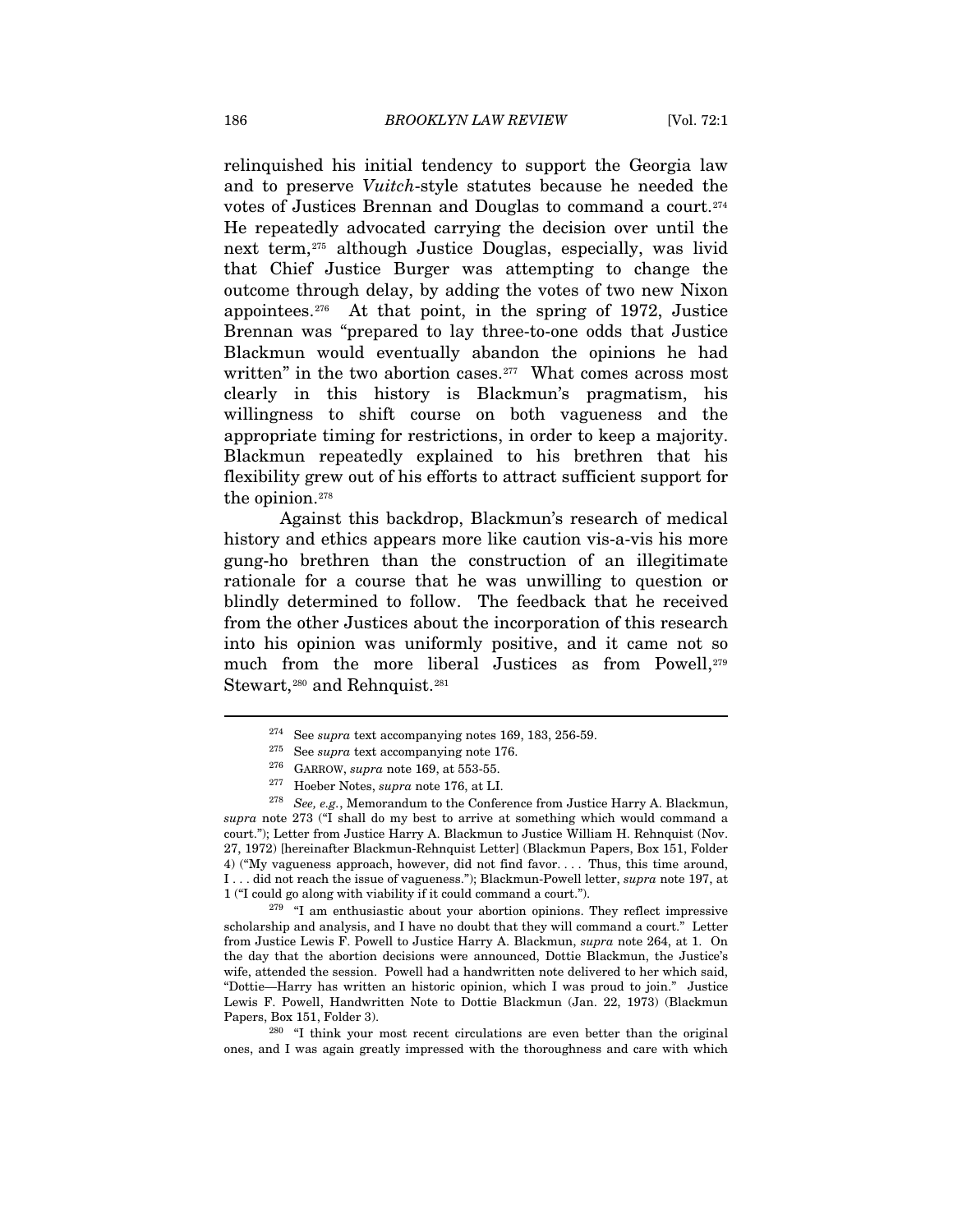relinquished his initial tendency to support the Georgia law and to preserve *Vuitch*-style statutes because he needed the votes of Justices Brennan and Douglas to command a court.[274] He repeatedly advocated carrying the decision over until the next term,[275] although Justice Douglas, especially, was livid that Chief Justice Burger was attempting to change the outcome through delay, by adding the votes of two new Nixon appointees.[276] At that point, in the spring of 1972, Justice Brennan was "prepared to lay three-to-one odds that Justice Blackmun would eventually abandon the opinions he had written" in the two abortion cases.[277] What comes across most clearly in this history is Blackmun's pragmatism, his willingness to shift course on both vagueness and the appropriate timing for restrictions, in order to keep a majority. Blackmun repeatedly explained to his brethren that his flexibility grew out of his efforts to attract sufficient support for the opinion.[278]

Against this backdrop, Blackmun's research of medical history and ethics appears more like caution vis-a-vis his more gung-ho brethren than the construction of an illegitimate rationale for a course that he was unwilling to question or blindly determined to follow. The feedback that he received from the other Justices about the incorporation of this research into his opinion was uniformly positive, and it came not so much from the more liberal Justices as from Powell,[279] Stewart,[280] and Rehnquist.[281]

---

[274] See *supra* text accompanying notes 169, 183, 256-59.

[275] See *supra* text accompanying note 176.

[276] GARROW, *supra* note 169, at 553-55.

[277] Hoeber Notes, *supra* note 176, at LI.

[278] *See, e.g.*, Memorandum to the Conference from Justice Harry A. Blackmun, *supra* note 273 ("I shall do my best to arrive at something which would command a court."); Letter from Justice Harry A. Blackmun to Justice William H. Rehnquist (Nov. 27, 1972) [hereinafter Blackmun-Rehnquist Letter] (Blackmun Papers, Box 151, Folder 4) ("My vagueness approach, however, did not find favor. . . . Thus, this time around, I . . . did not reach the issue of vagueness."); Blackmun-Powell letter, *supra* note 197, at 1 ("I could go along with viability if it could command a court.").

[279] "I am enthusiastic about your abortion opinions. They reflect impressive scholarship and analysis, and I have no doubt that they will command a court." Letter from Justice Lewis F. Powell to Justice Harry A. Blackmun, *supra* note 264, at 1. On the day that the abortion decisions were announced, Dottie Blackmun, the Justice's wife, attended the session. Powell had a handwritten note delivered to her which said, "Dottie—Harry has written an historic opinion, which I was proud to join." Justice Lewis F. Powell, Handwritten Note to Dottie Blackmun (Jan. 22, 1973) (Blackmun Papers, Box 151, Folder 3).

[280] "I think your most recent circulations are even better than the original ones, and I was again greatly impressed with the thoroughness and care with which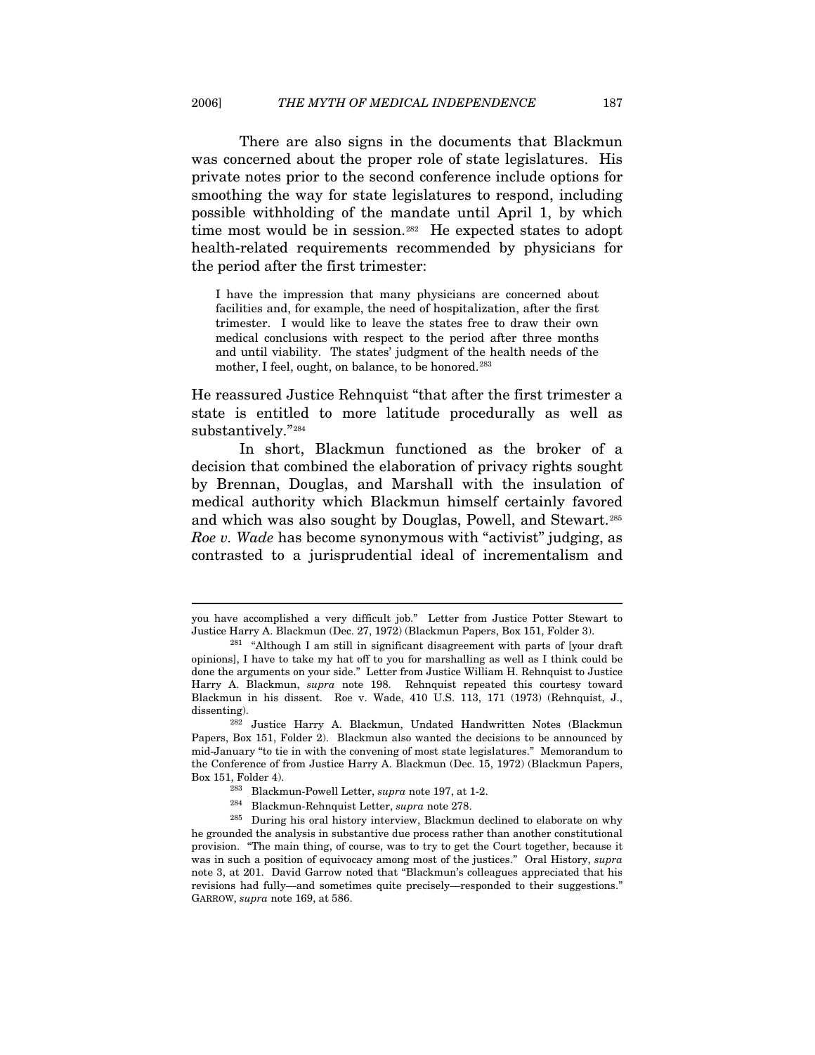There are also signs in the documents that Blackmun was concerned about the proper role of state legislatures. His private notes prior to the second conference include options for smoothing the way for state legislatures to respond, including possible withholding of the mandate until April 1, by which time most would be in session.[282] He expected states to adopt health-related requirements recommended by physicians for the period after the first trimester:

> I have the impression that many physicians are concerned about facilities and, for example, the need of hospitalization, after the first trimester. I would like to leave the states free to draw their own medical conclusions with respect to the period after three months and until viability. The states' judgment of the health needs of the mother, I feel, ought, on balance, to be honored.[283]

He reassured Justice Rehnquist "that after the first trimester a state is entitled to more latitude procedurally as well as substantively."[284]

In short, Blackmun functioned as the broker of a decision that combined the elaboration of privacy rights sought by Brennan, Douglas, and Marshall with the insulation of medical authority which Blackmun himself certainly favored and which was also sought by Douglas, Powell, and Stewart.[285] *Roe v. Wade* has become synonymous with "activist" judging, as contrasted to a jurisprudential ideal of incrementalism and

---

you have accomplished a very difficult job." Letter from Justice Potter Stewart to Justice Harry A. Blackmun (Dec. 27, 1972) (Blackmun Papers, Box 151, Folder 3).

[281] "Although I am still in significant disagreement with parts of [your draft opinions], I have to take my hat off to you for marshalling as well as I think could be done the arguments on your side." Letter from Justice William H. Rehnquist to Justice Harry A. Blackmun, *supra* note 198. Rehnquist repeated this courtesy toward Blackmun in his dissent. Roe v. Wade, 410 U.S. 113, 171 (1973) (Rehnquist, J., dissenting).

[282] Justice Harry A. Blackmun, Undated Handwritten Notes (Blackmun Papers, Box 151, Folder 2). Blackmun also wanted the decisions to be announced by mid-January "to tie in with the convening of most state legislatures." Memorandum to the Conference of from Justice Harry A. Blackmun (Dec. 15, 1972) (Blackmun Papers, Box 151, Folder 4).

[283] Blackmun-Powell Letter, *supra* note 197, at 1-2.

[284] Blackmun-Rehnquist Letter, *supra* note 278.

[285] During his oral history interview, Blackmun declined to elaborate on why he grounded the analysis in substantive due process rather than another constitutional provision. "The main thing, of course, was to try to get the Court together, because it was in such a position of equivocacy among most of the justices." Oral History, *supra* note 3, at 201. David Garrow noted that "Blackmun's colleagues appreciated that his revisions had fully—and sometimes quite precisely—responded to their suggestions." GARROW, *supra* note 169, at 586.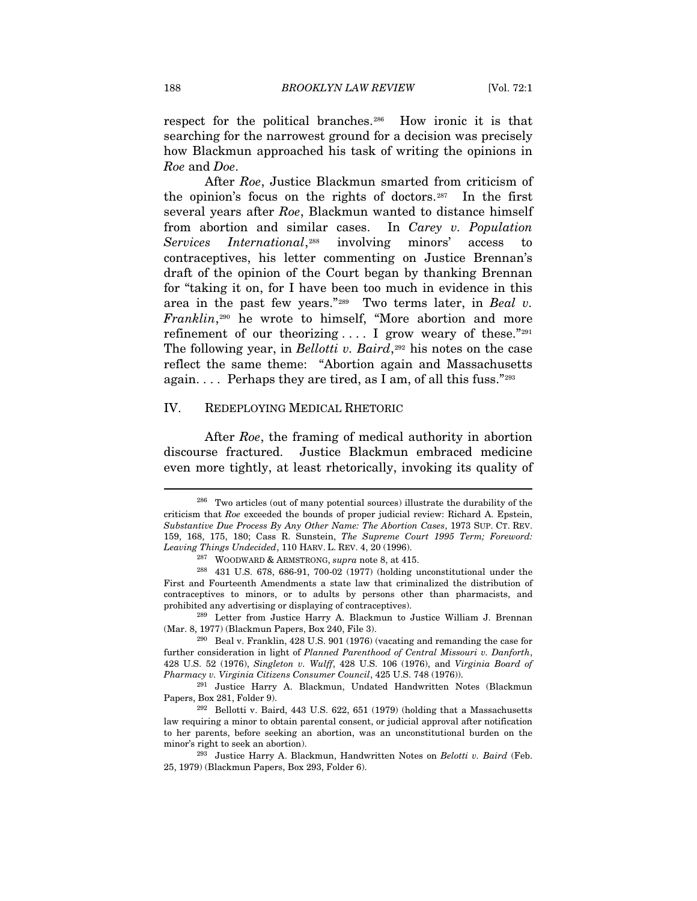respect for the political branches.[286] How ironic it is that searching for the narrowest ground for a decision was precisely how Blackmun approached his task of writing the opinions in *Roe* and *Doe*.

After *Roe*, Justice Blackmun smarted from criticism of the opinion's focus on the rights of doctors.[287] In the first several years after *Roe*, Blackmun wanted to distance himself from abortion and similar cases. In *Carey v. Population Services International*,[288] involving minors' access to contraceptives, his letter commenting on Justice Brennan's draft of the opinion of the Court began by thanking Brennan for "taking it on, for I have been too much in evidence in this area in the past few years."[289] Two terms later, in *Beal v. Franklin*,[290] he wrote to himself, "More abortion and more refinement of our theorizing . . . . I grow weary of these."[291] The following year, in *Bellotti v. Baird*,[292] his notes on the case reflect the same theme: "Abortion again and Massachusetts again. . . . Perhaps they are tired, as I am, of all this fuss."[293]

## IV. REDEPLOYING MEDICAL RHETORIC

After *Roe*, the framing of medical authority in abortion discourse fractured. Justice Blackmun embraced medicine even more tightly, at least rhetorically, invoking its quality of

---

[286] Two articles (out of many potential sources) illustrate the durability of the criticism that *Roe* exceeded the bounds of proper judicial review: Richard A. Epstein, *Substantive Due Process By Any Other Name: The Abortion Cases*, 1973 SUP. CT. REV. 159, 168, 175, 180; Cass R. Sunstein, *The Supreme Court 1995 Term; Foreword: Leaving Things Undecided*, 110 HARV. L. REV. 4, 20 (1996).

[287] WOODWARD & ARMSTRONG, *supra* note 8, at 415.

[288] 431 U.S. 678, 686-91, 700-02 (1977) (holding unconstitutional under the First and Fourteenth Amendments a state law that criminalized the distribution of contraceptives to minors, or to adults by persons other than pharmacists, and prohibited any advertising or displaying of contraceptives).

[289] Letter from Justice Harry A. Blackmun to Justice William J. Brennan (Mar. 8, 1977) (Blackmun Papers, Box 240, File 3).

[290] Beal v. Franklin, 428 U.S. 901 (1976) (vacating and remanding the case for further consideration in light of *Planned Parenthood of Central Missouri v. Danforth*, 428 U.S. 52 (1976), *Singleton v. Wulff*, 428 U.S. 106 (1976), and *Virginia Board of Pharmacy v. Virginia Citizens Consumer Council*, 425 U.S. 748 (1976)).

[291] Justice Harry A. Blackmun, Undated Handwritten Notes (Blackmun Papers, Box 281, Folder 9).

[292] Bellotti v. Baird, 443 U.S. 622, 651 (1979) (holding that a Massachusetts law requiring a minor to obtain parental consent, or judicial approval after notification to her parents, before seeking an abortion, was an unconstitutional burden on the minor's right to seek an abortion).

[293] Justice Harry A. Blackmun, Handwritten Notes on *Belotti v. Baird* (Feb. 25, 1979) (Blackmun Papers, Box 293, Folder 6).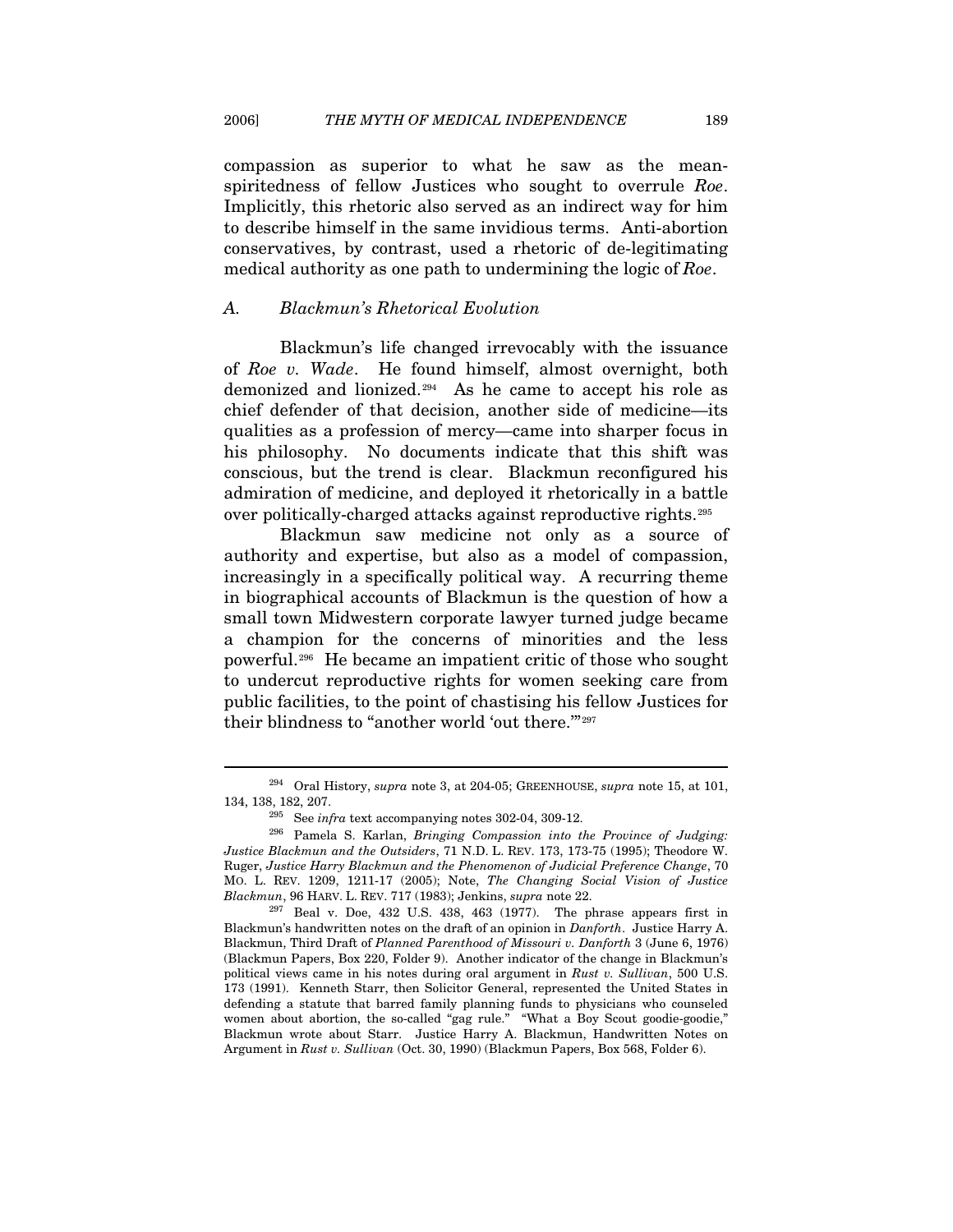compassion as superior to what he saw as the mean-spiritedness of fellow Justices who sought to overrule *Roe*. Implicitly, this rhetoric also served as an indirect way for him to describe himself in the same invidious terms. Anti-abortion conservatives, by contrast, used a rhetoric of de-legitimating medical authority as one path to undermining the logic of *Roe*.

### *A. Blackmun's Rhetorical Evolution*

Blackmun's life changed irrevocably with the issuance of *Roe v. Wade*. He found himself, almost overnight, both demonized and lionized.[294] As he came to accept his role as chief defender of that decision, another side of medicine—its qualities as a profession of mercy—came into sharper focus in his philosophy. No documents indicate that this shift was conscious, but the trend is clear. Blackmun reconfigured his admiration of medicine, and deployed it rhetorically in a battle over politically-charged attacks against reproductive rights.[295]

Blackmun saw medicine not only as a source of authority and expertise, but also as a model of compassion, increasingly in a specifically political way. A recurring theme in biographical accounts of Blackmun is the question of how a small town Midwestern corporate lawyer turned judge became a champion for the concerns of minorities and the less powerful.[296] He became an impatient critic of those who sought to undercut reproductive rights for women seeking care from public facilities, to the point of chastising his fellow Justices for their blindness to "another world 'out there.'"[297]

---

[294] Oral History, *supra* note 3, at 204-05; GREENHOUSE, *supra* note 15, at 101, 134, 138, 182, 207.

[295] See *infra* text accompanying notes 302-04, 309-12.

[296] Pamela S. Karlan, *Bringing Compassion into the Province of Judging: Justice Blackmun and the Outsiders*, 71 N.D. L. REV. 173, 173-75 (1995); Theodore W. Ruger, *Justice Harry Blackmun and the Phenomenon of Judicial Preference Change*, 70 MO. L. REV. 1209, 1211-17 (2005); Note, *The Changing Social Vision of Justice Blackmun*, 96 HARV. L. REV. 717 (1983); Jenkins, *supra* note 22.

[297] Beal v. Doe, 432 U.S. 438, 463 (1977). The phrase appears first in Blackmun's handwritten notes on the draft of an opinion in *Danforth*. Justice Harry A. Blackmun, Third Draft of *Planned Parenthood of Missouri v. Danforth* 3 (June 6, 1976) (Blackmun Papers, Box 220, Folder 9). Another indicator of the change in Blackmun's political views came in his notes during oral argument in *Rust v. Sullivan*, 500 U.S. 173 (1991). Kenneth Starr, then Solicitor General, represented the United States in defending a statute that barred family planning funds to physicians who counseled women about abortion, the so-called "gag rule." "What a Boy Scout goodie-goodie," Blackmun wrote about Starr. Justice Harry A. Blackmun, Handwritten Notes on Argument in *Rust v. Sullivan* (Oct. 30, 1990) (Blackmun Papers, Box 568, Folder 6).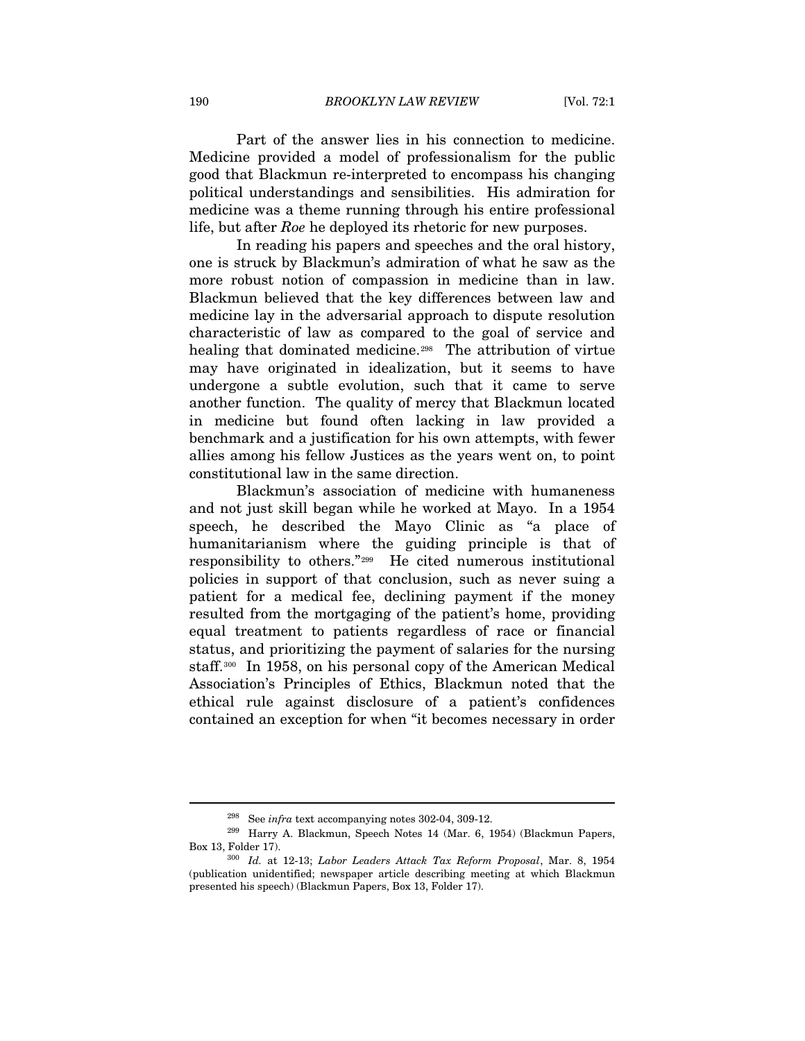Part of the answer lies in his connection to medicine. Medicine provided a model of professionalism for the public good that Blackmun re-interpreted to encompass his changing political understandings and sensibilities. His admiration for medicine was a theme running through his entire professional life, but after *Roe* he deployed its rhetoric for new purposes.

In reading his papers and speeches and the oral history, one is struck by Blackmun's admiration of what he saw as the more robust notion of compassion in medicine than in law. Blackmun believed that the key differences between law and medicine lay in the adversarial approach to dispute resolution characteristic of law as compared to the goal of service and healing that dominated medicine.[298] The attribution of virtue may have originated in idealization, but it seems to have undergone a subtle evolution, such that it came to serve another function. The quality of mercy that Blackmun located in medicine but found often lacking in law provided a benchmark and a justification for his own attempts, with fewer allies among his fellow Justices as the years went on, to point constitutional law in the same direction.

Blackmun's association of medicine with humaneness and not just skill began while he worked at Mayo. In a 1954 speech, he described the Mayo Clinic as "a place of humanitarianism where the guiding principle is that of responsibility to others."[299] He cited numerous institutional policies in support of that conclusion, such as never suing a patient for a medical fee, declining payment if the money resulted from the mortgaging of the patient's home, providing equal treatment to patients regardless of race or financial status, and prioritizing the payment of salaries for the nursing staff.[300] In 1958, on his personal copy of the American Medical Association's Principles of Ethics, Blackmun noted that the ethical rule against disclosure of a patient's confidences contained an exception for when "it becomes necessary in order

---

[298] See *infra* text accompanying notes 302-04, 309-12.

[299] Harry A. Blackmun, Speech Notes 14 (Mar. 6, 1954) (Blackmun Papers, Box 13, Folder 17).

[300] *Id.* at 12-13; *Labor Leaders Attack Tax Reform Proposal*, Mar. 8, 1954 (publication unidentified; newspaper article describing meeting at which Blackmun presented his speech) (Blackmun Papers, Box 13, Folder 17).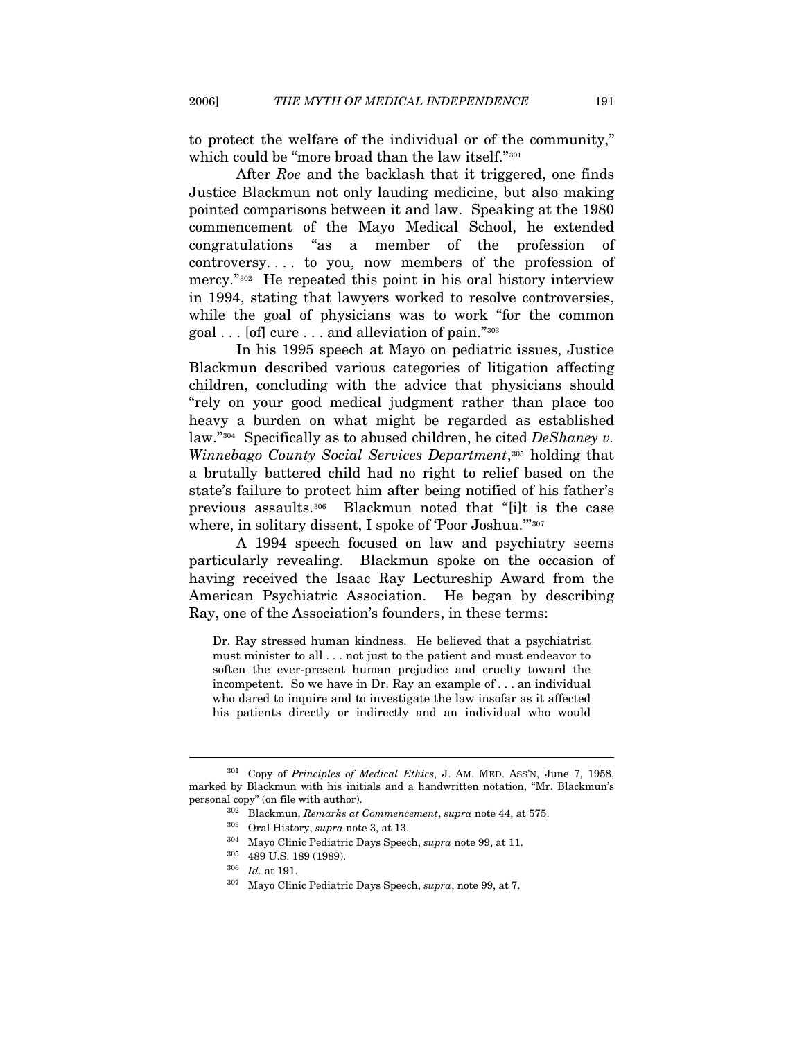to protect the welfare of the individual or of the community," which could be "more broad than the law itself."[301]

After *Roe* and the backlash that it triggered, one finds Justice Blackmun not only lauding medicine, but also making pointed comparisons between it and law. Speaking at the 1980 commencement of the Mayo Medical School, he extended congratulations "as a member of the profession of controversy. . . . to you, now members of the profession of mercy."[302] He repeated this point in his oral history interview in 1994, stating that lawyers worked to resolve controversies, while the goal of physicians was to work "for the common goal . . . [of] cure . . . and alleviation of pain."[303]

In his 1995 speech at Mayo on pediatric issues, Justice Blackmun described various categories of litigation affecting children, concluding with the advice that physicians should "rely on your good medical judgment rather than place too heavy a burden on what might be regarded as established law."[304] Specifically as to abused children, he cited *DeShaney v. Winnebago County Social Services Department*,[305] holding that a brutally battered child had no right to relief based on the state's failure to protect him after being notified of his father's previous assaults.[306] Blackmun noted that "[i]t is the case where, in solitary dissent, I spoke of 'Poor Joshua.'"[307]

A 1994 speech focused on law and psychiatry seems particularly revealing. Blackmun spoke on the occasion of having received the Isaac Ray Lectureship Award from the American Psychiatric Association. He began by describing Ray, one of the Association's founders, in these terms:

> Dr. Ray stressed human kindness. He believed that a psychiatrist must minister to all . . . not just to the patient and must endeavor to soften the ever-present human prejudice and cruelty toward the incompetent. So we have in Dr. Ray an example of . . . an individual who dared to inquire and to investigate the law insofar as it affected his patients directly or indirectly and an individual who would

---

[301] Copy of *Principles of Medical Ethics*, J. AM. MED. ASS'N, June 7, 1958, marked by Blackmun with his initials and a handwritten notation, "Mr. Blackmun's personal copy" (on file with author).

[302] Blackmun, *Remarks at Commencement*, *supra* note 44, at 575.

[303] Oral History, *supra* note 3, at 13.

[304] Mayo Clinic Pediatric Days Speech, *supra* note 99, at 11.

[305] 489 U.S. 189 (1989).

[306] *Id.* at 191.

[307] Mayo Clinic Pediatric Days Speech, *supra*, note 99, at 7.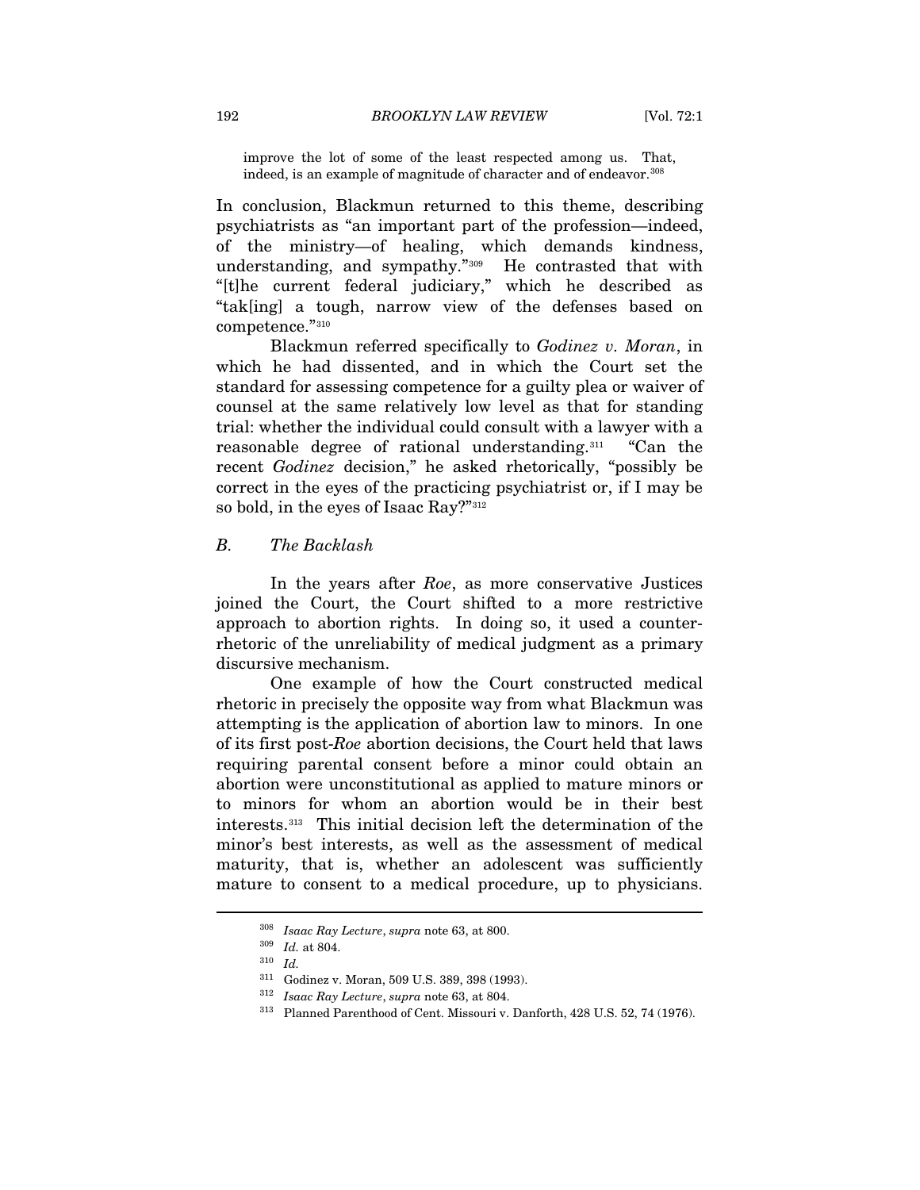> improve the lot of some of the least respected among us. That, indeed, is an example of magnitude of character and of endeavor.[308]

In conclusion, Blackmun returned to this theme, describing psychiatrists as "an important part of the profession—indeed, of the ministry—of healing, which demands kindness, understanding, and sympathy."[309] He contrasted that with "[t]he current federal judiciary," which he described as "tak[ing] a tough, narrow view of the defenses based on competence."[310]

Blackmun referred specifically to *Godinez v. Moran*, in which he had dissented, and in which the Court set the standard for assessing competence for a guilty plea or waiver of counsel at the same relatively low level as that for standing trial: whether the individual could consult with a lawyer with a reasonable degree of rational understanding.[311] "Can the recent *Godinez* decision," he asked rhetorically, "possibly be correct in the eyes of the practicing psychiatrist or, if I may be so bold, in the eyes of Isaac Ray?"[312]

### B. *The Backlash*

In the years after *Roe*, as more conservative Justices joined the Court, the Court shifted to a more restrictive approach to abortion rights. In doing so, it used a counter-rhetoric of the unreliability of medical judgment as a primary discursive mechanism.

One example of how the Court constructed medical rhetoric in precisely the opposite way from what Blackmun was attempting is the application of abortion law to minors. In one of its first post-*Roe* abortion decisions, the Court held that laws requiring parental consent before a minor could obtain an abortion were unconstitutional as applied to mature minors or to minors for whom an abortion would be in their best interests.[313] This initial decision left the determination of the minor's best interests, as well as the assessment of medical maturity, that is, whether an adolescent was sufficiently mature to consent to a medical procedure, up to physicians.

---

[308] *Isaac Ray Lecture*, *supra* note 63, at 800.

[309] *Id.* at 804.

[310] *Id.*

[311] Godinez v. Moran, 509 U.S. 389, 398 (1993).

[312] *Isaac Ray Lecture*, *supra* note 63, at 804.

[313] Planned Parenthood of Cent. Missouri v. Danforth, 428 U.S. 52, 74 (1976).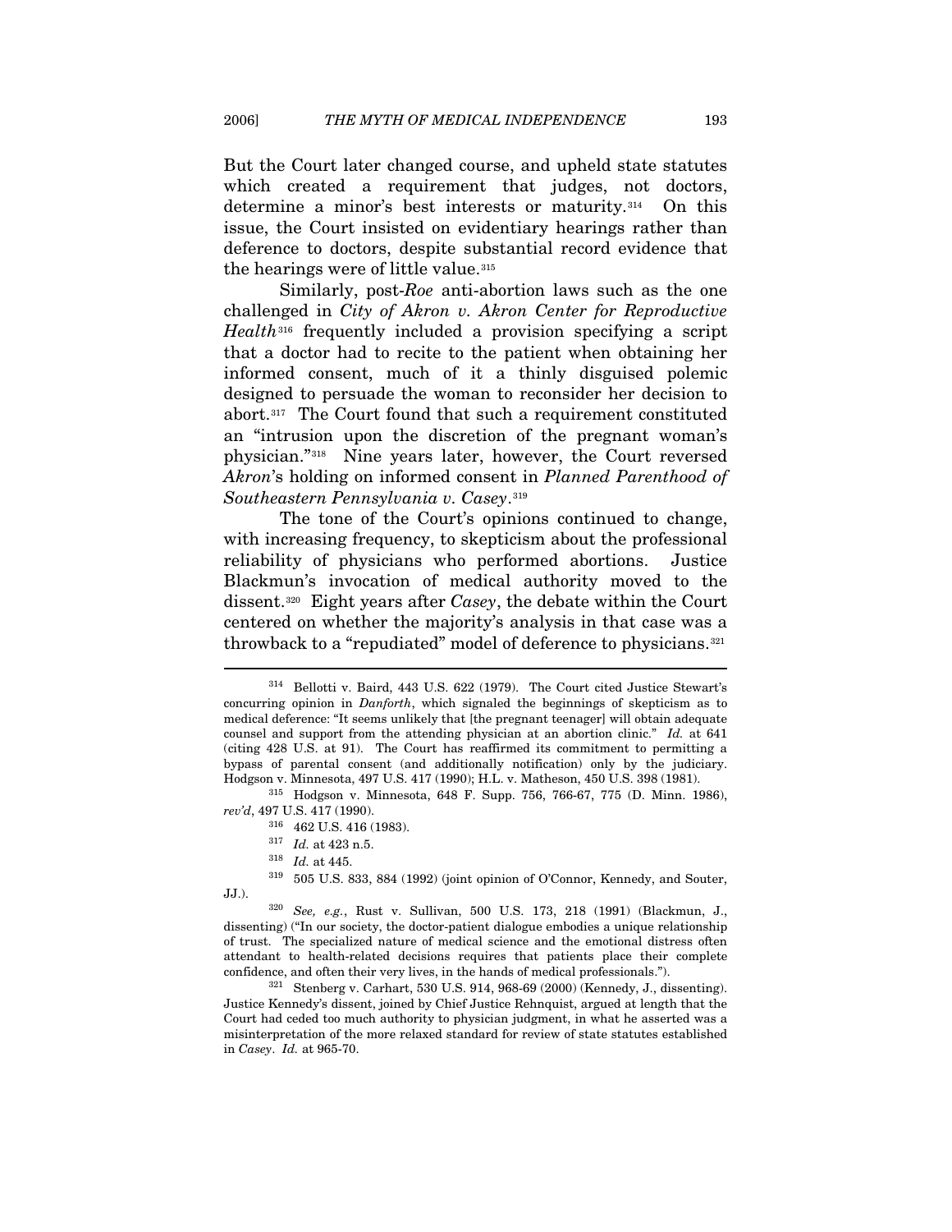But the Court later changed course, and upheld state statutes which created a requirement that judges, not doctors, determine a minor's best interests or maturity.[314] On this issue, the Court insisted on evidentiary hearings rather than deference to doctors, despite substantial record evidence that the hearings were of little value.[315]

Similarly, post-*Roe* anti-abortion laws such as the one challenged in *City of Akron v. Akron Center for Reproductive Health*[316] frequently included a provision specifying a script that a doctor had to recite to the patient when obtaining her informed consent, much of it a thinly disguised polemic designed to persuade the woman to reconsider her decision to abort.[317] The Court found that such a requirement constituted an "intrusion upon the discretion of the pregnant woman's physician."[318] Nine years later, however, the Court reversed *Akron*'s holding on informed consent in *Planned Parenthood of Southeastern Pennsylvania v. Casey*.[319]

The tone of the Court's opinions continued to change, with increasing frequency, to skepticism about the professional reliability of physicians who performed abortions. Justice Blackmun's invocation of medical authority moved to the dissent.[320] Eight years after *Casey*, the debate within the Court centered on whether the majority's analysis in that case was a throwback to a "repudiated" model of deference to physicians.[321]

---

[314] Bellotti v. Baird, 443 U.S. 622 (1979). The Court cited Justice Stewart's concurring opinion in *Danforth*, which signaled the beginnings of skepticism as to medical deference: "It seems unlikely that [the pregnant teenager] will obtain adequate counsel and support from the attending physician at an abortion clinic." *Id.* at 641 (citing 428 U.S. at 91). The Court has reaffirmed its commitment to permitting a bypass of parental consent (and additionally notification) only by the judiciary. Hodgson v. Minnesota, 497 U.S. 417 (1990); H.L. v. Matheson, 450 U.S. 398 (1981).

[315] Hodgson v. Minnesota, 648 F. Supp. 756, 766-67, 775 (D. Minn. 1986), *rev'd*, 497 U.S. 417 (1990).

[316] 462 U.S. 416 (1983).

[317] *Id.* at 423 n.5.

[318] *Id.* at 445.

[319] 505 U.S. 833, 884 (1992) (joint opinion of O'Connor, Kennedy, and Souter, JJ.).

[320] *See, e.g.*, Rust v. Sullivan, 500 U.S. 173, 218 (1991) (Blackmun, J., dissenting) ("In our society, the doctor-patient dialogue embodies a unique relationship of trust. The specialized nature of medical science and the emotional distress often attendant to health-related decisions requires that patients place their complete confidence, and often their very lives, in the hands of medical professionals.").

[321] Stenberg v. Carhart, 530 U.S. 914, 968-69 (2000) (Kennedy, J., dissenting). Justice Kennedy's dissent, joined by Chief Justice Rehnquist, argued at length that the Court had ceded too much authority to physician judgment, in what he asserted was a misinterpretation of the more relaxed standard for review of state statutes established in *Casey*. *Id.* at 965-70.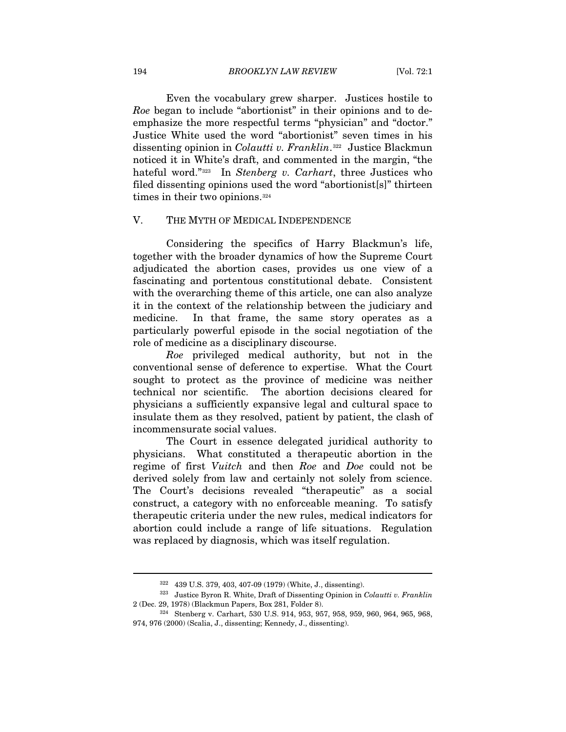Even the vocabulary grew sharper. Justices hostile to *Roe* began to include "abortionist" in their opinions and to de-emphasize the more respectful terms "physician" and "doctor." Justice White used the word "abortionist" seven times in his dissenting opinion in *Colautti v. Franklin*.[322] Justice Blackmun noticed it in White's draft, and commented in the margin, "the hateful word."[323] In *Stenberg v. Carhart*, three Justices who filed dissenting opinions used the word "abortionist[s]" thirteen times in their two opinions.[324]

## V. THE MYTH OF MEDICAL INDEPENDENCE

Considering the specifics of Harry Blackmun's life, together with the broader dynamics of how the Supreme Court adjudicated the abortion cases, provides us one view of a fascinating and portentous constitutional debate. Consistent with the overarching theme of this article, one can also analyze it in the context of the relationship between the judiciary and medicine. In that frame, the same story operates as a particularly powerful episode in the social negotiation of the role of medicine as a disciplinary discourse.

*Roe* privileged medical authority, but not in the conventional sense of deference to expertise. What the Court sought to protect as the province of medicine was neither technical nor scientific. The abortion decisions cleared for physicians a sufficiently expansive legal and cultural space to insulate them as they resolved, patient by patient, the clash of incommensurate social values.

The Court in essence delegated juridical authority to physicians. What constituted a therapeutic abortion in the regime of first *Vuitch* and then *Roe* and *Doe* could not be derived solely from law and certainly not solely from science. The Court's decisions revealed "therapeutic" as a social construct, a category with no enforceable meaning. To satisfy therapeutic criteria under the new rules, medical indicators for abortion could include a range of life situations. Regulation was replaced by diagnosis, which was itself regulation.

---

[322] 439 U.S. 379, 403, 407-09 (1979) (White, J., dissenting).

[323] Justice Byron R. White, Draft of Dissenting Opinion in *Colautti v. Franklin* 2 (Dec. 29, 1978) (Blackmun Papers, Box 281, Folder 8).

[324] Stenberg v. Carhart, 530 U.S. 914, 953, 957, 958, 959, 960, 964, 965, 968, 974, 976 (2000) (Scalia, J., dissenting; Kennedy, J., dissenting).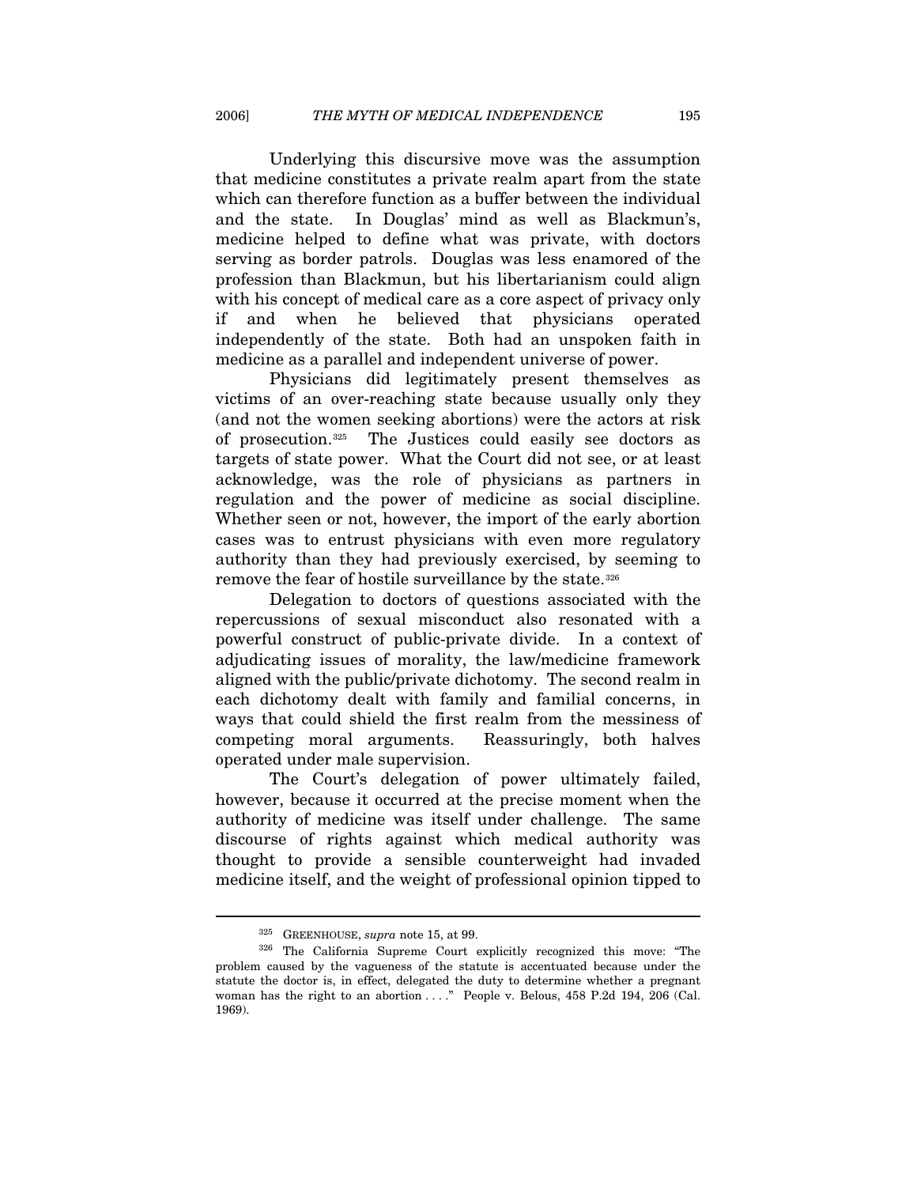Underlying this discursive move was the assumption that medicine constitutes a private realm apart from the state which can therefore function as a buffer between the individual and the state. In Douglas' mind as well as Blackmun's, medicine helped to define what was private, with doctors serving as border patrols. Douglas was less enamored of the profession than Blackmun, but his libertarianism could align with his concept of medical care as a core aspect of privacy only if and when he believed that physicians operated independently of the state. Both had an unspoken faith in medicine as a parallel and independent universe of power.

Physicians did legitimately present themselves as victims of an over-reaching state because usually only they (and not the women seeking abortions) were the actors at risk of prosecution.[325] The Justices could easily see doctors as targets of state power. What the Court did not see, or at least acknowledge, was the role of physicians as partners in regulation and the power of medicine as social discipline. Whether seen or not, however, the import of the early abortion cases was to entrust physicians with even more regulatory authority than they had previously exercised, by seeming to remove the fear of hostile surveillance by the state.[326]

Delegation to doctors of questions associated with the repercussions of sexual misconduct also resonated with a powerful construct of public-private divide. In a context of adjudicating issues of morality, the law/medicine framework aligned with the public/private dichotomy. The second realm in each dichotomy dealt with family and familial concerns, in ways that could shield the first realm from the messiness of competing moral arguments. Reassuringly, both halves operated under male supervision.

The Court's delegation of power ultimately failed, however, because it occurred at the precise moment when the authority of medicine was itself under challenge. The same discourse of rights against which medical authority was thought to provide a sensible counterweight had invaded medicine itself, and the weight of professional opinion tipped to

---

[325] GREENHOUSE, *supra* note 15, at 99.

[326] The California Supreme Court explicitly recognized this move: "The problem caused by the vagueness of the statute is accentuated because under the statute the doctor is, in effect, delegated the duty to determine whether a pregnant woman has the right to an abortion . . . ." People v. Belous, 458 P.2d 194, 206 (Cal. 1969).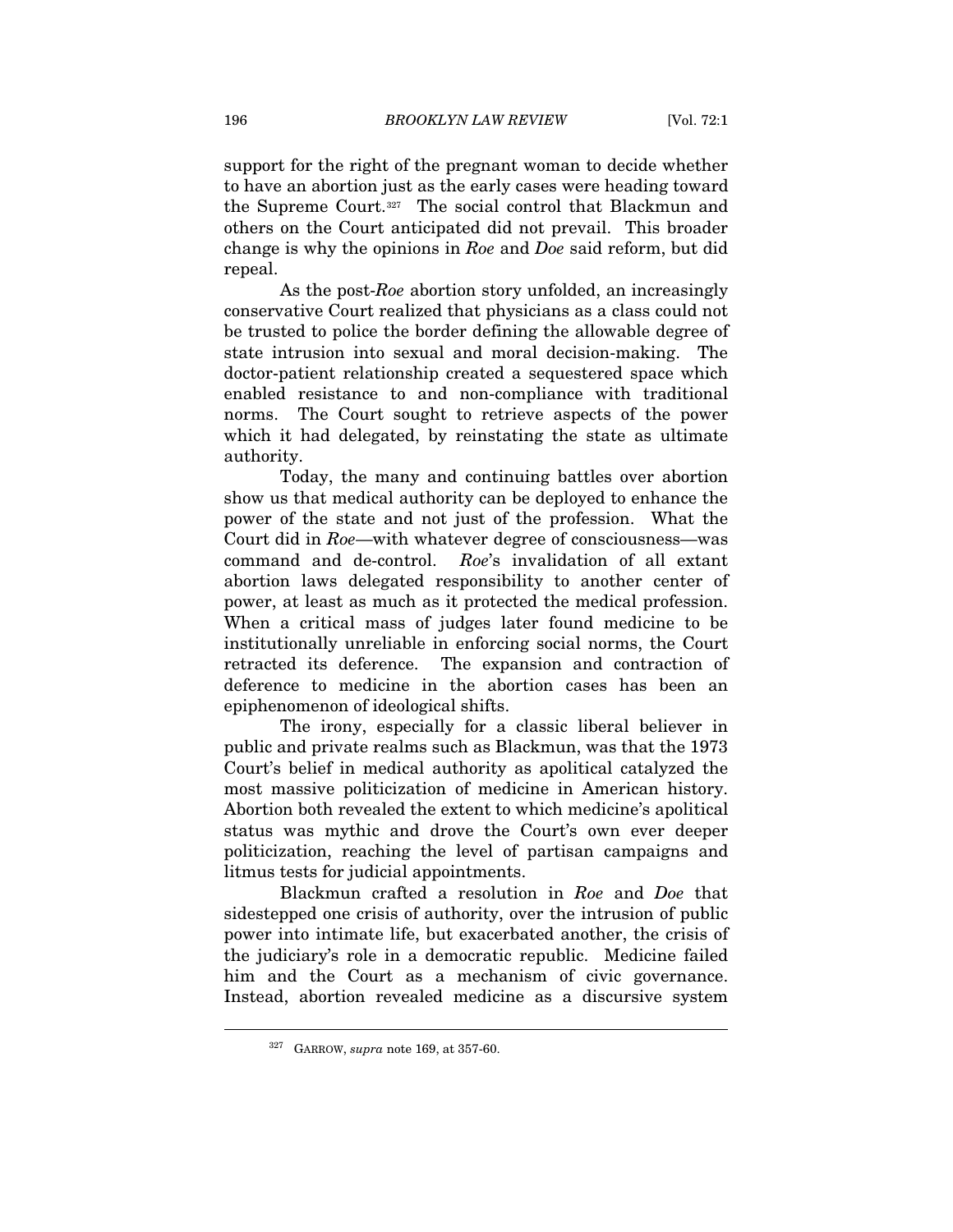support for the right of the pregnant woman to decide whether to have an abortion just as the early cases were heading toward the Supreme Court.[327] The social control that Blackmun and others on the Court anticipated did not prevail. This broader change is why the opinions in *Roe* and *Doe* said reform, but did repeal.

As the post-*Roe* abortion story unfolded, an increasingly conservative Court realized that physicians as a class could not be trusted to police the border defining the allowable degree of state intrusion into sexual and moral decision-making. The doctor-patient relationship created a sequestered space which enabled resistance to and non-compliance with traditional norms. The Court sought to retrieve aspects of the power which it had delegated, by reinstating the state as ultimate authority.

Today, the many and continuing battles over abortion show us that medical authority can be deployed to enhance the power of the state and not just of the profession. What the Court did in *Roe*—with whatever degree of consciousness—was command and de-control. *Roe*'s invalidation of all extant abortion laws delegated responsibility to another center of power, at least as much as it protected the medical profession. When a critical mass of judges later found medicine to be institutionally unreliable in enforcing social norms, the Court retracted its deference. The expansion and contraction of deference to medicine in the abortion cases has been an epiphenomenon of ideological shifts.

The irony, especially for a classic liberal believer in public and private realms such as Blackmun, was that the 1973 Court's belief in medical authority as apolitical catalyzed the most massive politicization of medicine in American history. Abortion both revealed the extent to which medicine's apolitical status was mythic and drove the Court's own ever deeper politicization, reaching the level of partisan campaigns and litmus tests for judicial appointments.

Blackmun crafted a resolution in *Roe* and *Doe* that sidestepped one crisis of authority, over the intrusion of public power into intimate life, but exacerbated another, the crisis of the judiciary's role in a democratic republic. Medicine failed him and the Court as a mechanism of civic governance. Instead, abortion revealed medicine as a discursive system

---

[327] GARROW, *supra* note 169, at 357-60.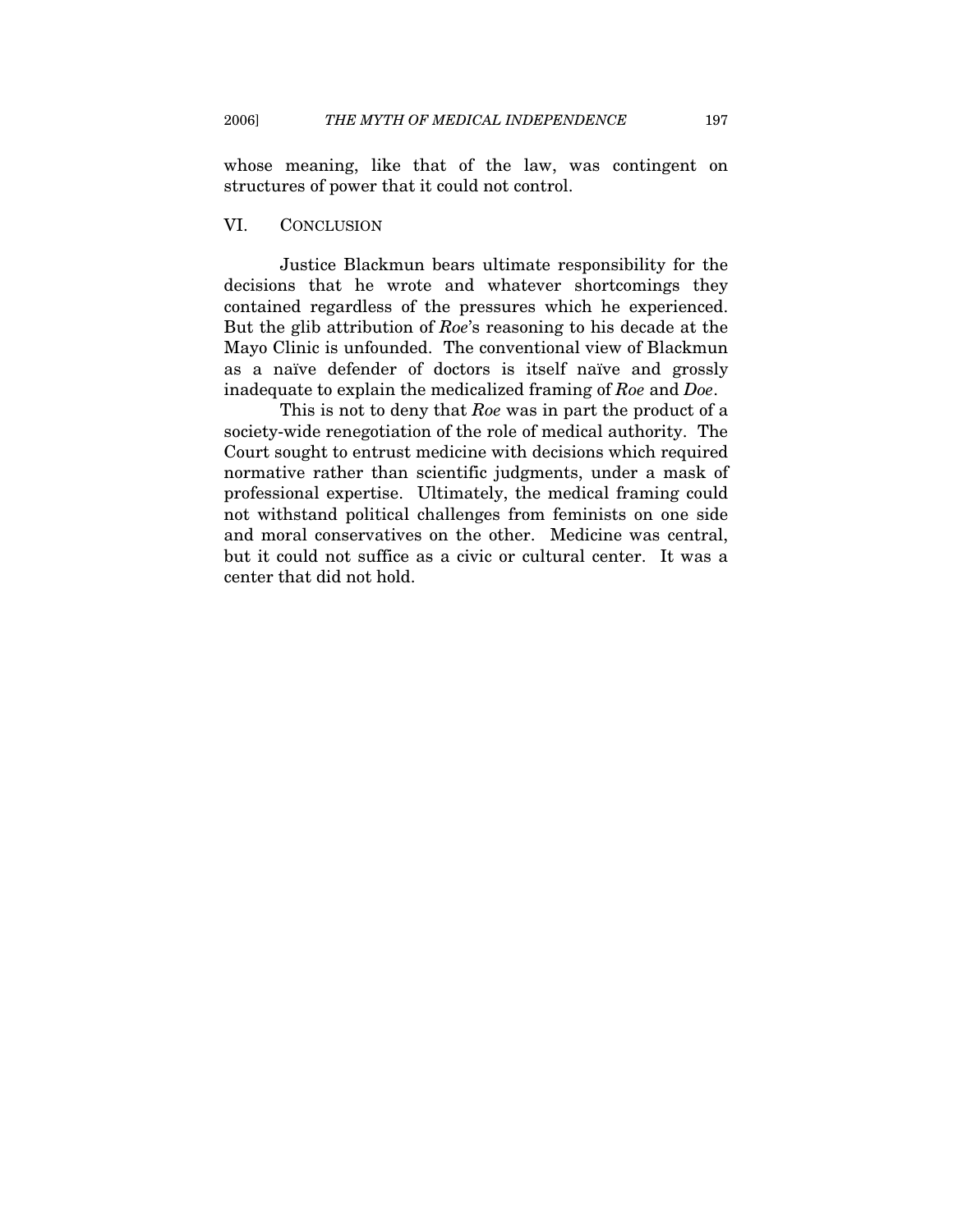whose meaning, like that of the law, was contingent on structures of power that it could not control.

## VI. CONCLUSION

Justice Blackmun bears ultimate responsibility for the decisions that he wrote and whatever shortcomings they contained regardless of the pressures which he experienced. But the glib attribution of *Roe*'s reasoning to his decade at the Mayo Clinic is unfounded. The conventional view of Blackmun as a naïve defender of doctors is itself naïve and grossly inadequate to explain the medicalized framing of *Roe* and *Doe*.

This is not to deny that *Roe* was in part the product of a society-wide renegotiation of the role of medical authority. The Court sought to entrust medicine with decisions which required normative rather than scientific judgments, under a mask of professional expertise. Ultimately, the medical framing could not withstand political challenges from feminists on one side and moral conservatives on the other. Medicine was central, but it could not suffice as a civic or cultural center. It was a center that did not hold.